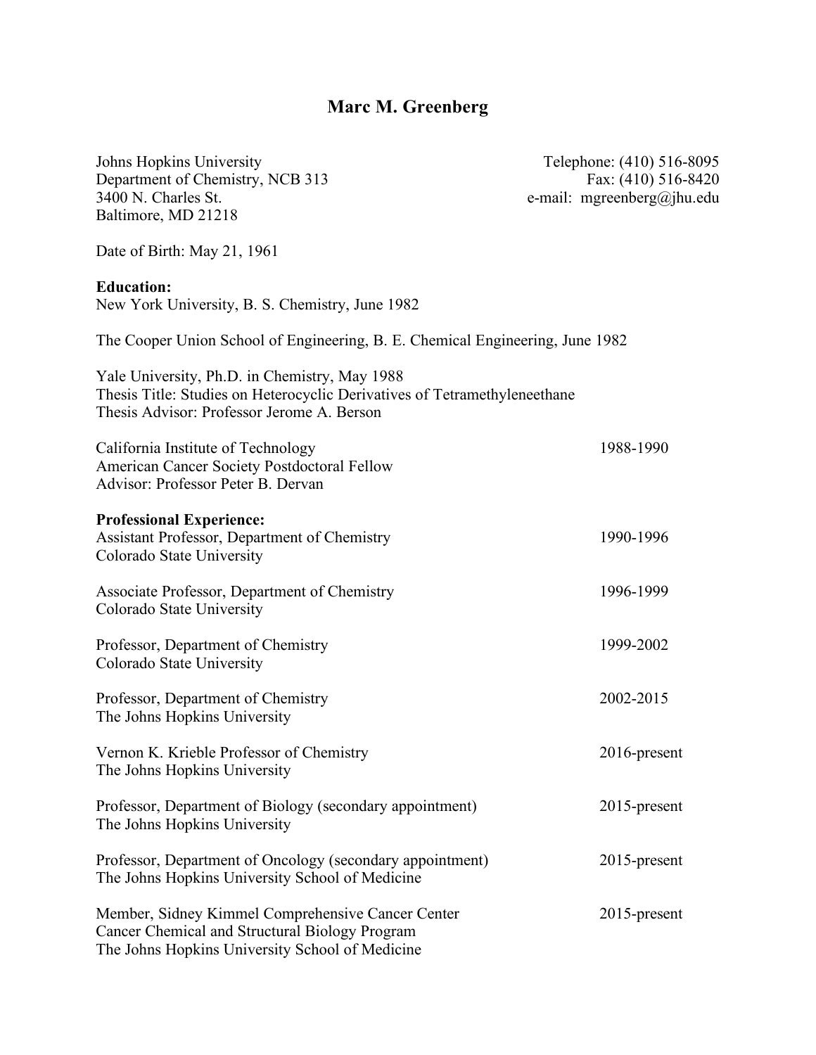# Marc M. Greenberg

Johns Hopkins University
Department of Chemistry, NCB 313
3400 N. Charles St.
Baltimore, MD 21218

Telephone: (410) 516-8095
Fax: (410) 516-8420
e-mail: mgreenberg@jhu.edu

Date of Birth: May 21, 1961

**Education:**

New York University, B. S. Chemistry, June 1982

The Cooper Union School of Engineering, B. E. Chemical Engineering, June 1982

Yale University, Ph.D. in Chemistry, May 1988
Thesis Title: Studies on Heterocyclic Derivatives of Tetramethyleneethane
Thesis Advisor: Professor Jerome A. Berson

California Institute of Technology — 1988-1990
American Cancer Society Postdoctoral Fellow
Advisor: Professor Peter B. Dervan

**Professional Experience:**

Assistant Professor, Department of Chemistry — 1990-1996
Colorado State University

Associate Professor, Department of Chemistry — 1996-1999
Colorado State University

Professor, Department of Chemistry — 1999-2002
Colorado State University

Professor, Department of Chemistry — 2002-2015
The Johns Hopkins University

Vernon K. Krieble Professor of Chemistry — 2016-present
The Johns Hopkins University

Professor, Department of Biology (secondary appointment) — 2015-present
The Johns Hopkins University

Professor, Department of Oncology (secondary appointment) — 2015-present
The Johns Hopkins University School of Medicine

Member, Sidney Kimmel Comprehensive Cancer Center — 2015-present
Cancer Chemical and Structural Biology Program
The Johns Hopkins University School of Medicine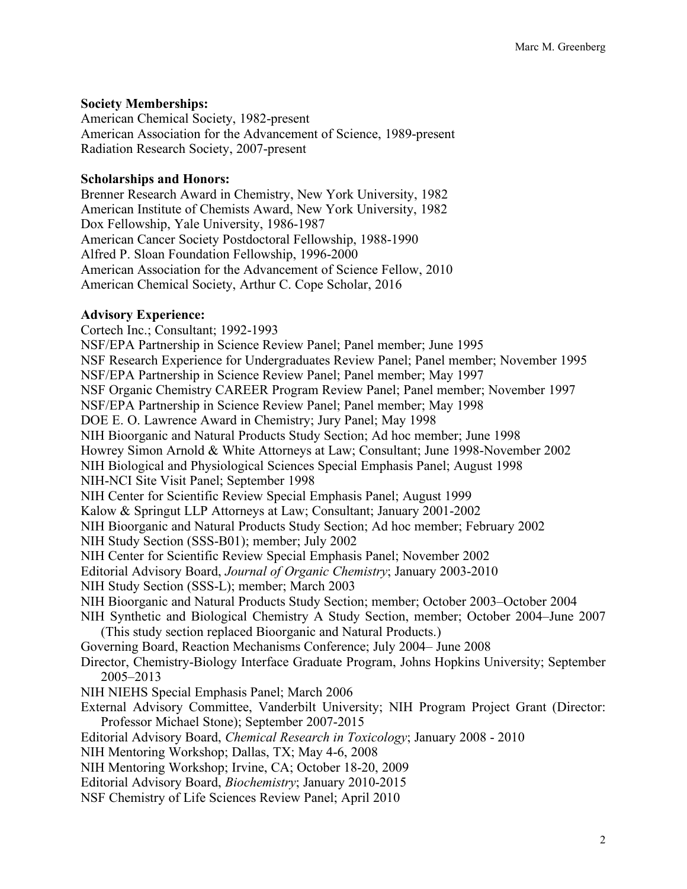**Society Memberships:**

American Chemical Society, 1982-present
American Association for the Advancement of Science, 1989-present
Radiation Research Society, 2007-present

**Scholarships and Honors:**

Brenner Research Award in Chemistry, New York University, 1982
American Institute of Chemists Award, New York University, 1982
Dox Fellowship, Yale University, 1986-1987
American Cancer Society Postdoctoral Fellowship, 1988-1990
Alfred P. Sloan Foundation Fellowship, 1996-2000
American Association for the Advancement of Science Fellow, 2010
American Chemical Society, Arthur C. Cope Scholar, 2016

**Advisory Experience:**

Cortech Inc.; Consultant; 1992-1993
NSF/EPA Partnership in Science Review Panel; Panel member; June 1995
NSF Research Experience for Undergraduates Review Panel; Panel member; November 1995
NSF/EPA Partnership in Science Review Panel; Panel member; May 1997
NSF Organic Chemistry CAREER Program Review Panel; Panel member; November 1997
NSF/EPA Partnership in Science Review Panel; Panel member; May 1998
DOE E. O. Lawrence Award in Chemistry; Jury Panel; May 1998
NIH Bioorganic and Natural Products Study Section; Ad hoc member; June 1998
Howrey Simon Arnold & White Attorneys at Law; Consultant; June 1998-November 2002
NIH Biological and Physiological Sciences Special Emphasis Panel; August 1998
NIH-NCI Site Visit Panel; September 1998
NIH Center for Scientific Review Special Emphasis Panel; August 1999
Kalow & Springut LLP Attorneys at Law; Consultant; January 2001-2002
NIH Bioorganic and Natural Products Study Section; Ad hoc member; February 2002
NIH Study Section (SSS-B01); member; July 2002
NIH Center for Scientific Review Special Emphasis Panel; November 2002
Editorial Advisory Board, *Journal of Organic Chemistry*; January 2003-2010
NIH Study Section (SSS-L); member; March 2003
NIH Bioorganic and Natural Products Study Section; member; October 2003–October 2004
NIH Synthetic and Biological Chemistry A Study Section, member; October 2004–June 2007 (This study section replaced Bioorganic and Natural Products.)
Governing Board, Reaction Mechanisms Conference; July 2004– June 2008
Director, Chemistry-Biology Interface Graduate Program, Johns Hopkins University; September 2005–2013
NIH NIEHS Special Emphasis Panel; March 2006
External Advisory Committee, Vanderbilt University; NIH Program Project Grant (Director: Professor Michael Stone); September 2007-2015
Editorial Advisory Board, *Chemical Research in Toxicology*; January 2008 - 2010
NIH Mentoring Workshop; Dallas, TX; May 4-6, 2008
NIH Mentoring Workshop; Irvine, CA; October 18-20, 2009
Editorial Advisory Board, *Biochemistry*; January 2010-2015
NSF Chemistry of Life Sciences Review Panel; April 2010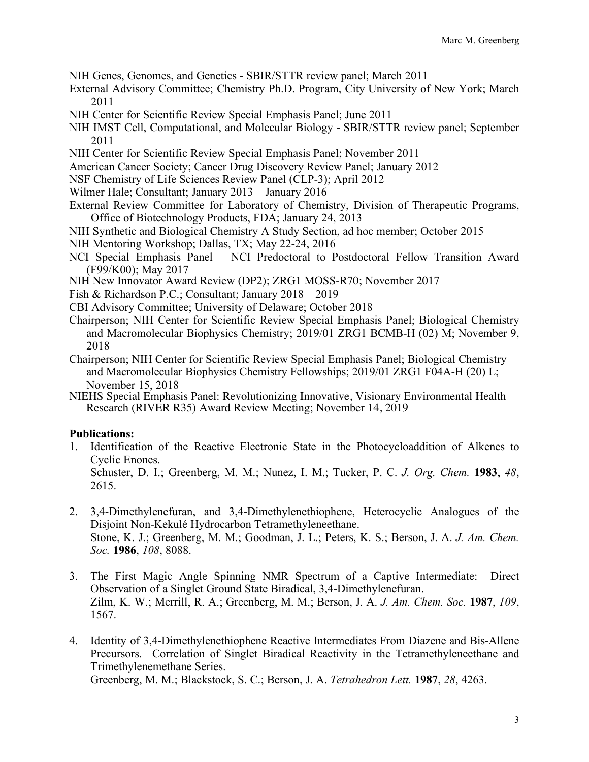NIH Genes, Genomes, and Genetics - SBIR/STTR review panel; March 2011

External Advisory Committee; Chemistry Ph.D. Program, City University of New York; March 2011

NIH Center for Scientific Review Special Emphasis Panel; June 2011

NIH IMST Cell, Computational, and Molecular Biology - SBIR/STTR review panel; September 2011

NIH Center for Scientific Review Special Emphasis Panel; November 2011

American Cancer Society; Cancer Drug Discovery Review Panel; January 2012

NSF Chemistry of Life Sciences Review Panel (CLP-3); April 2012

Wilmer Hale; Consultant; January 2013 – January 2016

External Review Committee for Laboratory of Chemistry, Division of Therapeutic Programs, Office of Biotechnology Products, FDA; January 24, 2013

NIH Synthetic and Biological Chemistry A Study Section, ad hoc member; October 2015

NIH Mentoring Workshop; Dallas, TX; May 22-24, 2016

NCI Special Emphasis Panel – NCI Predoctoral to Postdoctoral Fellow Transition Award (F99/K00); May 2017

NIH New Innovator Award Review (DP2); ZRG1 MOSS-R70; November 2017

Fish & Richardson P.C.; Consultant; January 2018 – 2019

CBI Advisory Committee; University of Delaware; October 2018 –

Chairperson; NIH Center for Scientific Review Special Emphasis Panel; Biological Chemistry and Macromolecular Biophysics Chemistry; 2019/01 ZRG1 BCMB-H (02) M; November 9, 2018

Chairperson; NIH Center for Scientific Review Special Emphasis Panel; Biological Chemistry and Macromolecular Biophysics Chemistry Fellowships; 2019/01 ZRG1 F04A-H (20) L; November 15, 2018

NIEHS Special Emphasis Panel: Revolutionizing Innovative, Visionary Environmental Health Research (RIVER R35) Award Review Meeting; November 14, 2019

**Publications:**

1. Identification of the Reactive Electronic State in the Photocycloaddition of Alkenes to Cyclic Enones.
   Schuster, D. I.; Greenberg, M. M.; Nunez, I. M.; Tucker, P. C. *J. Org. Chem.* **1983**, *48*, 2615.

2. 3,4-Dimethylenefuran, and 3,4-Dimethylenethiophene, Heterocyclic Analogues of the Disjoint Non-Kekulé Hydrocarbon Tetramethyleneethane.
   Stone, K. J.; Greenberg, M. M.; Goodman, J. L.; Peters, K. S.; Berson, J. A. *J. Am. Chem. Soc.* **1986**, *108*, 8088.

3. The First Magic Angle Spinning NMR Spectrum of a Captive Intermediate: Direct Observation of a Singlet Ground State Biradical, 3,4-Dimethylenefuran.
   Zilm, K. W.; Merrill, R. A.; Greenberg, M. M.; Berson, J. A. *J. Am. Chem. Soc.* **1987**, *109*, 1567.

4. Identity of 3,4-Dimethylenethiophene Reactive Intermediates From Diazene and Bis-Allene Precursors. Correlation of Singlet Biradical Reactivity in the Tetramethyleneethane and Trimethylenemethane Series.
   Greenberg, M. M.; Blackstock, S. C.; Berson, J. A. *Tetrahedron Lett.* **1987**, *28*, 4263.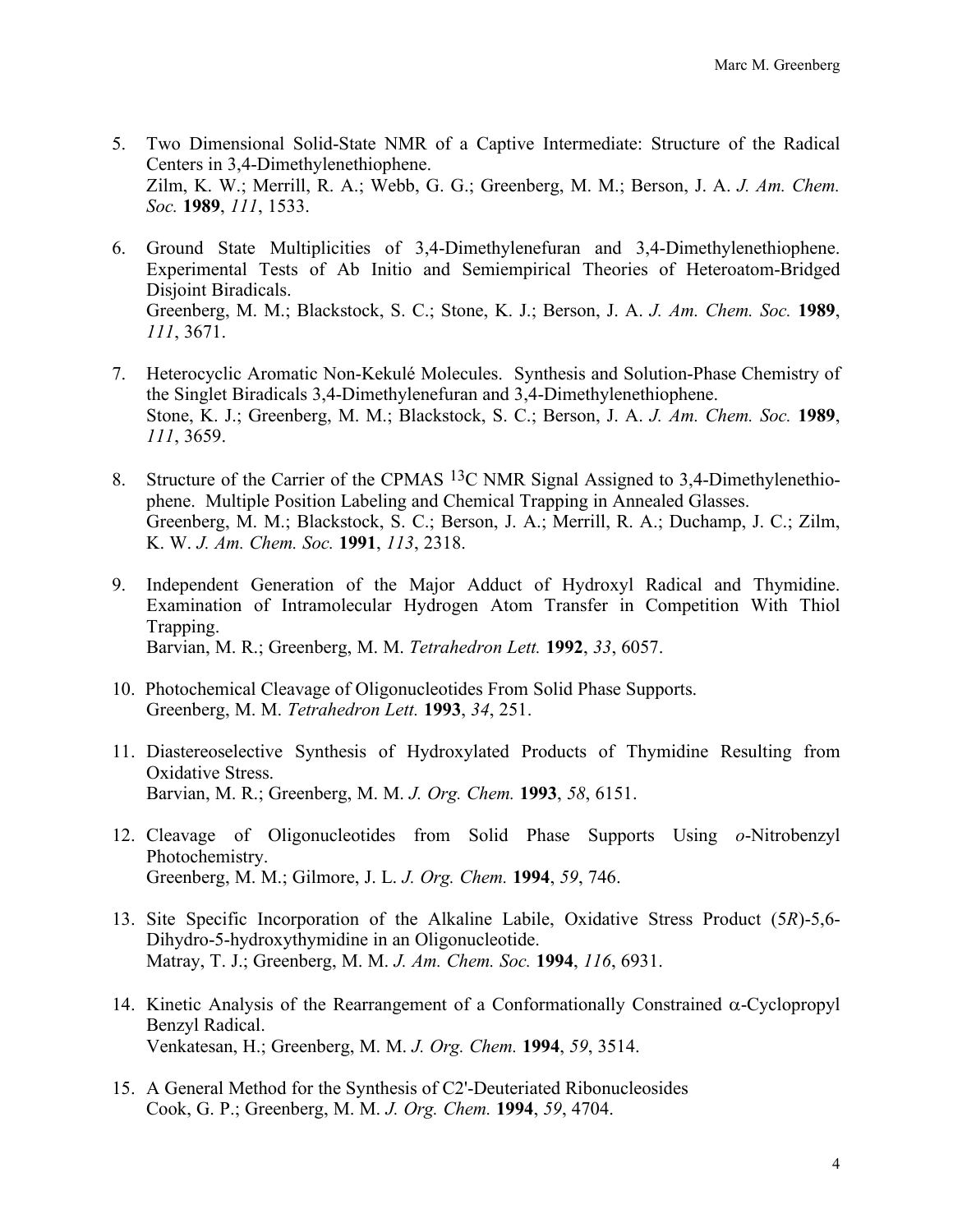5. Two Dimensional Solid-State NMR of a Captive Intermediate: Structure of the Radical Centers in 3,4-Dimethylenethiophene.
   Zilm, K. W.; Merrill, R. A.; Webb, G. G.; Greenberg, M. M.; Berson, J. A. *J. Am. Chem. Soc.* **1989**, *111*, 1533.

6. Ground State Multiplicities of 3,4-Dimethylenefuran and 3,4-Dimethylenethiophene. Experimental Tests of Ab Initio and Semiempirical Theories of Heteroatom-Bridged Disjoint Biradicals.
   Greenberg, M. M.; Blackstock, S. C.; Stone, K. J.; Berson, J. A. *J. Am. Chem. Soc.* **1989**, *111*, 3671.

7. Heterocyclic Aromatic Non-Kekulé Molecules. Synthesis and Solution-Phase Chemistry of the Singlet Biradicals 3,4-Dimethylenefuran and 3,4-Dimethylenethiophene.
   Stone, K. J.; Greenberg, M. M.; Blackstock, S. C.; Berson, J. A. *J. Am. Chem. Soc.* **1989**, *111*, 3659.

8. Structure of the Carrier of the CPMAS $^{13}$C NMR Signal Assigned to 3,4-Dimethylenethiophene. Multiple Position Labeling and Chemical Trapping in Annealed Glasses.
   Greenberg, M. M.; Blackstock, S. C.; Berson, J. A.; Merrill, R. A.; Duchamp, J. C.; Zilm, K. W. *J. Am. Chem. Soc.* **1991**, *113*, 2318.

9. Independent Generation of the Major Adduct of Hydroxyl Radical and Thymidine. Examination of Intramolecular Hydrogen Atom Transfer in Competition With Thiol Trapping.
   Barvian, M. R.; Greenberg, M. M. *Tetrahedron Lett.* **1992**, *33*, 6057.

10. Photochemical Cleavage of Oligonucleotides From Solid Phase Supports.
    Greenberg, M. M. *Tetrahedron Lett.* **1993**, *34*, 251.

11. Diastereoselective Synthesis of Hydroxylated Products of Thymidine Resulting from Oxidative Stress.
    Barvian, M. R.; Greenberg, M. M. *J. Org. Chem.* **1993**, *58*, 6151.

12. Cleavage of Oligonucleotides from Solid Phase Supports Using *o*-Nitrobenzyl Photochemistry.
    Greenberg, M. M.; Gilmore, J. L. *J. Org. Chem.* **1994**, *59*, 746.

13. Site Specific Incorporation of the Alkaline Labile, Oxidative Stress Product (5*R*)-5,6-Dihydro-5-hydroxythymidine in an Oligonucleotide.
    Matray, T. J.; Greenberg, M. M. *J. Am. Chem. Soc.* **1994**, *116*, 6931.

14. Kinetic Analysis of the Rearrangement of a Conformationally Constrained $\alpha$-Cyclopropyl Benzyl Radical.
    Venkatesan, H.; Greenberg, M. M. *J. Org. Chem.* **1994**, *59*, 3514.

15. A General Method for the Synthesis of C2'-Deuteriated Ribonucleosides
    Cook, G. P.; Greenberg, M. M. *J. Org. Chem.* **1994**, *59*, 4704.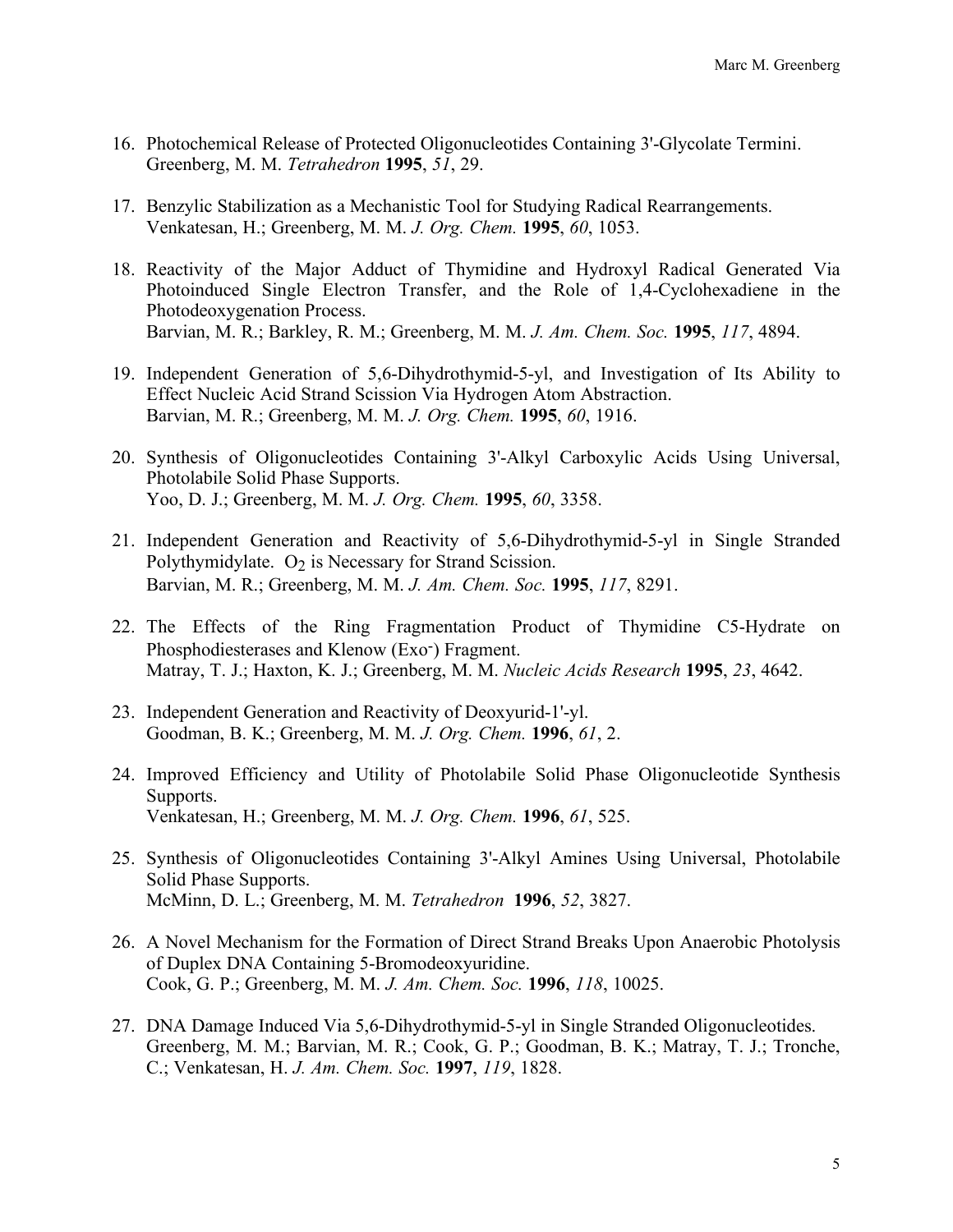16. Photochemical Release of Protected Oligonucleotides Containing 3'-Glycolate Termini.
    Greenberg, M. M. *Tetrahedron* **1995**, *51*, 29.

17. Benzylic Stabilization as a Mechanistic Tool for Studying Radical Rearrangements.
    Venkatesan, H.; Greenberg, M. M. *J. Org. Chem.* **1995**, *60*, 1053.

18. Reactivity of the Major Adduct of Thymidine and Hydroxyl Radical Generated Via Photoinduced Single Electron Transfer, and the Role of 1,4-Cyclohexadiene in the Photodeoxygenation Process.
    Barvian, M. R.; Barkley, R. M.; Greenberg, M. M. *J. Am. Chem. Soc.* **1995**, *117*, 4894.

19. Independent Generation of 5,6-Dihydrothymid-5-yl, and Investigation of Its Ability to Effect Nucleic Acid Strand Scission Via Hydrogen Atom Abstraction.
    Barvian, M. R.; Greenberg, M. M. *J. Org. Chem.* **1995**, *60*, 1916.

20. Synthesis of Oligonucleotides Containing 3'-Alkyl Carboxylic Acids Using Universal, Photolabile Solid Phase Supports.
    Yoo, D. J.; Greenberg, M. M. *J. Org. Chem.* **1995**, *60*, 3358.

21. Independent Generation and Reactivity of 5,6-Dihydrothymid-5-yl in Single Stranded Polythymidylate. $O_2$ is Necessary for Strand Scission.
    Barvian, M. R.; Greenberg, M. M. *J. Am. Chem. Soc.* **1995**, *117*, 8291.

22. The Effects of the Ring Fragmentation Product of Thymidine C5-Hydrate on Phosphodiesterases and Klenow (Exo$^-$) Fragment.
    Matray, T. J.; Haxton, K. J.; Greenberg, M. M. *Nucleic Acids Research* **1995**, *23*, 4642.

23. Independent Generation and Reactivity of Deoxyurid-1'-yl.
    Goodman, B. K.; Greenberg, M. M. *J. Org. Chem.* **1996**, *61*, 2.

24. Improved Efficiency and Utility of Photolabile Solid Phase Oligonucleotide Synthesis Supports.
    Venkatesan, H.; Greenberg, M. M. *J. Org. Chem.* **1996**, *61*, 525.

25. Synthesis of Oligonucleotides Containing 3'-Alkyl Amines Using Universal, Photolabile Solid Phase Supports.
    McMinn, D. L.; Greenberg, M. M. *Tetrahedron* **1996**, *52*, 3827.

26. A Novel Mechanism for the Formation of Direct Strand Breaks Upon Anaerobic Photolysis of Duplex DNA Containing 5-Bromodeoxyuridine.
    Cook, G. P.; Greenberg, M. M. *J. Am. Chem. Soc.* **1996**, *118*, 10025.

27. DNA Damage Induced Via 5,6-Dihydrothymid-5-yl in Single Stranded Oligonucleotides.
    Greenberg, M. M.; Barvian, M. R.; Cook, G. P.; Goodman, B. K.; Matray, T. J.; Tronche, C.; Venkatesan, H. *J. Am. Chem. Soc.* **1997**, *119*, 1828.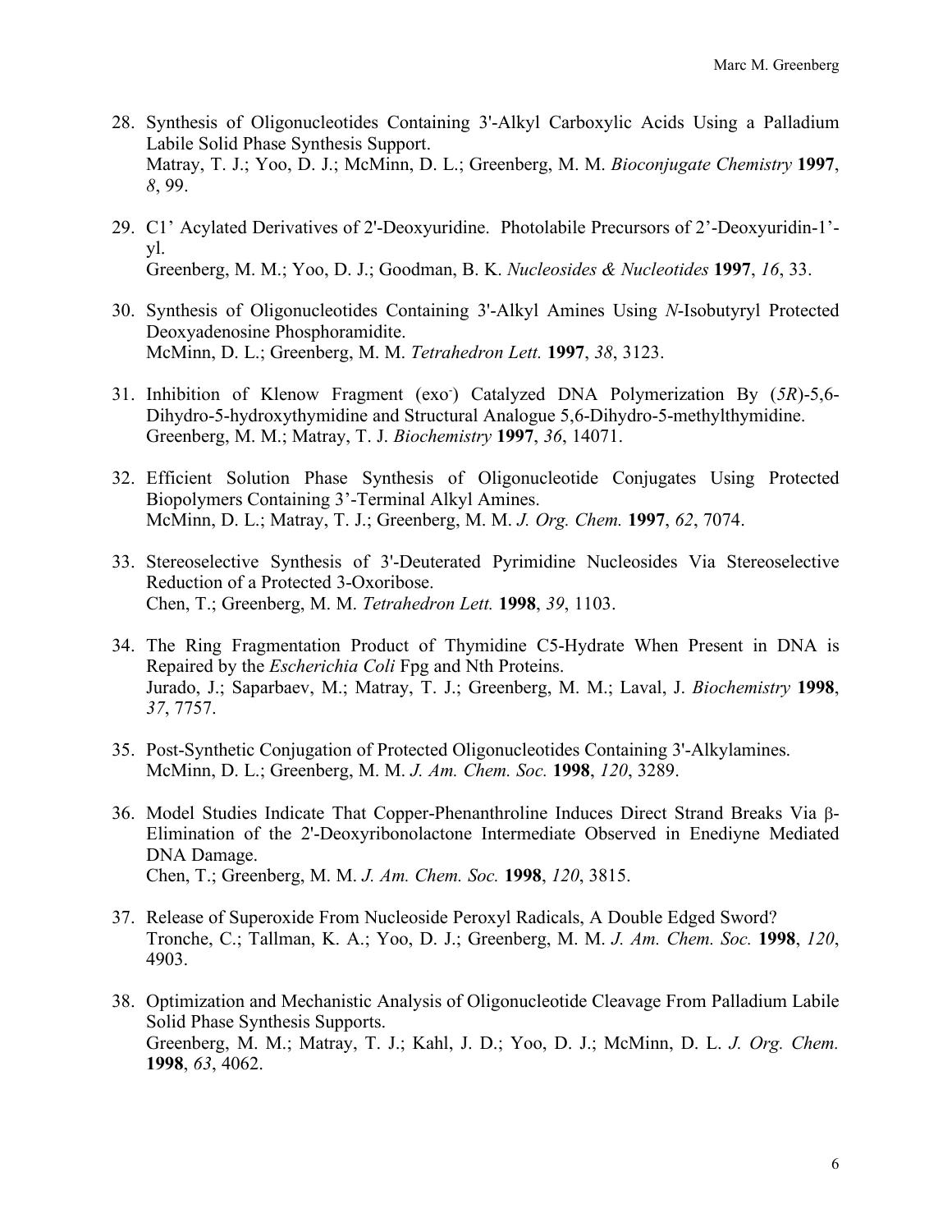28. Synthesis of Oligonucleotides Containing 3'-Alkyl Carboxylic Acids Using a Palladium Labile Solid Phase Synthesis Support.
    Matray, T. J.; Yoo, D. J.; McMinn, D. L.; Greenberg, M. M. *Bioconjugate Chemistry* **1997**, *8*, 99.

29. C1' Acylated Derivatives of 2'-Deoxyuridine. Photolabile Precursors of 2'-Deoxyuridin-1'-yl.
    Greenberg, M. M.; Yoo, D. J.; Goodman, B. K. *Nucleosides & Nucleotides* **1997**, *16*, 33.

30. Synthesis of Oligonucleotides Containing 3'-Alkyl Amines Using *N*-Isobutyryl Protected Deoxyadenosine Phosphoramidite.
    McMinn, D. L.; Greenberg, M. M. *Tetrahedron Lett.* **1997**, *38*, 3123.

31. Inhibition of Klenow Fragment (exo$^-$) Catalyzed DNA Polymerization By (*5R*)-5,6-Dihydro-5-hydroxythymidine and Structural Analogue 5,6-Dihydro-5-methylthymidine.
    Greenberg, M. M.; Matray, T. J. *Biochemistry* **1997**, *36*, 14071.

32. Efficient Solution Phase Synthesis of Oligonucleotide Conjugates Using Protected Biopolymers Containing 3'-Terminal Alkyl Amines.
    McMinn, D. L.; Matray, T. J.; Greenberg, M. M. *J. Org. Chem.* **1997**, *62*, 7074.

33. Stereoselective Synthesis of 3'-Deuterated Pyrimidine Nucleosides Via Stereoselective Reduction of a Protected 3-Oxoribose.
    Chen, T.; Greenberg, M. M. *Tetrahedron Lett.* **1998**, *39*, 1103.

34. The Ring Fragmentation Product of Thymidine C5-Hydrate When Present in DNA is Repaired by the *Escherichia Coli* Fpg and Nth Proteins.
    Jurado, J.; Saparbaev, M.; Matray, T. J.; Greenberg, M. M.; Laval, J. *Biochemistry* **1998**, *37*, 7757.

35. Post-Synthetic Conjugation of Protected Oligonucleotides Containing 3'-Alkylamines.
    McMinn, D. L.; Greenberg, M. M. *J. Am. Chem. Soc.* **1998**, *120*, 3289.

36. Model Studies Indicate That Copper-Phenanthroline Induces Direct Strand Breaks Via β-Elimination of the 2'-Deoxyribonolactone Intermediate Observed in Enediyne Mediated DNA Damage.
    Chen, T.; Greenberg, M. M. *J. Am. Chem. Soc.* **1998**, *120*, 3815.

37. Release of Superoxide From Nucleoside Peroxyl Radicals, A Double Edged Sword?
    Tronche, C.; Tallman, K. A.; Yoo, D. J.; Greenberg, M. M. *J. Am. Chem. Soc.* **1998**, *120*, 4903.

38. Optimization and Mechanistic Analysis of Oligonucleotide Cleavage From Palladium Labile Solid Phase Synthesis Supports.
    Greenberg, M. M.; Matray, T. J.; Kahl, J. D.; Yoo, D. J.; McMinn, D. L. *J. Org. Chem.* **1998**, *63*, 4062.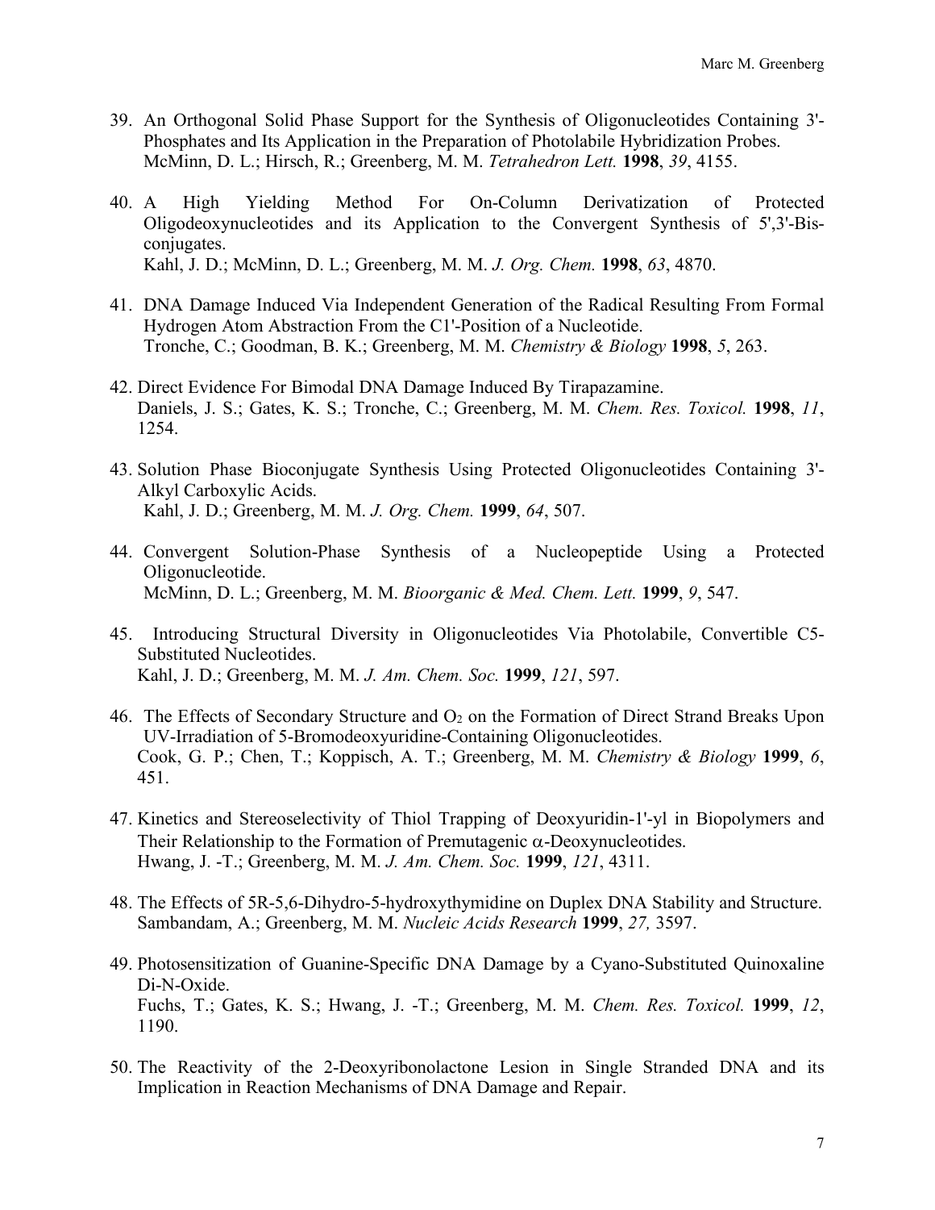39. An Orthogonal Solid Phase Support for the Synthesis of Oligonucleotides Containing 3'-Phosphates and Its Application in the Preparation of Photolabile Hybridization Probes.
McMinn, D. L.; Hirsch, R.; Greenberg, M. M. *Tetrahedron Lett.* **1998**, *39*, 4155.

40. A High Yielding Method For On-Column Derivatization of Protected Oligodeoxynucleotides and its Application to the Convergent Synthesis of 5',3'-Bis-conjugates.
Kahl, J. D.; McMinn, D. L.; Greenberg, M. M. *J. Org. Chem.* **1998**, *63*, 4870.

41. DNA Damage Induced Via Independent Generation of the Radical Resulting From Formal Hydrogen Atom Abstraction From the C1'-Position of a Nucleotide.
Tronche, C.; Goodman, B. K.; Greenberg, M. M. *Chemistry & Biology* **1998**, *5*, 263.

42. Direct Evidence For Bimodal DNA Damage Induced By Tirapazamine.
Daniels, J. S.; Gates, K. S.; Tronche, C.; Greenberg, M. M. *Chem. Res. Toxicol.* **1998**, *11*, 1254.

43. Solution Phase Bioconjugate Synthesis Using Protected Oligonucleotides Containing 3'-Alkyl Carboxylic Acids.
Kahl, J. D.; Greenberg, M. M. *J. Org. Chem.* **1999**, *64*, 507.

44. Convergent Solution-Phase Synthesis of a Nucleopeptide Using a Protected Oligonucleotide.
McMinn, D. L.; Greenberg, M. M. *Bioorganic & Med. Chem. Lett.* **1999**, *9*, 547.

45. Introducing Structural Diversity in Oligonucleotides Via Photolabile, Convertible C5-Substituted Nucleotides.
Kahl, J. D.; Greenberg, M. M. *J. Am. Chem. Soc.* **1999**, *121*, 597.

46. The Effects of Secondary Structure and $O_2$ on the Formation of Direct Strand Breaks Upon UV-Irradiation of 5-Bromodeoxyuridine-Containing Oligonucleotides.
Cook, G. P.; Chen, T.; Koppisch, A. T.; Greenberg, M. M. *Chemistry & Biology* **1999**, *6*, 451.

47. Kinetics and Stereoselectivity of Thiol Trapping of Deoxyuridin-1'-yl in Biopolymers and Their Relationship to the Formation of Premutagenic $\alpha$-Deoxynucleotides.
Hwang, J. -T.; Greenberg, M. M. *J. Am. Chem. Soc.* **1999**, *121*, 4311.

48. The Effects of 5R-5,6-Dihydro-5-hydroxythymidine on Duplex DNA Stability and Structure.
Sambandam, A.; Greenberg, M. M. *Nucleic Acids Research* **1999**, *27,* 3597.

49. Photosensitization of Guanine-Specific DNA Damage by a Cyano-Substituted Quinoxaline Di-N-Oxide.
Fuchs, T.; Gates, K. S.; Hwang, J. -T.; Greenberg, M. M. *Chem. Res. Toxicol.* **1999**, *12*, 1190.

50. The Reactivity of the 2-Deoxyribonolactone Lesion in Single Stranded DNA and its Implication in Reaction Mechanisms of DNA Damage and Repair.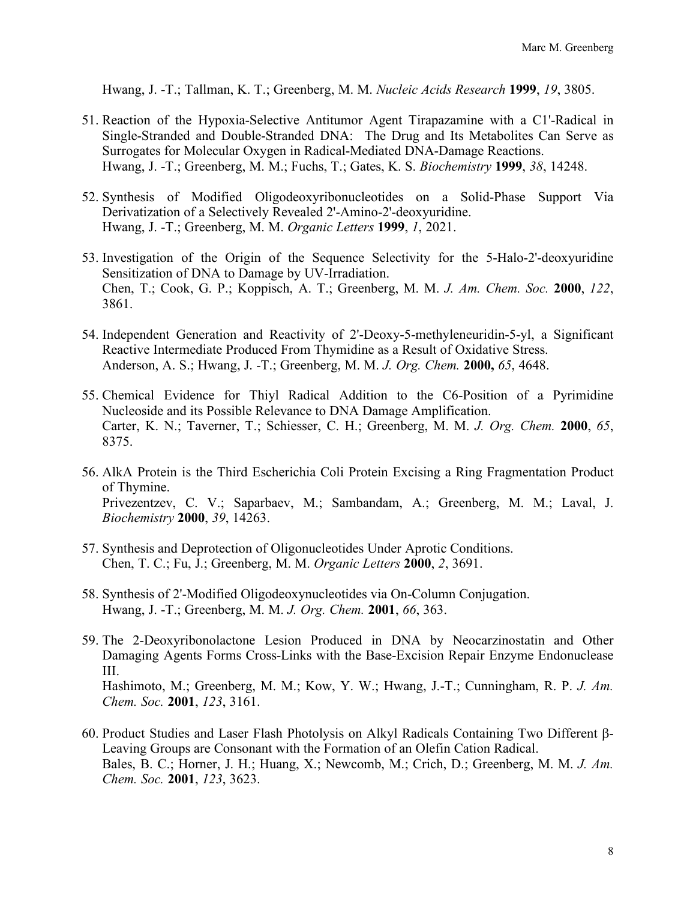Hwang, J. -T.; Tallman, K. T.; Greenberg, M. M. *Nucleic Acids Research* **1999**, *19*, 3805.

51. Reaction of the Hypoxia-Selective Antitumor Agent Tirapazamine with a C1'-Radical in Single-Stranded and Double-Stranded DNA: The Drug and Its Metabolites Can Serve as Surrogates for Molecular Oxygen in Radical-Mediated DNA-Damage Reactions.
Hwang, J. -T.; Greenberg, M. M.; Fuchs, T.; Gates, K. S. *Biochemistry* **1999**, *38*, 14248.

52. Synthesis of Modified Oligodeoxyribonucleotides on a Solid-Phase Support Via Derivatization of a Selectively Revealed 2'-Amino-2'-deoxyuridine.
Hwang, J. -T.; Greenberg, M. M. *Organic Letters* **1999**, *1*, 2021.

53. Investigation of the Origin of the Sequence Selectivity for the 5-Halo-2'-deoxyuridine Sensitization of DNA to Damage by UV-Irradiation.
Chen, T.; Cook, G. P.; Koppisch, A. T.; Greenberg, M. M. *J. Am. Chem. Soc.* **2000**, *122*, 3861.

54. Independent Generation and Reactivity of 2'-Deoxy-5-methyleneuridin-5-yl, a Significant Reactive Intermediate Produced From Thymidine as a Result of Oxidative Stress.
Anderson, A. S.; Hwang, J. -T.; Greenberg, M. M. *J. Org. Chem.* **2000,** *65*, 4648.

55. Chemical Evidence for Thiyl Radical Addition to the C6-Position of a Pyrimidine Nucleoside and its Possible Relevance to DNA Damage Amplification.
Carter, K. N.; Taverner, T.; Schiesser, C. H.; Greenberg, M. M. *J. Org. Chem.* **2000**, *65*, 8375.

56. AlkA Protein is the Third Escherichia Coli Protein Excising a Ring Fragmentation Product of Thymine.
Privezentzev, C. V.; Saparbaev, M.; Sambandam, A.; Greenberg, M. M.; Laval, J. *Biochemistry* **2000**, *39*, 14263.

57. Synthesis and Deprotection of Oligonucleotides Under Aprotic Conditions.
Chen, T. C.; Fu, J.; Greenberg, M. M. *Organic Letters* **2000**, *2*, 3691.

58. Synthesis of 2'-Modified Oligodeoxynucleotides via On-Column Conjugation.
Hwang, J. -T.; Greenberg, M. M. *J. Org. Chem.* **2001**, *66*, 363.

59. The 2-Deoxyribonolactone Lesion Produced in DNA by Neocarzinostatin and Other Damaging Agents Forms Cross-Links with the Base-Excision Repair Enzyme Endonuclease III.
Hashimoto, M.; Greenberg, M. M.; Kow, Y. W.; Hwang, J.-T.; Cunningham, R. P. *J. Am. Chem. Soc.* **2001**, *123*, 3161.

60. Product Studies and Laser Flash Photolysis on Alkyl Radicals Containing Two Different β-Leaving Groups are Consonant with the Formation of an Olefin Cation Radical.
Bales, B. C.; Horner, J. H.; Huang, X.; Newcomb, M.; Crich, D.; Greenberg, M. M. *J. Am. Chem. Soc.* **2001**, *123*, 3623.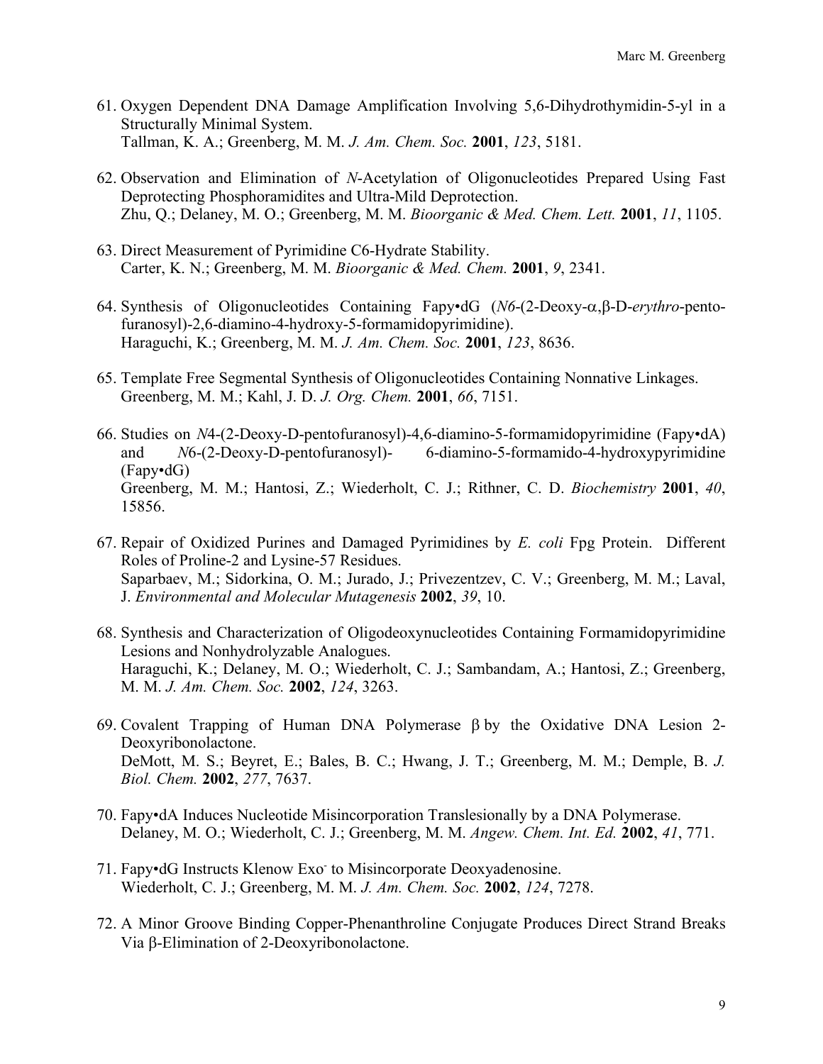61. Oxygen Dependent DNA Damage Amplification Involving 5,6-Dihydrothymidin-5-yl in a Structurally Minimal System.
    Tallman, K. A.; Greenberg, M. M. *J. Am. Chem. Soc.* **2001**, *123*, 5181.

62. Observation and Elimination of *N*-Acetylation of Oligonucleotides Prepared Using Fast Deprotecting Phosphoramidites and Ultra-Mild Deprotection.
    Zhu, Q.; Delaney, M. O.; Greenberg, M. M. *Bioorganic & Med. Chem. Lett.* **2001**, *11*, 1105.

63. Direct Measurement of Pyrimidine C6-Hydrate Stability.
    Carter, K. N.; Greenberg, M. M. *Bioorganic & Med. Chem.* **2001**, *9*, 2341.

64. Synthesis of Oligonucleotides Containing Fapy•dG (*N6*-(2-Deoxy-α,β-D-*erythro*-pentofuranosyl)-2,6-diamino-4-hydroxy-5-formamidopyrimidine).
    Haraguchi, K.; Greenberg, M. M. *J. Am. Chem. Soc.* **2001**, *123*, 8636.

65. Template Free Segmental Synthesis of Oligonucleotides Containing Nonnative Linkages.
    Greenberg, M. M.; Kahl, J. D. *J. Org. Chem.* **2001**, *66*, 7151.

66. Studies on *N*4-(2-Deoxy-D-pentofuranosyl)-4,6-diamino-5-formamidopyrimidine (Fapy•dA) and *N*6-(2-Deoxy-D-pentofuranosyl)- 6-diamino-5-formamido-4-hydroxypyrimidine (Fapy•dG)
    Greenberg, M. M.; Hantosi, Z.; Wiederholt, C. J.; Rithner, C. D. *Biochemistry* **2001**, *40*, 15856.

67. Repair of Oxidized Purines and Damaged Pyrimidines by *E. coli* Fpg Protein. Different Roles of Proline-2 and Lysine-57 Residues.
    Saparbaev, M.; Sidorkina, O. M.; Jurado, J.; Privezentzev, C. V.; Greenberg, M. M.; Laval, J. *Environmental and Molecular Mutagenesis* **2002**, *39*, 10.

68. Synthesis and Characterization of Oligodeoxynucleotides Containing Formamidopyrimidine Lesions and Nonhydrolyzable Analogues.
    Haraguchi, K.; Delaney, M. O.; Wiederholt, C. J.; Sambandam, A.; Hantosi, Z.; Greenberg, M. M. *J. Am. Chem. Soc.* **2002**, *124*, 3263.

69. Covalent Trapping of Human DNA Polymerase β by the Oxidative DNA Lesion 2-Deoxyribonolactone.
    DeMott, M. S.; Beyret, E.; Bales, B. C.; Hwang, J. T.; Greenberg, M. M.; Demple, B. *J. Biol. Chem.* **2002**, *277*, 7637.

70. Fapy•dA Induces Nucleotide Misincorporation Translesionally by a DNA Polymerase.
    Delaney, M. O.; Wiederholt, C. J.; Greenberg, M. M. *Angew. Chem. Int. Ed.* **2002**, *41*, 771.

71. Fapy•dG Instructs Klenow Exo$^-$ to Misincorporate Deoxyadenosine.
    Wiederholt, C. J.; Greenberg, M. M. *J. Am. Chem. Soc.* **2002**, *124*, 7278.

72. A Minor Groove Binding Copper-Phenanthroline Conjugate Produces Direct Strand Breaks Via β-Elimination of 2-Deoxyribonolactone.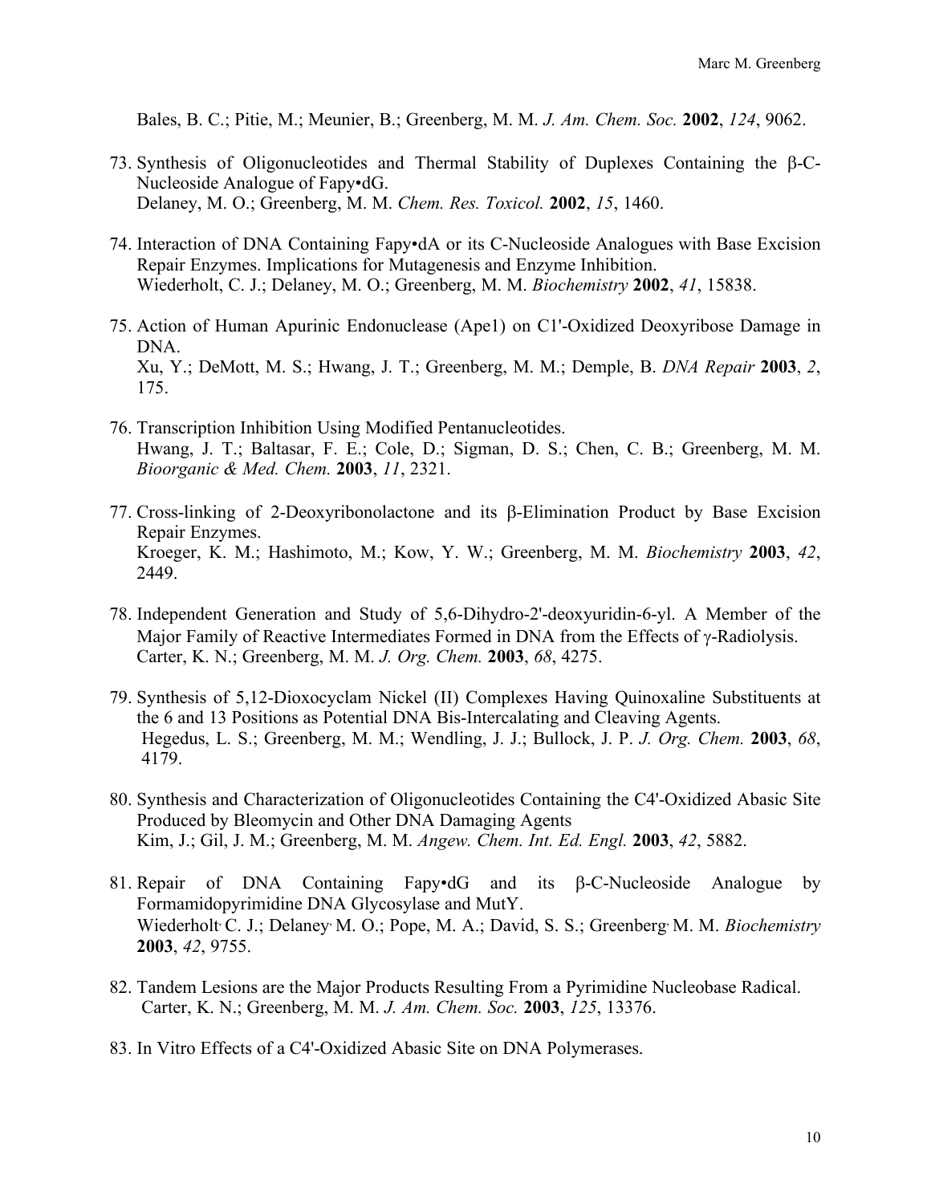Bales, B. C.; Pitie, M.; Meunier, B.; Greenberg, M. M. *J. Am. Chem. Soc.* **2002**, *124*, 9062.

73. Synthesis of Oligonucleotides and Thermal Stability of Duplexes Containing the β-C-Nucleoside Analogue of Fapy•dG.
    Delaney, M. O.; Greenberg, M. M. *Chem. Res. Toxicol.* **2002**, *15*, 1460.

74. Interaction of DNA Containing Fapy•dA or its C-Nucleoside Analogues with Base Excision Repair Enzymes. Implications for Mutagenesis and Enzyme Inhibition.
    Wiederholt, C. J.; Delaney, M. O.; Greenberg, M. M. *Biochemistry* **2002**, *41*, 15838.

75. Action of Human Apurinic Endonuclease (Ape1) on C1'-Oxidized Deoxyribose Damage in DNA.
    Xu, Y.; DeMott, M. S.; Hwang, J. T.; Greenberg, M. M.; Demple, B. *DNA Repair* **2003**, *2*, 175.

76. Transcription Inhibition Using Modified Pentanucleotides.
    Hwang, J. T.; Baltasar, F. E.; Cole, D.; Sigman, D. S.; Chen, C. B.; Greenberg, M. M. *Bioorganic & Med. Chem.* **2003**, *11*, 2321.

77. Cross-linking of 2-Deoxyribonolactone and its β-Elimination Product by Base Excision Repair Enzymes.
    Kroeger, K. M.; Hashimoto, M.; Kow, Y. W.; Greenberg, M. M. *Biochemistry* **2003**, *42*, 2449.

78. Independent Generation and Study of 5,6-Dihydro-2'-deoxyuridin-6-yl. A Member of the Major Family of Reactive Intermediates Formed in DNA from the Effects of γ-Radiolysis.
    Carter, K. N.; Greenberg, M. M. *J. Org. Chem.* **2003**, *68*, 4275.

79. Synthesis of 5,12-Dioxocyclam Nickel (II) Complexes Having Quinoxaline Substituents at the 6 and 13 Positions as Potential DNA Bis-Intercalating and Cleaving Agents.
    Hegedus, L. S.; Greenberg, M. M.; Wendling, J. J.; Bullock, J. P. *J. Org. Chem.* **2003**, *68*, 4179.

80. Synthesis and Characterization of Oligonucleotides Containing the C4'-Oxidized Abasic Site Produced by Bleomycin and Other DNA Damaging Agents
    Kim, J.; Gil, J. M.; Greenberg, M. M. *Angew. Chem. Int. Ed. Engl.* **2003**, *42*, 5882.

81. Repair of DNA Containing Fapy•dG and its β-C-Nucleoside Analogue by Formamidopyrimidine DNA Glycosylase and MutY.
    Wiederholt, C. J.; Delaney, M. O.; Pope, M. A.; David, S. S.; Greenberg, M. M. *Biochemistry* **2003**, *42*, 9755.

82. Tandem Lesions are the Major Products Resulting From a Pyrimidine Nucleobase Radical.
    Carter, K. N.; Greenberg, M. M. *J. Am. Chem. Soc.* **2003**, *125*, 13376.

83. In Vitro Effects of a C4'-Oxidized Abasic Site on DNA Polymerases.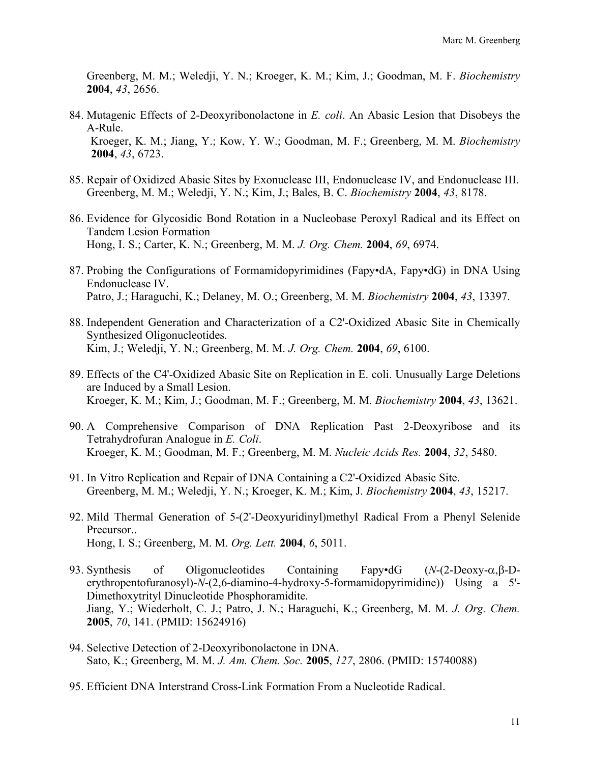Greenberg, M. M.; Weledji, Y. N.; Kroeger, K. M.; Kim, J.; Goodman, M. F. *Biochemistry* **2004**, *43*, 2656.

84. Mutagenic Effects of 2-Deoxyribonolactone in *E. coli*. An Abasic Lesion that Disobeys the A-Rule.
 Kroeger, K. M.; Jiang, Y.; Kow, Y. W.; Goodman, M. F.; Greenberg, M. M. *Biochemistry* **2004**, *43*, 6723.

85. Repair of Oxidized Abasic Sites by Exonuclease III, Endonuclease IV, and Endonuclease III.
 Greenberg, M. M.; Weledji, Y. N.; Kim, J.; Bales, B. C. *Biochemistry* **2004**, *43*, 8178.

86. Evidence for Glycosidic Bond Rotation in a Nucleobase Peroxyl Radical and its Effect on Tandem Lesion Formation
 Hong, I. S.; Carter, K. N.; Greenberg, M. M. *J. Org. Chem.* **2004**, *69*, 6974.

87. Probing the Configurations of Formamidopyrimidines (Fapy•dA, Fapy•dG) in DNA Using Endonuclease IV.
 Patro, J.; Haraguchi, K.; Delaney, M. O.; Greenberg, M. M. *Biochemistry* **2004**, *43*, 13397.

88. Independent Generation and Characterization of a C2'-Oxidized Abasic Site in Chemically Synthesized Oligonucleotides.
 Kim, J.; Weledji, Y. N.; Greenberg, M. M. *J. Org. Chem.* **2004**, *69*, 6100.

89. Effects of the C4'-Oxidized Abasic Site on Replication in E. coli. Unusually Large Deletions are Induced by a Small Lesion.
 Kroeger, K. M.; Kim, J.; Goodman, M. F.; Greenberg, M. M. *Biochemistry* **2004**, *43*, 13621.

90. A Comprehensive Comparison of DNA Replication Past 2-Deoxyribose and its Tetrahydrofuran Analogue in *E. Coli*.
 Kroeger, K. M.; Goodman, M. F.; Greenberg, M. M. *Nucleic Acids Res.* **2004**, *32*, 5480.

91. In Vitro Replication and Repair of DNA Containing a C2'-Oxidized Abasic Site.
 Greenberg, M. M.; Weledji, Y. N.; Kroeger, K. M.; Kim, J. *Biochemistry* **2004**, *43*, 15217.

92. Mild Thermal Generation of 5-(2'-Deoxyuridinyl)methyl Radical From a Phenyl Selenide Precursor..
 Hong, I. S.; Greenberg, M. M. *Org. Lett.* **2004**, *6*, 5011.

93. Synthesis of Oligonucleotides Containing Fapy•dG (*N*-(2-Deoxy-α,β-D-erythropentofuranosyl)-*N*-(2,6-diamino-4-hydroxy-5-formamidopyrimidine)) Using a 5'-Dimethoxytrityl Dinucleotide Phosphoramidite.
 Jiang, Y.; Wiederholt, C. J.; Patro, J. N.; Haraguchi, K.; Greenberg, M. M. *J. Org. Chem.* **2005**, *70*, 141. (PMID: 15624916)

94. Selective Detection of 2-Deoxyribonolactone in DNA.
 Sato, K.; Greenberg, M. M. *J. Am. Chem. Soc.* **2005**, *127*, 2806. (PMID: 15740088)

95. Efficient DNA Interstrand Cross-Link Formation From a Nucleotide Radical.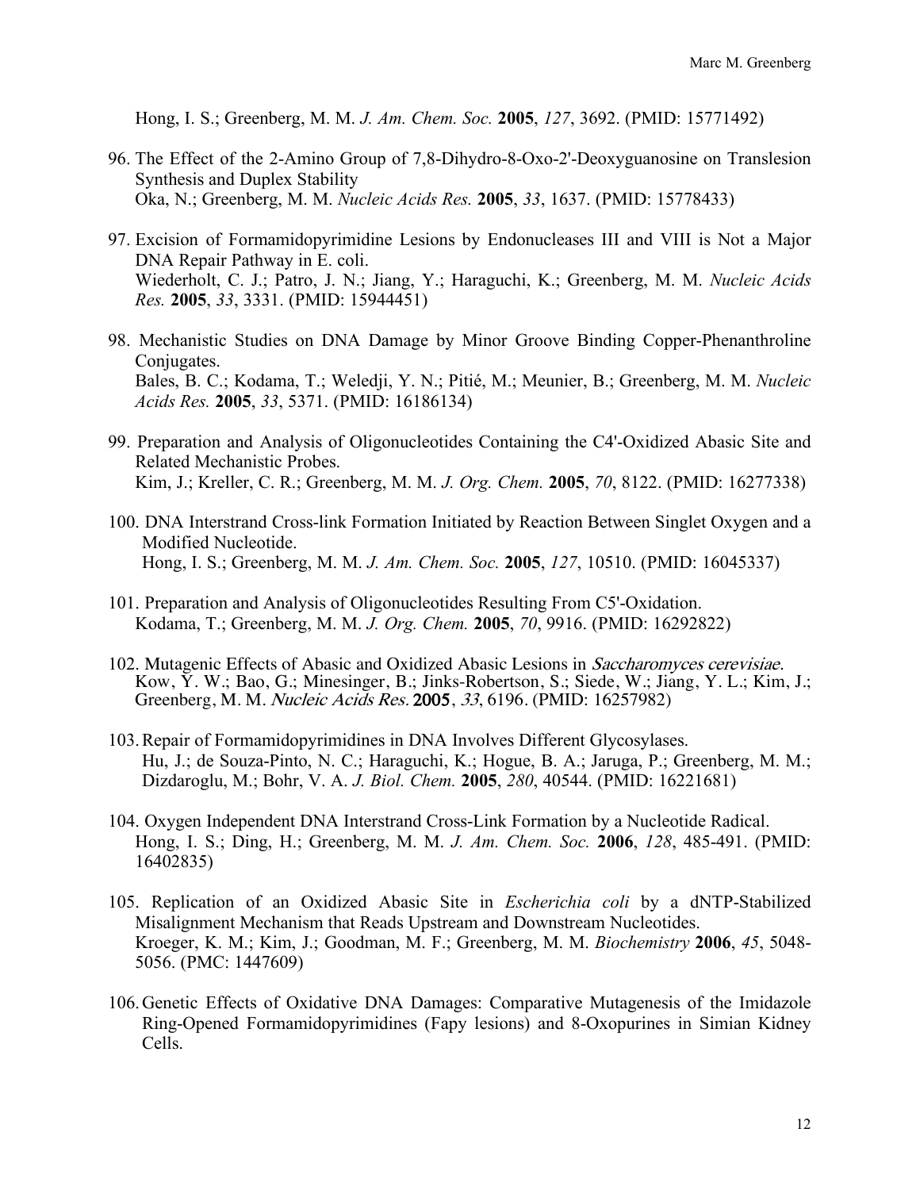Hong, I. S.; Greenberg, M. M. *J. Am. Chem. Soc.* **2005**, *127*, 3692. (PMID: 15771492)

96. The Effect of the 2-Amino Group of 7,8-Dihydro-8-Oxo-2'-Deoxyguanosine on Translesion Synthesis and Duplex Stability
    Oka, N.; Greenberg, M. M. *Nucleic Acids Res.* **2005**, *33*, 1637. (PMID: 15778433)

97. Excision of Formamidopyrimidine Lesions by Endonucleases III and VIII is Not a Major DNA Repair Pathway in E. coli.
    Wiederholt, C. J.; Patro, J. N.; Jiang, Y.; Haraguchi, K.; Greenberg, M. M. *Nucleic Acids Res.* **2005**, *33*, 3331. (PMID: 15944451)

98. Mechanistic Studies on DNA Damage by Minor Groove Binding Copper-Phenanthroline Conjugates.
    Bales, B. C.; Kodama, T.; Weledji, Y. N.; Pitié, M.; Meunier, B.; Greenberg, M. M. *Nucleic Acids Res.* **2005**, *33*, 5371. (PMID: 16186134)

99. Preparation and Analysis of Oligonucleotides Containing the C4'-Oxidized Abasic Site and Related Mechanistic Probes.
    Kim, J.; Kreller, C. R.; Greenberg, M. M. *J. Org. Chem.* **2005**, *70*, 8122. (PMID: 16277338)

100. DNA Interstrand Cross-link Formation Initiated by Reaction Between Singlet Oxygen and a Modified Nucleotide.
     Hong, I. S.; Greenberg, M. M. *J. Am. Chem. Soc.* **2005**, *127*, 10510. (PMID: 16045337)

101. Preparation and Analysis of Oligonucleotides Resulting From C5'-Oxidation.
     Kodama, T.; Greenberg, M. M. *J. Org. Chem.* **2005**, *70*, 9916. (PMID: 16292822)

102. Mutagenic Effects of Abasic and Oxidized Abasic Lesions in *Saccharomyces cerevisiae*.
     Kow, Y. W.; Bao, G.; Minesinger, B.; Jinks-Robertson, S.; Siede, W.; Jiang, Y. L.; Kim, J.; Greenberg, M. M. *Nucleic Acids Res.* **2005**, *33*, 6196. (PMID: 16257982)

103. Repair of Formamidopyrimidines in DNA Involves Different Glycosylases.
     Hu, J.; de Souza-Pinto, N. C.; Haraguchi, K.; Hogue, B. A.; Jaruga, P.; Greenberg, M. M.; Dizdaroglu, M.; Bohr, V. A. *J. Biol. Chem.* **2005**, *280*, 40544. (PMID: 16221681)

104. Oxygen Independent DNA Interstrand Cross-Link Formation by a Nucleotide Radical.
     Hong, I. S.; Ding, H.; Greenberg, M. M. *J. Am. Chem. Soc.* **2006**, *128*, 485-491. (PMID: 16402835)

105. Replication of an Oxidized Abasic Site in *Escherichia coli* by a dNTP-Stabilized Misalignment Mechanism that Reads Upstream and Downstream Nucleotides.
     Kroeger, K. M.; Kim, J.; Goodman, M. F.; Greenberg, M. M. *Biochemistry* **2006**, *45*, 5048-5056. (PMC: 1447609)

106. Genetic Effects of Oxidative DNA Damages: Comparative Mutagenesis of the Imidazole Ring-Opened Formamidopyrimidines (Fapy lesions) and 8-Oxopurines in Simian Kidney Cells.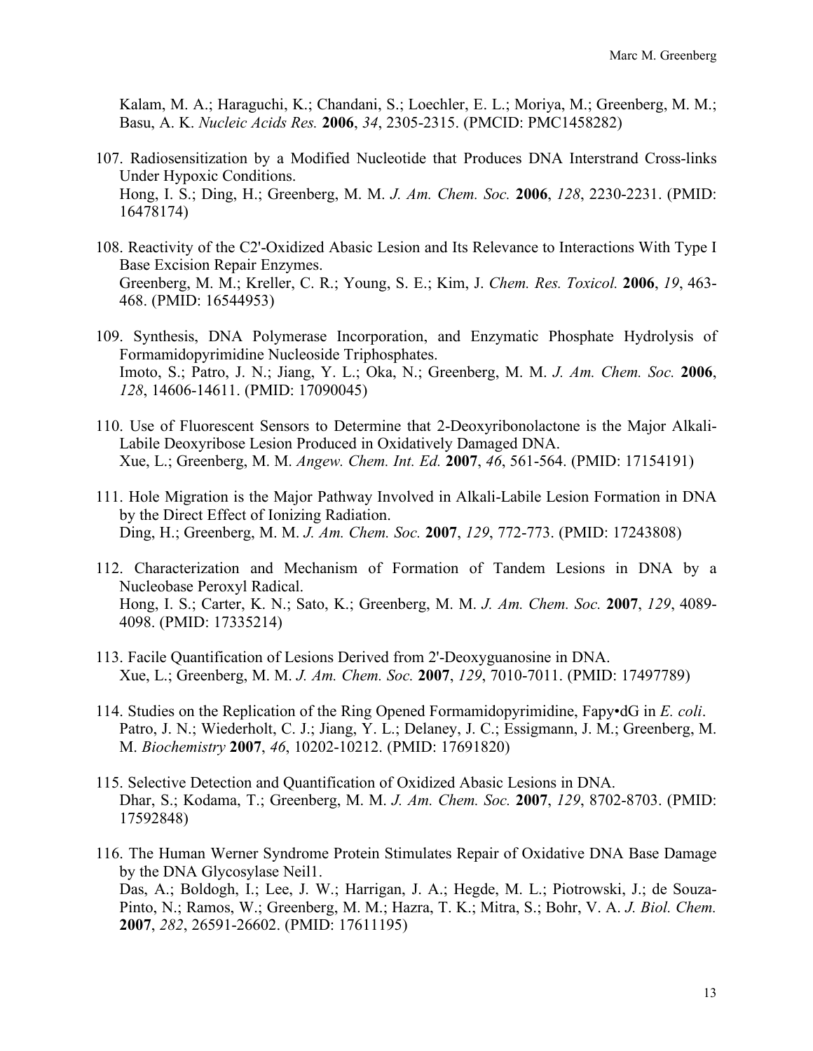Kalam, M. A.; Haraguchi, K.; Chandani, S.; Loechler, E. L.; Moriya, M.; Greenberg, M. M.; Basu, A. K. *Nucleic Acids Res.* **2006**, *34*, 2305-2315. (PMCID: PMC1458282)

107. Radiosensitization by a Modified Nucleotide that Produces DNA Interstrand Cross-links Under Hypoxic Conditions.
Hong, I. S.; Ding, H.; Greenberg, M. M. *J. Am. Chem. Soc.* **2006**, *128*, 2230-2231. (PMID: 16478174)

108. Reactivity of the C2'-Oxidized Abasic Lesion and Its Relevance to Interactions With Type I Base Excision Repair Enzymes.
Greenberg, M. M.; Kreller, C. R.; Young, S. E.; Kim, J. *Chem. Res. Toxicol.* **2006**, *19*, 463-468. (PMID: 16544953)

109. Synthesis, DNA Polymerase Incorporation, and Enzymatic Phosphate Hydrolysis of Formamidopyrimidine Nucleoside Triphosphates.
Imoto, S.; Patro, J. N.; Jiang, Y. L.; Oka, N.; Greenberg, M. M. *J. Am. Chem. Soc.* **2006**, *128*, 14606-14611. (PMID: 17090045)

110. Use of Fluorescent Sensors to Determine that 2-Deoxyribonolactone is the Major Alkali-Labile Deoxyribose Lesion Produced in Oxidatively Damaged DNA.
Xue, L.; Greenberg, M. M. *Angew. Chem. Int. Ed.* **2007**, *46*, 561-564. (PMID: 17154191)

111. Hole Migration is the Major Pathway Involved in Alkali-Labile Lesion Formation in DNA by the Direct Effect of Ionizing Radiation.
Ding, H.; Greenberg, M. M. *J. Am. Chem. Soc.* **2007**, *129*, 772-773. (PMID: 17243808)

112. Characterization and Mechanism of Formation of Tandem Lesions in DNA by a Nucleobase Peroxyl Radical.
Hong, I. S.; Carter, K. N.; Sato, K.; Greenberg, M. M. *J. Am. Chem. Soc.* **2007**, *129*, 4089-4098. (PMID: 17335214)

113. Facile Quantification of Lesions Derived from 2'-Deoxyguanosine in DNA.
Xue, L.; Greenberg, M. M. *J. Am. Chem. Soc.* **2007**, *129*, 7010-7011. (PMID: 17497789)

114. Studies on the Replication of the Ring Opened Formamidopyrimidine, Fapy•dG in *E. coli*.
Patro, J. N.; Wiederholt, C. J.; Jiang, Y. L.; Delaney, J. C.; Essigmann, J. M.; Greenberg, M. M. *Biochemistry* **2007**, *46*, 10202-10212. (PMID: 17691820)

115. Selective Detection and Quantification of Oxidized Abasic Lesions in DNA.
Dhar, S.; Kodama, T.; Greenberg, M. M. *J. Am. Chem. Soc.* **2007**, *129*, 8702-8703. (PMID: 17592848)

116. The Human Werner Syndrome Protein Stimulates Repair of Oxidative DNA Base Damage by the DNA Glycosylase Neil1.
Das, A.; Boldogh, I.; Lee, J. W.; Harrigan, J. A.; Hegde, M. L.; Piotrowski, J.; de Souza-Pinto, N.; Ramos, W.; Greenberg, M. M.; Hazra, T. K.; Mitra, S.; Bohr, V. A. *J. Biol. Chem.* **2007**, *282*, 26591-26602. (PMID: 17611195)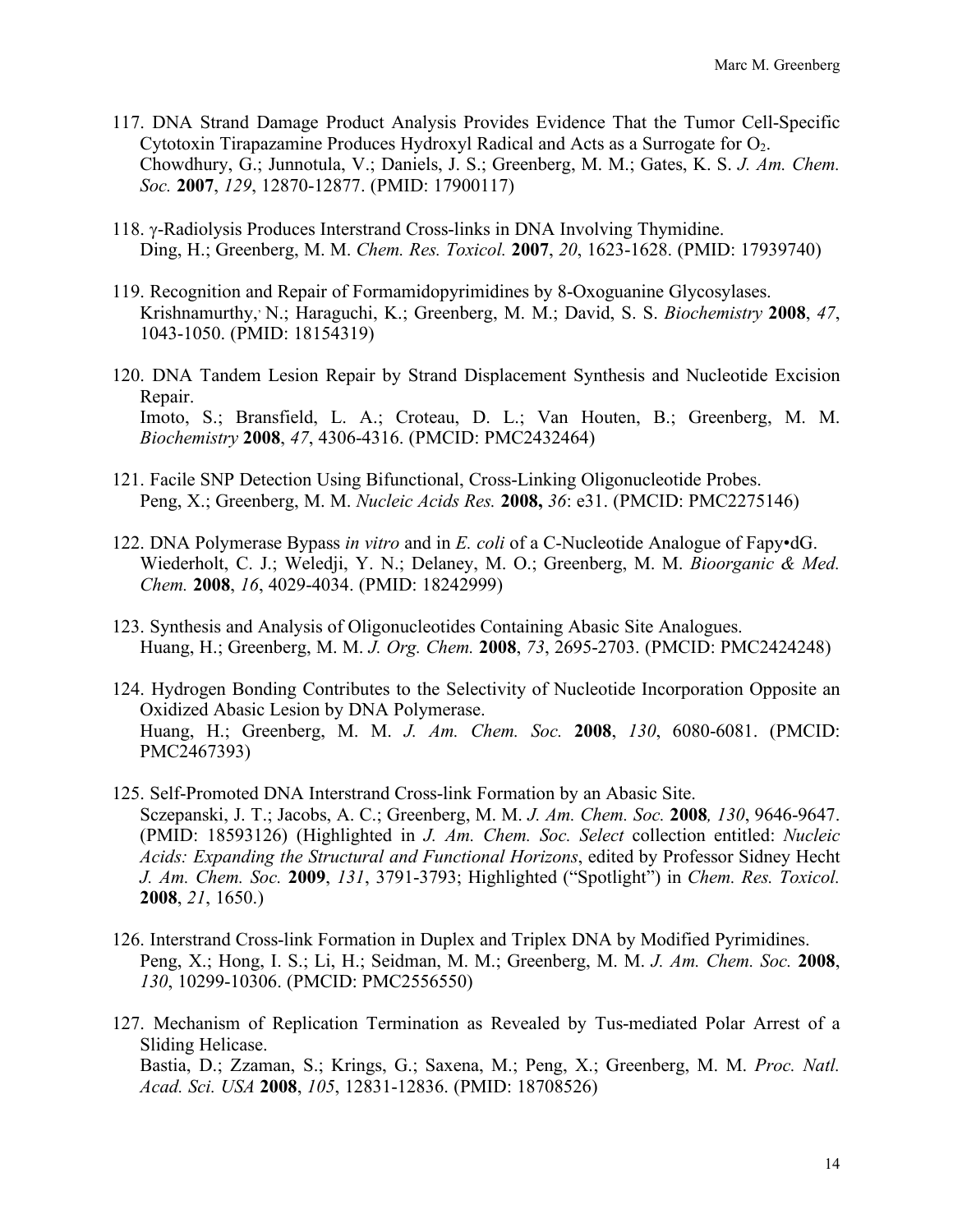117. DNA Strand Damage Product Analysis Provides Evidence That the Tumor Cell-Specific Cytotoxin Tirapazamine Produces Hydroxyl Radical and Acts as a Surrogate for $O_2$. Chowdhury, G.; Junnotula, V.; Daniels, J. S.; Greenberg, M. M.; Gates, K. S. *J. Am. Chem. Soc.* **2007**, *129*, 12870-12877. (PMID: 17900117)

118. γ-Radiolysis Produces Interstrand Cross-links in DNA Involving Thymidine. Ding, H.; Greenberg, M. M. *Chem. Res. Toxicol.* **2007**, *20*, 1623-1628. (PMID: 17939740)

119. Recognition and Repair of Formamidopyrimidines by 8-Oxoguanine Glycosylases. Krishnamurthy,· N.; Haraguchi, K.; Greenberg, M. M.; David, S. S. *Biochemistry* **2008**, *47*, 1043-1050. (PMID: 18154319)

120. DNA Tandem Lesion Repair by Strand Displacement Synthesis and Nucleotide Excision Repair. Imoto, S.; Bransfield, L. A.; Croteau, D. L.; Van Houten, B.; Greenberg, M. M. *Biochemistry* **2008**, *47*, 4306-4316. (PMCID: PMC2432464)

121. Facile SNP Detection Using Bifunctional, Cross-Linking Oligonucleotide Probes. Peng, X.; Greenberg, M. M. *Nucleic Acids Res.* **2008,** *36*: e31. (PMCID: PMC2275146)

122. DNA Polymerase Bypass *in vitro* and in *E. coli* of a C-Nucleotide Analogue of Fapy•dG. Wiederholt, C. J.; Weledji, Y. N.; Delaney, M. O.; Greenberg, M. M. *Bioorganic & Med. Chem.* **2008**, *16*, 4029-4034. (PMID: 18242999)

123. Synthesis and Analysis of Oligonucleotides Containing Abasic Site Analogues. Huang, H.; Greenberg, M. M. *J. Org. Chem.* **2008**, *73*, 2695-2703. (PMCID: PMC2424248)

124. Hydrogen Bonding Contributes to the Selectivity of Nucleotide Incorporation Opposite an Oxidized Abasic Lesion by DNA Polymerase. Huang, H.; Greenberg, M. M. *J. Am. Chem. Soc.* **2008**, *130*, 6080-6081. (PMCID: PMC2467393)

125. Self-Promoted DNA Interstrand Cross-link Formation by an Abasic Site. Sczepanski, J. T.; Jacobs, A. C.; Greenberg, M. M. *J. Am. Chem. Soc.* **2008***, 130*, 9646-9647. (PMID: 18593126) (Highlighted in *J. Am. Chem. Soc. Select* collection entitled: *Nucleic Acids: Expanding the Structural and Functional Horizons*, edited by Professor Sidney Hecht *J. Am. Chem. Soc.* **2009**, *131*, 3791-3793; Highlighted ("Spotlight") in *Chem. Res. Toxicol.* **2008**, *21*, 1650.)

126. Interstrand Cross-link Formation in Duplex and Triplex DNA by Modified Pyrimidines. Peng, X.; Hong, I. S.; Li, H.; Seidman, M. M.; Greenberg, M. M. *J. Am. Chem. Soc.* **2008**, *130*, 10299-10306. (PMCID: PMC2556550)

127. Mechanism of Replication Termination as Revealed by Tus-mediated Polar Arrest of a Sliding Helicase. Bastia, D.; Zzaman, S.; Krings, G.; Saxena, M.; Peng, X.; Greenberg, M. M. *Proc. Natl. Acad. Sci. USA* **2008**, *105*, 12831-12836. (PMID: 18708526)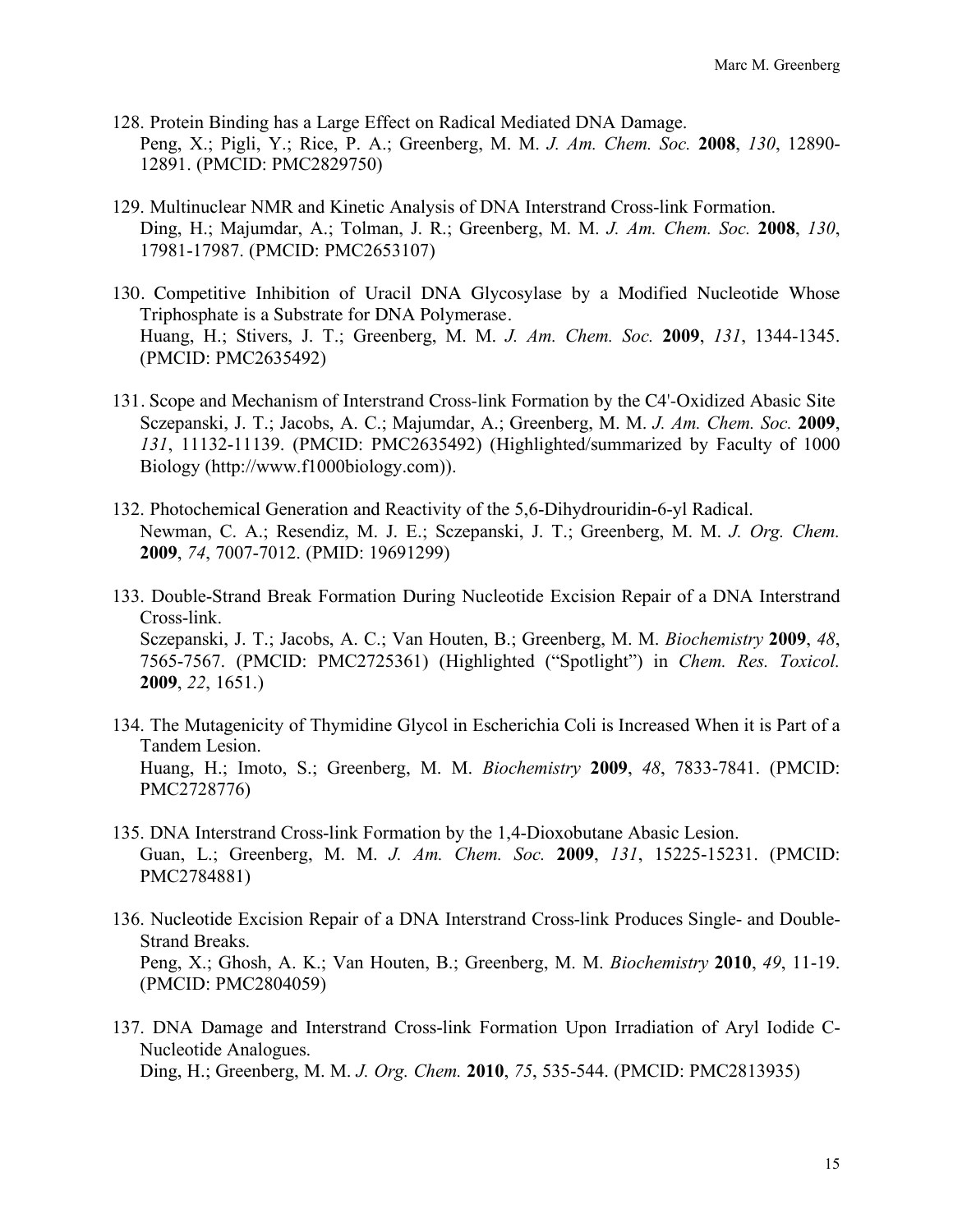128. Protein Binding has a Large Effect on Radical Mediated DNA Damage.
Peng, X.; Pigli, Y.; Rice, P. A.; Greenberg, M. M. *J. Am. Chem. Soc.* **2008**, *130*, 12890-12891. (PMCID: PMC2829750)

129. Multinuclear NMR and Kinetic Analysis of DNA Interstrand Cross-link Formation.
Ding, H.; Majumdar, A.; Tolman, J. R.; Greenberg, M. M. *J. Am. Chem. Soc.* **2008**, *130*, 17981-17987. (PMCID: PMC2653107)

130. Competitive Inhibition of Uracil DNA Glycosylase by a Modified Nucleotide Whose Triphosphate is a Substrate for DNA Polymerase.
Huang, H.; Stivers, J. T.; Greenberg, M. M. *J. Am. Chem. Soc.* **2009**, *131*, 1344-1345. (PMCID: PMC2635492)

131. Scope and Mechanism of Interstrand Cross-link Formation by the C4'-Oxidized Abasic Site
Sczepanski, J. T.; Jacobs, A. C.; Majumdar, A.; Greenberg, M. M. *J. Am. Chem. Soc.* **2009**, *131*, 11132-11139. (PMCID: PMC2635492) (Highlighted/summarized by Faculty of 1000 Biology (http://www.f1000biology.com)).

132. Photochemical Generation and Reactivity of the 5,6-Dihydrouridin-6-yl Radical.
Newman, C. A.; Resendiz, M. J. E.; Sczepanski, J. T.; Greenberg, M. M. *J. Org. Chem.* **2009**, *74*, 7007-7012. (PMID: 19691299)

133. Double-Strand Break Formation During Nucleotide Excision Repair of a DNA Interstrand Cross-link.
Sczepanski, J. T.; Jacobs, A. C.; Van Houten, B.; Greenberg, M. M. *Biochemistry* **2009**, *48*, 7565-7567. (PMCID: PMC2725361) (Highlighted ("Spotlight") in *Chem. Res. Toxicol.* **2009**, *22*, 1651.)

134. The Mutagenicity of Thymidine Glycol in Escherichia Coli is Increased When it is Part of a Tandem Lesion.
Huang, H.; Imoto, S.; Greenberg, M. M. *Biochemistry* **2009**, *48*, 7833-7841. (PMCID: PMC2728776)

135. DNA Interstrand Cross-link Formation by the 1,4-Dioxobutane Abasic Lesion.
Guan, L.; Greenberg, M. M. *J. Am. Chem. Soc.* **2009**, *131*, 15225-15231. (PMCID: PMC2784881)

136. Nucleotide Excision Repair of a DNA Interstrand Cross-link Produces Single- and Double-Strand Breaks.
Peng, X.; Ghosh, A. K.; Van Houten, B.; Greenberg, M. M. *Biochemistry* **2010**, *49*, 11-19. (PMCID: PMC2804059)

137. DNA Damage and Interstrand Cross-link Formation Upon Irradiation of Aryl Iodide C-Nucleotide Analogues.
Ding, H.; Greenberg, M. M. *J. Org. Chem.* **2010**, *75*, 535-544. (PMCID: PMC2813935)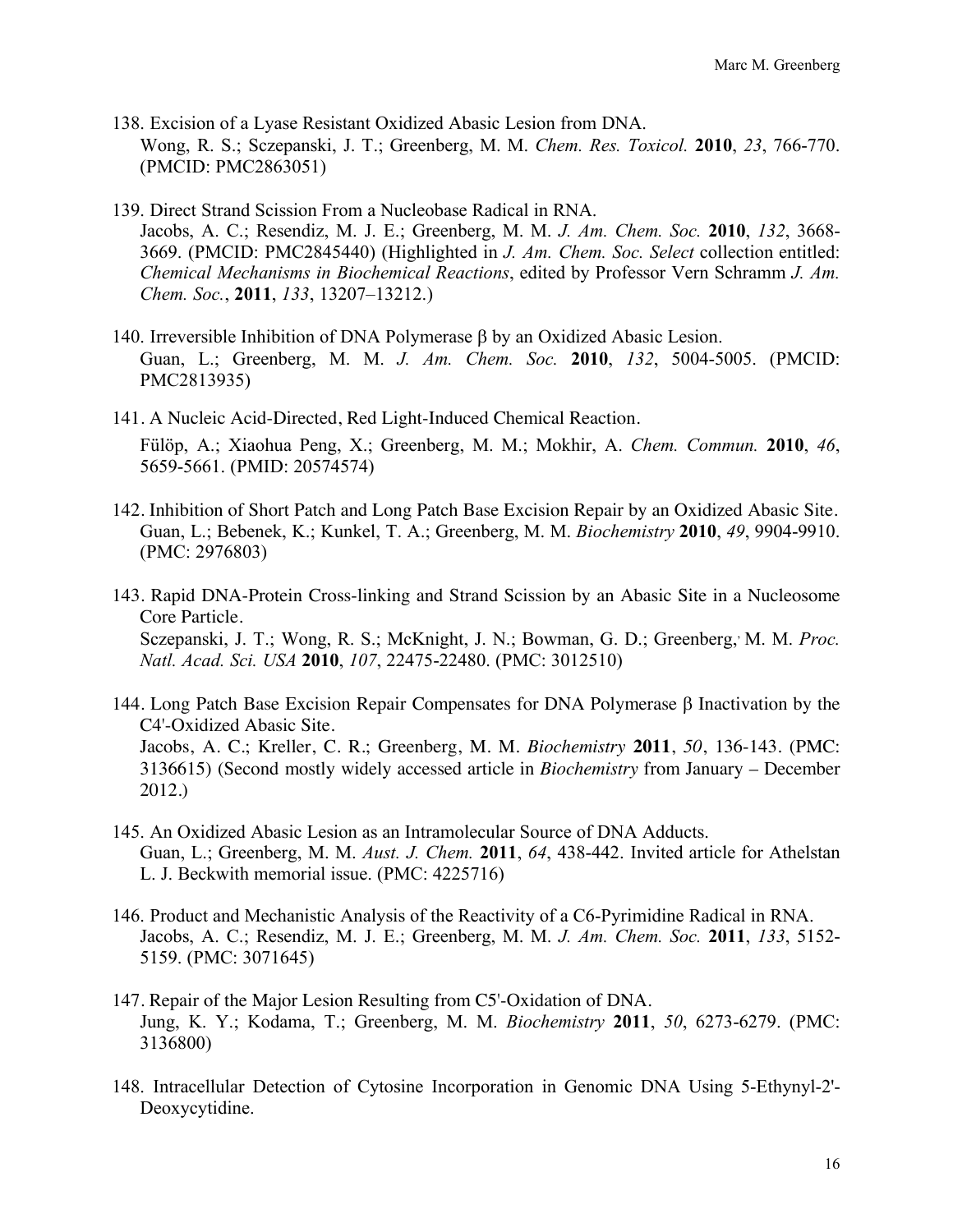138. Excision of a Lyase Resistant Oxidized Abasic Lesion from DNA.
Wong, R. S.; Sczepanski, J. T.; Greenberg, M. M. *Chem. Res. Toxicol.* **2010**, *23*, 766-770. (PMCID: PMC2863051)

139. Direct Strand Scission From a Nucleobase Radical in RNA.
Jacobs, A. C.; Resendiz, M. J. E.; Greenberg, M. M. *J. Am. Chem. Soc.* **2010**, *132*, 3668-3669. (PMCID: PMC2845440) (Highlighted in *J. Am. Chem. Soc. Select* collection entitled: *Chemical Mechanisms in Biochemical Reactions*, edited by Professor Vern Schramm *J. Am. Chem. Soc.*, **2011**, *133*, 13207–13212.)

140. Irreversible Inhibition of DNA Polymerase β by an Oxidized Abasic Lesion.
Guan, L.; Greenberg, M. M. *J. Am. Chem. Soc.* **2010**, *132*, 5004-5005. (PMCID: PMC2813935)

141. A Nucleic Acid-Directed, Red Light-Induced Chemical Reaction.
Fülöp, A.; Xiaohua Peng, X.; Greenberg, M. M.; Mokhir, A. *Chem. Commun.* **2010**, *46*, 5659-5661. (PMID: 20574574)

142. Inhibition of Short Patch and Long Patch Base Excision Repair by an Oxidized Abasic Site.
Guan, L.; Bebenek, K.; Kunkel, T. A.; Greenberg, M. M. *Biochemistry* **2010**, *49*, 9904-9910. (PMC: 2976803)

143. Rapid DNA-Protein Cross-linking and Strand Scission by an Abasic Site in a Nucleosome Core Particle.
Sczepanski, J. T.; Wong, R. S.; McKnight, J. N.; Bowman, G. D.; Greenberg, M. M. *Proc. Natl. Acad. Sci. USA* **2010**, *107*, 22475-22480. (PMC: 3012510)

144. Long Patch Base Excision Repair Compensates for DNA Polymerase β Inactivation by the C4'-Oxidized Abasic Site.
Jacobs, A. C.; Kreller, C. R.; Greenberg, M. M. *Biochemistry* **2011**, *50*, 136-143. (PMC: 3136615) (Second mostly widely accessed article in *Biochemistry* from January – December 2012.)

145. An Oxidized Abasic Lesion as an Intramolecular Source of DNA Adducts.
Guan, L.; Greenberg, M. M. *Aust. J. Chem.* **2011**, *64*, 438-442. Invited article for Athelstan L. J. Beckwith memorial issue. (PMC: 4225716)

146. Product and Mechanistic Analysis of the Reactivity of a C6-Pyrimidine Radical in RNA.
Jacobs, A. C.; Resendiz, M. J. E.; Greenberg, M. M. *J. Am. Chem. Soc.* **2011**, *133*, 5152-5159. (PMC: 3071645)

147. Repair of the Major Lesion Resulting from C5'-Oxidation of DNA.
Jung, K. Y.; Kodama, T.; Greenberg, M. M. *Biochemistry* **2011**, *50*, 6273-6279. (PMC: 3136800)

148. Intracellular Detection of Cytosine Incorporation in Genomic DNA Using 5-Ethynyl-2'-Deoxycytidine.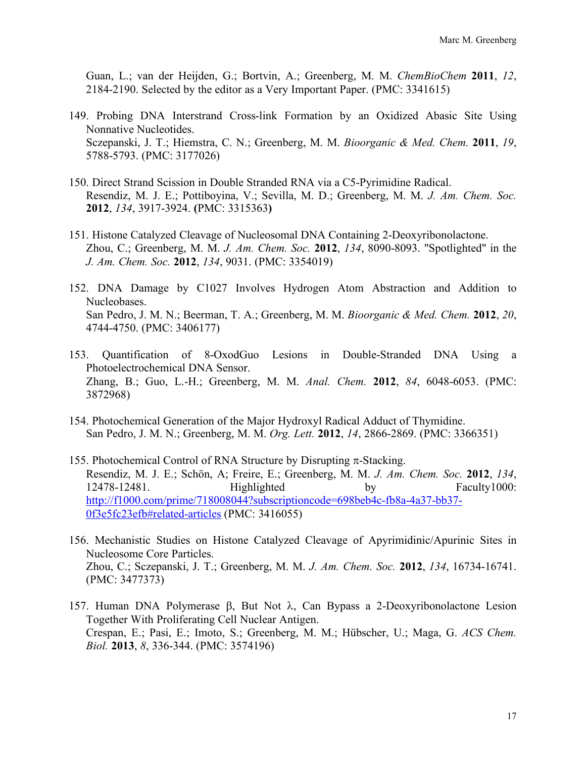Guan, L.; van der Heijden, G.; Bortvin, A.; Greenberg, M. M. *ChemBioChem* **2011**, *12*, 2184-2190. Selected by the editor as a Very Important Paper. (PMC: 3341615)

149. Probing DNA Interstrand Cross-link Formation by an Oxidized Abasic Site Using Nonnative Nucleotides.
Sczepanski, J. T.; Hiemstra, C. N.; Greenberg, M. M. *Bioorganic & Med. Chem.* **2011**, *19*, 5788-5793. (PMC: 3177026)

150. Direct Strand Scission in Double Stranded RNA via a C5-Pyrimidine Radical.
Resendiz, M. J. E.; Pottiboyina, V.; Sevilla, M. D.; Greenberg, M. M. *J. Am. Chem. Soc.* **2012**, *134*, 3917-3924. **(**PMC: 3315363**)**

151. Histone Catalyzed Cleavage of Nucleosomal DNA Containing 2-Deoxyribonolactone.
Zhou, C.; Greenberg, M. M. *J. Am. Chem. Soc.* **2012**, *134*, 8090-8093. "Spotlighted" in the *J. Am. Chem. Soc.* **2012**, *134*, 9031. (PMC: 3354019)

152. DNA Damage by C1027 Involves Hydrogen Atom Abstraction and Addition to Nucleobases.
San Pedro, J. M. N.; Beerman, T. A.; Greenberg, M. M. *Bioorganic & Med. Chem.* **2012**, *20*, 4744-4750. (PMC: 3406177)

153. Quantification of 8-OxodGuo Lesions in Double-Stranded DNA Using a Photoelectrochemical DNA Sensor.
Zhang, B.; Guo, L.-H.; Greenberg, M. M. *Anal. Chem.* **2012**, *84*, 6048-6053. (PMC: 3872968)

154. Photochemical Generation of the Major Hydroxyl Radical Adduct of Thymidine.
San Pedro, J. M. N.; Greenberg, M. M. *Org. Lett.* **2012**, *14*, 2866-2869. (PMC: 3366351)

155. Photochemical Control of RNA Structure by Disrupting π-Stacking.
Resendiz, M. J. E.; Schön, A; Freire, E.; Greenberg, M. M. *J. Am. Chem. Soc.* **2012**, *134*, 12478-12481. Highlighted by Faculty1000: http://f1000.com/prime/718008044?subscriptioncode=698beb4c-fb8a-4a37-bb37-0f3e5fc23efb#related-articles (PMC: 3416055)

156. Mechanistic Studies on Histone Catalyzed Cleavage of Apyrimidinic/Apurinic Sites in Nucleosome Core Particles.
Zhou, C.; Sczepanski, J. T.; Greenberg, M. M. *J. Am. Chem. Soc.* **2012**, *134*, 16734-16741. (PMC: 3477373)

157. Human DNA Polymerase β, But Not λ, Can Bypass a 2-Deoxyribonolactone Lesion Together With Proliferating Cell Nuclear Antigen.
Crespan, E.; Pasi, E.; Imoto, S.; Greenberg, M. M.; Hübscher, U.; Maga, G. *ACS Chem. Biol.* **2013**, *8*, 336-344. (PMC: 3574196)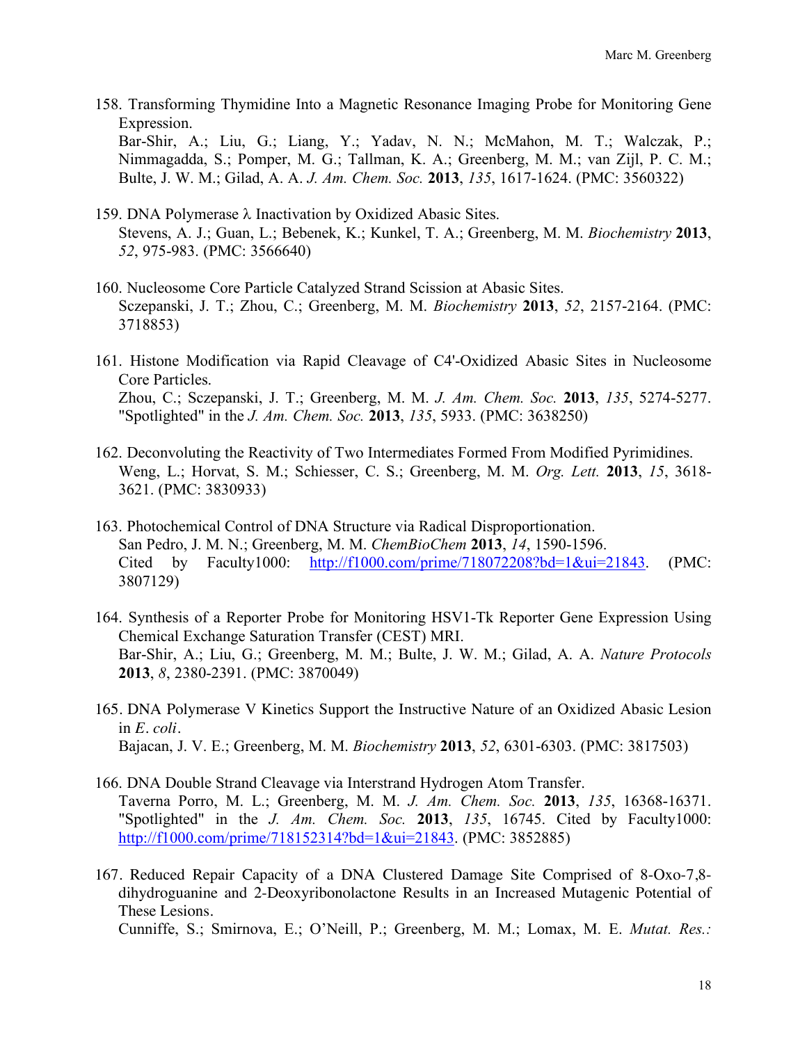158. Transforming Thymidine Into a Magnetic Resonance Imaging Probe for Monitoring Gene Expression.
Bar-Shir, A.; Liu, G.; Liang, Y.; Yadav, N. N.; McMahon, M. T.; Walczak, P.; Nimmagadda, S.; Pomper, M. G.; Tallman, K. A.; Greenberg, M. M.; van Zijl, P. C. M.; Bulte, J. W. M.; Gilad, A. A. *J. Am. Chem. Soc.* **2013**, *135*, 1617-1624. (PMC: 3560322)

159. DNA Polymerase λ Inactivation by Oxidized Abasic Sites.
Stevens, A. J.; Guan, L.; Bebenek, K.; Kunkel, T. A.; Greenberg, M. M. *Biochemistry* **2013**, *52*, 975-983. (PMC: 3566640)

160. Nucleosome Core Particle Catalyzed Strand Scission at Abasic Sites.
Sczepanski, J. T.; Zhou, C.; Greenberg, M. M. *Biochemistry* **2013**, *52*, 2157-2164. (PMC: 3718853)

161. Histone Modification via Rapid Cleavage of C4'-Oxidized Abasic Sites in Nucleosome Core Particles.
Zhou, C.; Sczepanski, J. T.; Greenberg, M. M. *J. Am. Chem. Soc.* **2013**, *135*, 5274-5277. "Spotlighted" in the *J. Am. Chem. Soc.* **2013**, *135*, 5933. (PMC: 3638250)

162. Deconvoluting the Reactivity of Two Intermediates Formed From Modified Pyrimidines.
Weng, L.; Horvat, S. M.; Schiesser, C. S.; Greenberg, M. M. *Org. Lett.* **2013**, *15*, 3618-3621. (PMC: 3830933)

163. Photochemical Control of DNA Structure via Radical Disproportionation.
San Pedro, J. M. N.; Greenberg, M. M. *ChemBioChem* **2013**, *14*, 1590-1596.
Cited by Faculty1000: http://f1000.com/prime/718072208?bd=1&ui=21843. (PMC: 3807129)

164. Synthesis of a Reporter Probe for Monitoring HSV1-Tk Reporter Gene Expression Using Chemical Exchange Saturation Transfer (CEST) MRI.
Bar-Shir, A.; Liu, G.; Greenberg, M. M.; Bulte, J. W. M.; Gilad, A. A. *Nature Protocols* **2013**, *8*, 2380-2391. (PMC: 3870049)

165. DNA Polymerase V Kinetics Support the Instructive Nature of an Oxidized Abasic Lesion in *E. coli*.
Bajacan, J. V. E.; Greenberg, M. M. *Biochemistry* **2013**, *52*, 6301-6303. (PMC: 3817503)

166. DNA Double Strand Cleavage via Interstrand Hydrogen Atom Transfer.
Taverna Porro, M. L.; Greenberg, M. M. *J. Am. Chem. Soc.* **2013**, *135*, 16368-16371. "Spotlighted" in the *J. Am. Chem. Soc.* **2013**, *135*, 16745. Cited by Faculty1000: http://f1000.com/prime/718152314?bd=1&ui=21843. (PMC: 3852885)

167. Reduced Repair Capacity of a DNA Clustered Damage Site Comprised of 8-Oxo-7,8-dihydroguanine and 2-Deoxyribonolactone Results in an Increased Mutagenic Potential of These Lesions.
Cunniffe, S.; Smirnova, E.; O'Neill, P.; Greenberg, M. M.; Lomax, M. E. *Mutat. Res.:*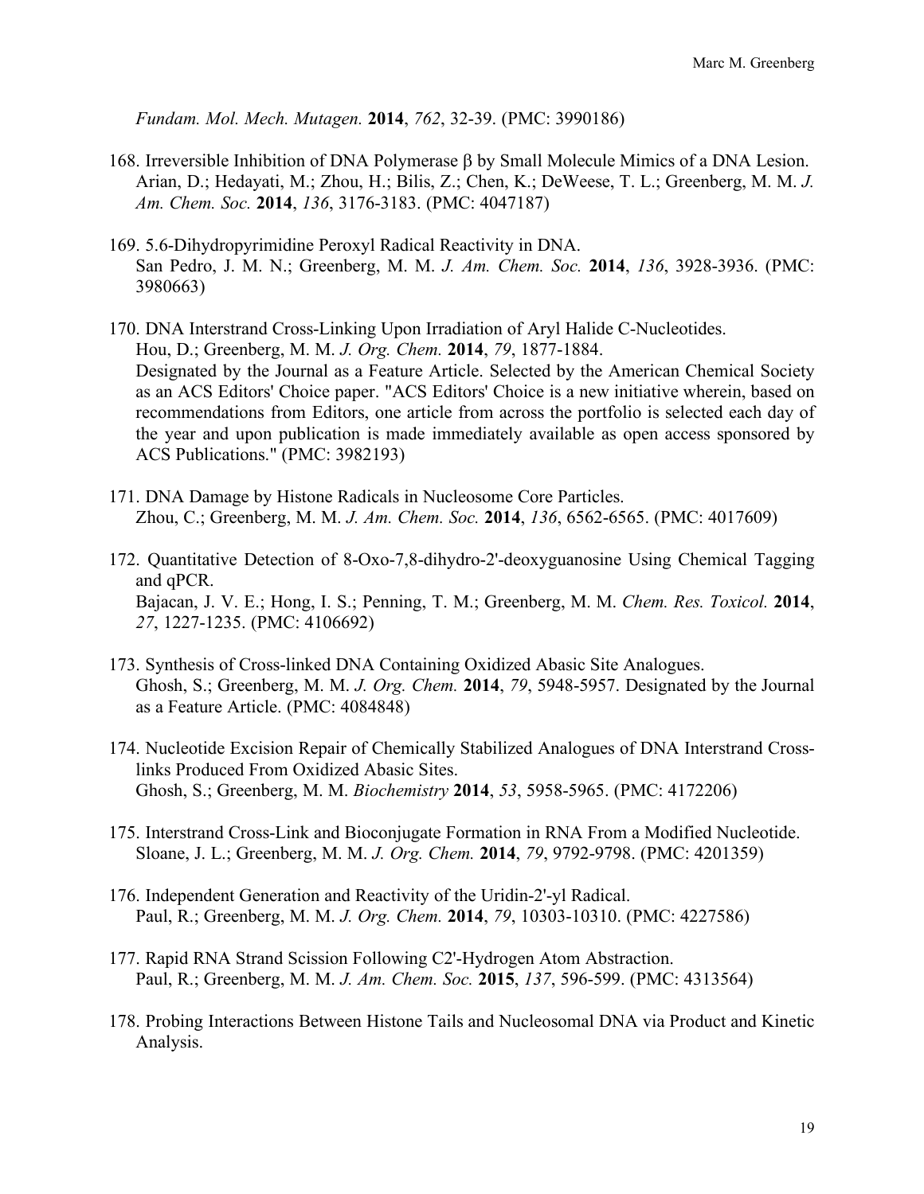*Fundam. Mol. Mech. Mutagen.* **2014**, *762*, 32-39. (PMC: 3990186)

168. Irreversible Inhibition of DNA Polymerase β by Small Molecule Mimics of a DNA Lesion. Arian, D.; Hedayati, M.; Zhou, H.; Bilis, Z.; Chen, K.; DeWeese, T. L.; Greenberg, M. M. *J. Am. Chem. Soc.* **2014**, *136*, 3176-3183. (PMC: 4047187)

169. 5.6-Dihydropyrimidine Peroxyl Radical Reactivity in DNA. San Pedro, J. M. N.; Greenberg, M. M. *J. Am. Chem. Soc.* **2014**, *136*, 3928-3936. (PMC: 3980663)

170. DNA Interstrand Cross-Linking Upon Irradiation of Aryl Halide C-Nucleotides. Hou, D.; Greenberg, M. M. *J. Org. Chem.* **2014**, *79*, 1877-1884. Designated by the Journal as a Feature Article. Selected by the American Chemical Society as an ACS Editors' Choice paper. "ACS Editors' Choice is a new initiative wherein, based on recommendations from Editors, one article from across the portfolio is selected each day of the year and upon publication is made immediately available as open access sponsored by ACS Publications." (PMC: 3982193)

171. DNA Damage by Histone Radicals in Nucleosome Core Particles. Zhou, C.; Greenberg, M. M. *J. Am. Chem. Soc.* **2014**, *136*, 6562-6565. (PMC: 4017609)

172. Quantitative Detection of 8-Oxo-7,8-dihydro-2'-deoxyguanosine Using Chemical Tagging and qPCR. Bajacan, J. V. E.; Hong, I. S.; Penning, T. M.; Greenberg, M. M. *Chem. Res. Toxicol.* **2014**, *27*, 1227-1235. (PMC: 4106692)

173. Synthesis of Cross-linked DNA Containing Oxidized Abasic Site Analogues. Ghosh, S.; Greenberg, M. M. *J. Org. Chem.* **2014**, *79*, 5948-5957. Designated by the Journal as a Feature Article. (PMC: 4084848)

174. Nucleotide Excision Repair of Chemically Stabilized Analogues of DNA Interstrand Cross-links Produced From Oxidized Abasic Sites. Ghosh, S.; Greenberg, M. M. *Biochemistry* **2014**, *53*, 5958-5965. (PMC: 4172206)

175. Interstrand Cross-Link and Bioconjugate Formation in RNA From a Modified Nucleotide. Sloane, J. L.; Greenberg, M. M. *J. Org. Chem.* **2014**, *79*, 9792-9798. (PMC: 4201359)

176. Independent Generation and Reactivity of the Uridin-2'-yl Radical. Paul, R.; Greenberg, M. M. *J. Org. Chem.* **2014**, *79*, 10303-10310. (PMC: 4227586)

177. Rapid RNA Strand Scission Following C2'-Hydrogen Atom Abstraction. Paul, R.; Greenberg, M. M. *J. Am. Chem. Soc.* **2015**, *137*, 596-599. (PMC: 4313564)

178. Probing Interactions Between Histone Tails and Nucleosomal DNA via Product and Kinetic Analysis.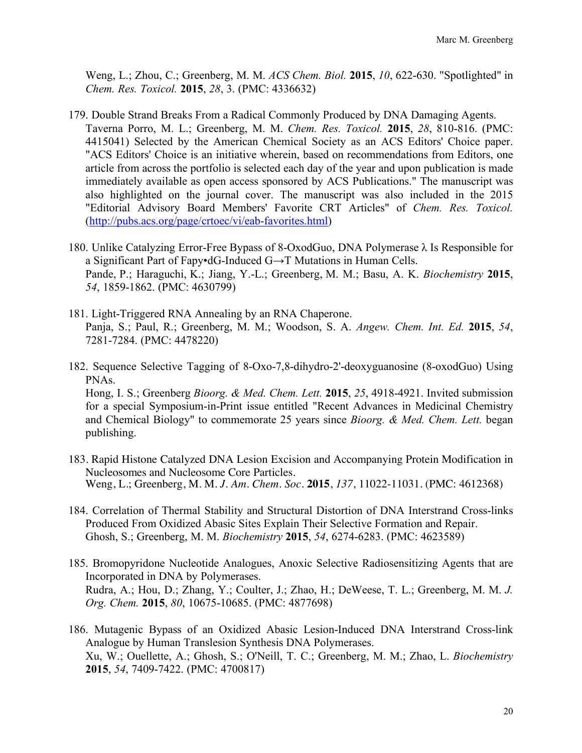Weng, L.; Zhou, C.; Greenberg, M. M. *ACS Chem. Biol.* **2015**, *10*, 622-630. "Spotlighted" in *Chem. Res. Toxicol.* **2015**, *28*, 3. (PMC: 4336632)

179. Double Strand Breaks From a Radical Commonly Produced by DNA Damaging Agents.
Taverna Porro, M. L.; Greenberg, M. M. *Chem. Res. Toxicol.* **2015**, *28*, 810-816. (PMC: 4415041) Selected by the American Chemical Society as an ACS Editors' Choice paper. "ACS Editors' Choice is an initiative wherein, based on recommendations from Editors, one article from across the portfolio is selected each day of the year and upon publication is made immediately available as open access sponsored by ACS Publications." The manuscript was also highlighted on the journal cover. The manuscript was also included in the 2015 "Editorial Advisory Board Members' Favorite CRT Articles" of *Chem. Res. Toxicol.* (http://pubs.acs.org/page/crtoec/vi/eab-favorites.html)

180. Unlike Catalyzing Error-Free Bypass of 8-OxodGuo, DNA Polymerase λ Is Responsible for a Significant Part of Fapy•dG-Induced G→T Mutations in Human Cells.
Pande, P.; Haraguchi, K.; Jiang, Y.-L.; Greenberg, M. M.; Basu, A. K. *Biochemistry* **2015**, *54*, 1859-1862. (PMC: 4630799)

181. Light-Triggered RNA Annealing by an RNA Chaperone.
Panja, S.; Paul, R.; Greenberg, M. M.; Woodson, S. A. *Angew. Chem. Int. Ed.* **2015**, *54*, 7281-7284. (PMC: 4478220)

182. Sequence Selective Tagging of 8-Oxo-7,8-dihydro-2'-deoxyguanosine (8-oxodGuo) Using PNAs.
Hong, I. S.; Greenberg *Bioorg. & Med. Chem. Lett.* **2015**, *25*, 4918-4921. Invited submission for a special Symposium-in-Print issue entitled "Recent Advances in Medicinal Chemistry and Chemical Biology" to commemorate 25 years since *Bioorg. & Med. Chem. Lett.* began publishing.

183. Rapid Histone Catalyzed DNA Lesion Excision and Accompanying Protein Modification in Nucleosomes and Nucleosome Core Particles.
Weng, L.; Greenberg, M. M. *J. Am. Chem. Soc.* **2015**, *137*, 11022-11031. (PMC: 4612368)

184. Correlation of Thermal Stability and Structural Distortion of DNA Interstrand Cross-links Produced From Oxidized Abasic Sites Explain Their Selective Formation and Repair.
Ghosh, S.; Greenberg, M. M. *Biochemistry* **2015**, *54*, 6274-6283. (PMC: 4623589)

185. Bromopyridone Nucleotide Analogues, Anoxic Selective Radiosensitizing Agents that are Incorporated in DNA by Polymerases.
Rudra, A.; Hou, D.; Zhang, Y.; Coulter, J.; Zhao, H.; DeWeese, T. L.; Greenberg, M. M. *J. Org. Chem.* **2015**, *80*, 10675-10685. (PMC: 4877698)

186. Mutagenic Bypass of an Oxidized Abasic Lesion-Induced DNA Interstrand Cross-link Analogue by Human Translesion Synthesis DNA Polymerases.
Xu, W.; Ouellette, A.; Ghosh, S.; O'Neill, T. C.; Greenberg, M. M.; Zhao, L. *Biochemistry* **2015**, *54*, 7409-7422. (PMC: 4700817)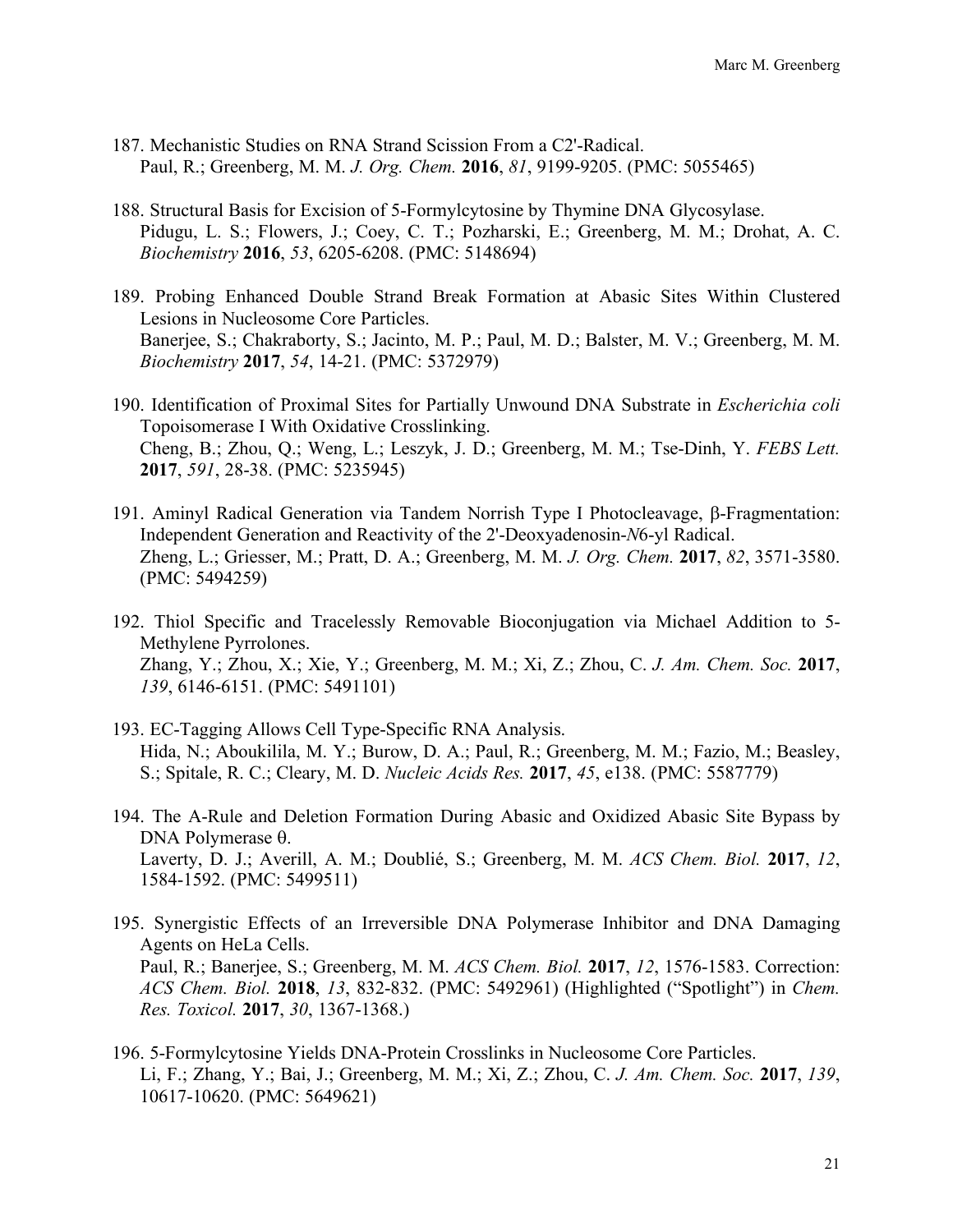187. Mechanistic Studies on RNA Strand Scission From a C2'-Radical.
Paul, R.; Greenberg, M. M. *J. Org. Chem.* **2016**, *81*, 9199-9205. (PMC: 5055465)

188. Structural Basis for Excision of 5-Formylcytosine by Thymine DNA Glycosylase.
Pidugu, L. S.; Flowers, J.; Coey, C. T.; Pozharski, E.; Greenberg, M. M.; Drohat, A. C. *Biochemistry* **2016**, *53*, 6205-6208. (PMC: 5148694)

189. Probing Enhanced Double Strand Break Formation at Abasic Sites Within Clustered Lesions in Nucleosome Core Particles.
Banerjee, S.; Chakraborty, S.; Jacinto, M. P.; Paul, M. D.; Balster, M. V.; Greenberg, M. M. *Biochemistry* **2017**, *54*, 14-21. (PMC: 5372979)

190. Identification of Proximal Sites for Partially Unwound DNA Substrate in *Escherichia coli* Topoisomerase I With Oxidative Crosslinking.
Cheng, B.; Zhou, Q.; Weng, L.; Leszyk, J. D.; Greenberg, M. M.; Tse-Dinh, Y. *FEBS Lett.* **2017**, *591*, 28-38. (PMC: 5235945)

191. Aminyl Radical Generation via Tandem Norrish Type I Photocleavage, β-Fragmentation: Independent Generation and Reactivity of the 2'-Deoxyadenosin-*N*6-yl Radical.
Zheng, L.; Griesser, M.; Pratt, D. A.; Greenberg, M. M. *J. Org. Chem.* **2017**, *82*, 3571-3580. (PMC: 5494259)

192. Thiol Specific and Tracelessly Removable Bioconjugation via Michael Addition to 5-Methylene Pyrrolones.
Zhang, Y.; Zhou, X.; Xie, Y.; Greenberg, M. M.; Xi, Z.; Zhou, C. *J. Am. Chem. Soc.* **2017**, *139*, 6146-6151. (PMC: 5491101)

193. EC-Tagging Allows Cell Type-Specific RNA Analysis.
Hida, N.; Aboukilila, M. Y.; Burow, D. A.; Paul, R.; Greenberg, M. M.; Fazio, M.; Beasley, S.; Spitale, R. C.; Cleary, M. D. *Nucleic Acids Res.* **2017**, *45*, e138. (PMC: 5587779)

194. The A-Rule and Deletion Formation During Abasic and Oxidized Abasic Site Bypass by DNA Polymerase θ.
Laverty, D. J.; Averill, A. M.; Doublié, S.; Greenberg, M. M. *ACS Chem. Biol.* **2017**, *12*, 1584-1592. (PMC: 5499511)

195. Synergistic Effects of an Irreversible DNA Polymerase Inhibitor and DNA Damaging Agents on HeLa Cells.
Paul, R.; Banerjee, S.; Greenberg, M. M. *ACS Chem. Biol.* **2017**, *12*, 1576-1583. Correction: *ACS Chem. Biol.* **2018**, *13*, 832-832. (PMC: 5492961) (Highlighted ("Spotlight") in *Chem. Res. Toxicol.* **2017**, *30*, 1367-1368.)

196. 5-Formylcytosine Yields DNA-Protein Crosslinks in Nucleosome Core Particles.
Li, F.; Zhang, Y.; Bai, J.; Greenberg, M. M.; Xi, Z.; Zhou, C. *J. Am. Chem. Soc.* **2017**, *139*, 10617-10620. (PMC: 5649621)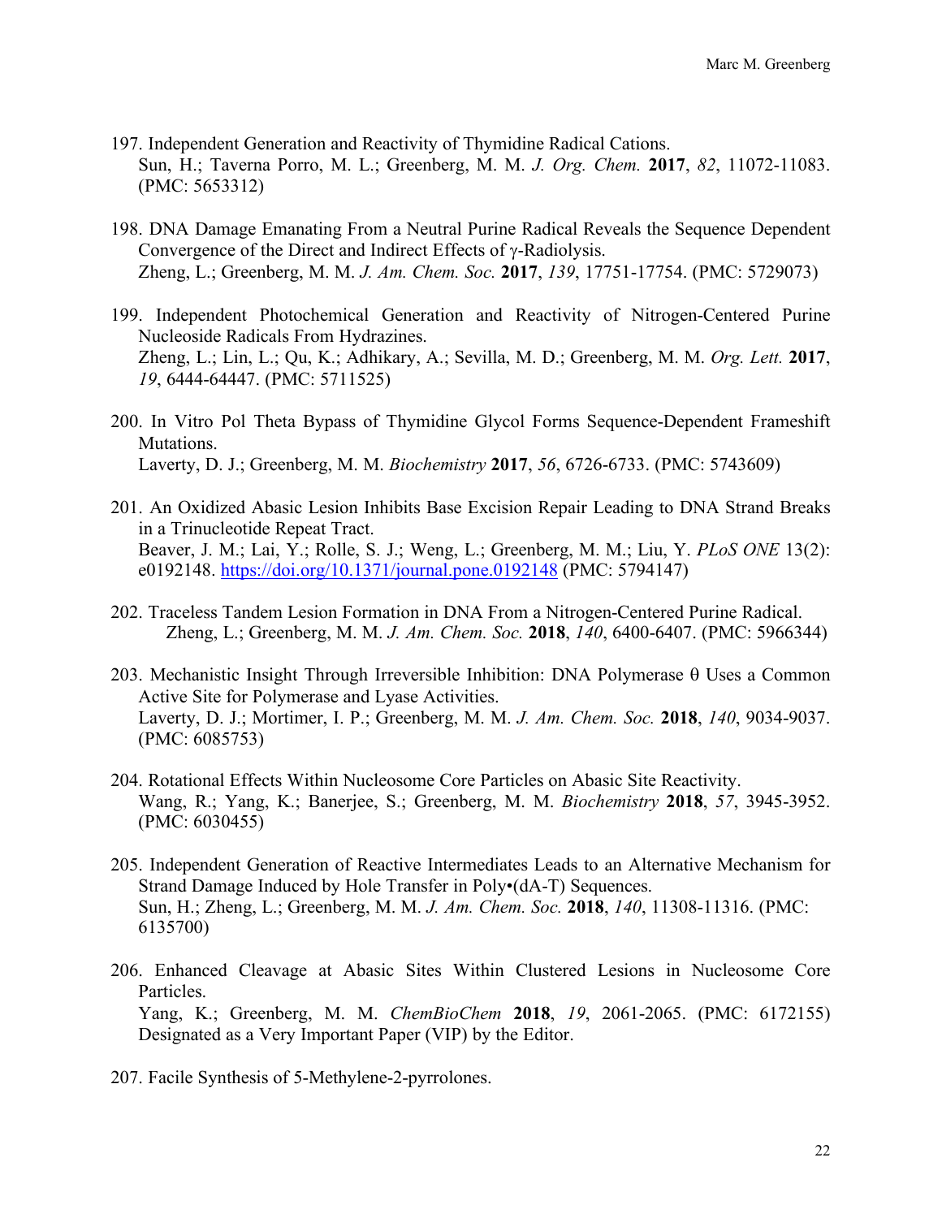197. Independent Generation and Reactivity of Thymidine Radical Cations.
Sun, H.; Taverna Porro, M. L.; Greenberg, M. M. *J. Org. Chem.* **2017**, *82*, 11072-11083. (PMC: 5653312)

198. DNA Damage Emanating From a Neutral Purine Radical Reveals the Sequence Dependent Convergence of the Direct and Indirect Effects of γ-Radiolysis.
Zheng, L.; Greenberg, M. M. *J. Am. Chem. Soc.* **2017**, *139*, 17751-17754. (PMC: 5729073)

199. Independent Photochemical Generation and Reactivity of Nitrogen-Centered Purine Nucleoside Radicals From Hydrazines.
Zheng, L.; Lin, L.; Qu, K.; Adhikary, A.; Sevilla, M. D.; Greenberg, M. M. *Org. Lett.* **2017**, *19*, 6444-64447. (PMC: 5711525)

200. In Vitro Pol Theta Bypass of Thymidine Glycol Forms Sequence-Dependent Frameshift Mutations.
Laverty, D. J.; Greenberg, M. M. *Biochemistry* **2017**, *56*, 6726-6733. (PMC: 5743609)

201. An Oxidized Abasic Lesion Inhibits Base Excision Repair Leading to DNA Strand Breaks in a Trinucleotide Repeat Tract.
Beaver, J. M.; Lai, Y.; Rolle, S. J.; Weng, L.; Greenberg, M. M.; Liu, Y. *PLoS ONE* 13(2): e0192148. https://doi.org/10.1371/journal.pone.0192148 (PMC: 5794147)

202. Traceless Tandem Lesion Formation in DNA From a Nitrogen-Centered Purine Radical.
Zheng, L.; Greenberg, M. M. *J. Am. Chem. Soc.* **2018**, *140*, 6400-6407. (PMC: 5966344)

203. Mechanistic Insight Through Irreversible Inhibition: DNA Polymerase θ Uses a Common Active Site for Polymerase and Lyase Activities.
Laverty, D. J.; Mortimer, I. P.; Greenberg, M. M. *J. Am. Chem. Soc.* **2018**, *140*, 9034-9037. (PMC: 6085753)

204. Rotational Effects Within Nucleosome Core Particles on Abasic Site Reactivity.
Wang, R.; Yang, K.; Banerjee, S.; Greenberg, M. M. *Biochemistry* **2018**, *57*, 3945-3952. (PMC: 6030455)

205. Independent Generation of Reactive Intermediates Leads to an Alternative Mechanism for Strand Damage Induced by Hole Transfer in Poly•(dA-T) Sequences.
Sun, H.; Zheng, L.; Greenberg, M. M. *J. Am. Chem. Soc.* **2018**, *140*, 11308-11316. (PMC: 6135700)

206. Enhanced Cleavage at Abasic Sites Within Clustered Lesions in Nucleosome Core Particles.
Yang, K.; Greenberg, M. M. *ChemBioChem* **2018**, *19*, 2061-2065. (PMC: 6172155) Designated as a Very Important Paper (VIP) by the Editor.

207. Facile Synthesis of 5-Methylene-2-pyrrolones.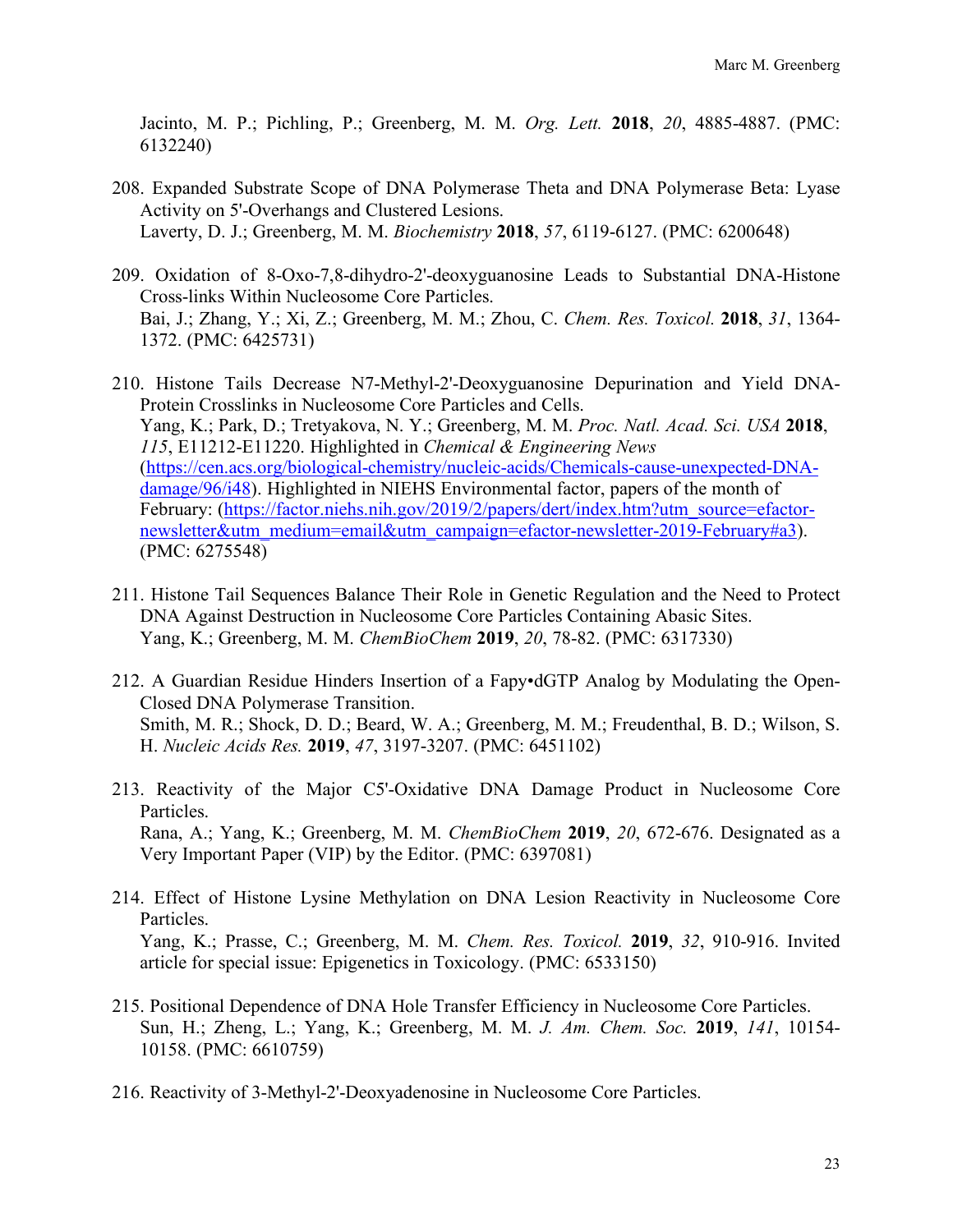Jacinto, M. P.; Pichling, P.; Greenberg, M. M. *Org. Lett.* **2018**, *20*, 4885-4887. (PMC: 6132240)

208. Expanded Substrate Scope of DNA Polymerase Theta and DNA Polymerase Beta: Lyase Activity on 5'-Overhangs and Clustered Lesions.
Laverty, D. J.; Greenberg, M. M. *Biochemistry* **2018**, *57*, 6119-6127. (PMC: 6200648)

209. Oxidation of 8-Oxo-7,8-dihydro-2'-deoxyguanosine Leads to Substantial DNA-Histone Cross-links Within Nucleosome Core Particles.
Bai, J.; Zhang, Y.; Xi, Z.; Greenberg, M. M.; Zhou, C. *Chem. Res. Toxicol.* **2018**, *31*, 1364-1372. (PMC: 6425731)

210. Histone Tails Decrease N7-Methyl-2'-Deoxyguanosine Depurination and Yield DNA-Protein Crosslinks in Nucleosome Core Particles and Cells.
Yang, K.; Park, D.; Tretyakova, N. Y.; Greenberg, M. M. *Proc. Natl. Acad. Sci. USA* **2018**, *115*, E11212-E11220. Highlighted in *Chemical & Engineering News* (https://cen.acs.org/biological-chemistry/nucleic-acids/Chemicals-cause-unexpected-DNA-damage/96/i48). Highlighted in NIEHS Environmental factor, papers of the month of February: (https://factor.niehs.nih.gov/2019/2/papers/dert/index.htm?utm_source=efactor-newsletter&utm_medium=email&utm_campaign=efactor-newsletter-2019-February#a3). (PMC: 6275548)

211. Histone Tail Sequences Balance Their Role in Genetic Regulation and the Need to Protect DNA Against Destruction in Nucleosome Core Particles Containing Abasic Sites.
Yang, K.; Greenberg, M. M. *ChemBioChem* **2019**, *20*, 78-82. (PMC: 6317330)

212. A Guardian Residue Hinders Insertion of a Fapy•dGTP Analog by Modulating the Open-Closed DNA Polymerase Transition.
Smith, M. R.; Shock, D. D.; Beard, W. A.; Greenberg, M. M.; Freudenthal, B. D.; Wilson, S. H. *Nucleic Acids Res.* **2019**, *47*, 3197-3207. (PMC: 6451102)

213. Reactivity of the Major C5'-Oxidative DNA Damage Product in Nucleosome Core Particles.
Rana, A.; Yang, K.; Greenberg, M. M. *ChemBioChem* **2019**, *20*, 672-676. Designated as a Very Important Paper (VIP) by the Editor. (PMC: 6397081)

214. Effect of Histone Lysine Methylation on DNA Lesion Reactivity in Nucleosome Core Particles.
Yang, K.; Prasse, C.; Greenberg, M. M. *Chem. Res. Toxicol.* **2019**, *32*, 910-916. Invited article for special issue: Epigenetics in Toxicology. (PMC: 6533150)

215. Positional Dependence of DNA Hole Transfer Efficiency in Nucleosome Core Particles.
Sun, H.; Zheng, L.; Yang, K.; Greenberg, M. M. *J. Am. Chem. Soc.* **2019**, *141*, 10154-10158. (PMC: 6610759)

216. Reactivity of 3-Methyl-2'-Deoxyadenosine in Nucleosome Core Particles.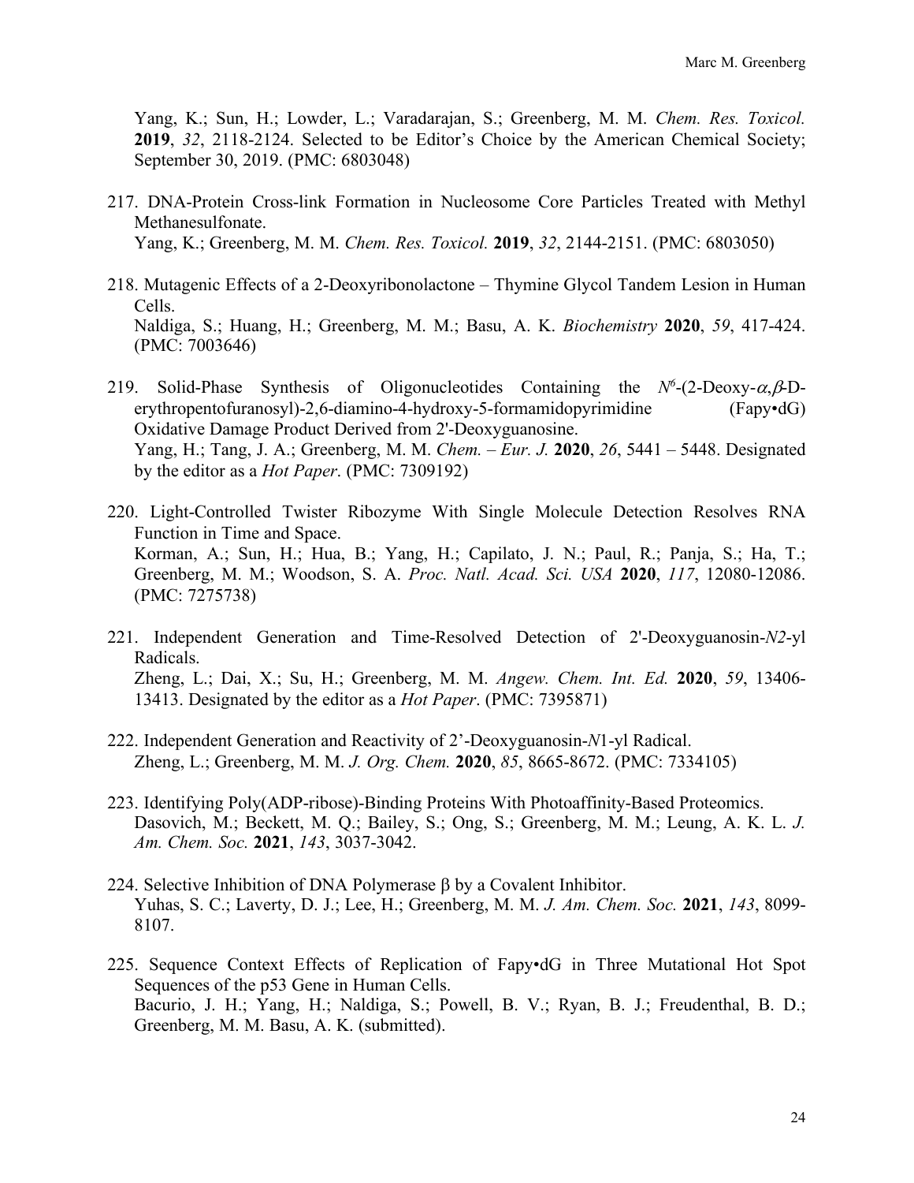Yang, K.; Sun, H.; Lowder, L.; Varadarajan, S.; Greenberg, M. M. *Chem. Res. Toxicol.* **2019**, *32*, 2118-2124. Selected to be Editor's Choice by the American Chemical Society; September 30, 2019. (PMC: 6803048)

217. DNA-Protein Cross-link Formation in Nucleosome Core Particles Treated with Methyl Methanesulfonate.
Yang, K.; Greenberg, M. M. *Chem. Res. Toxicol.* **2019**, *32*, 2144-2151. (PMC: 6803050)

218. Mutagenic Effects of a 2-Deoxyribonolactone – Thymine Glycol Tandem Lesion in Human Cells.
Naldiga, S.; Huang, H.; Greenberg, M. M.; Basu, A. K. *Biochemistry* **2020**, *59*, 417-424. (PMC: 7003646)

219. Solid-Phase Synthesis of Oligonucleotides Containing the $N^6$-(2-Deoxy-$\alpha,\beta$-D-erythropentofuranosyl)-2,6-diamino-4-hydroxy-5-formamidopyrimidine (Fapy•dG) Oxidative Damage Product Derived from 2'-Deoxyguanosine.
Yang, H.; Tang, J. A.; Greenberg, M. M. *Chem. – Eur. J.* **2020**, *26*, 5441 – 5448. Designated by the editor as a *Hot Paper*. (PMC: 7309192)

220. Light-Controlled Twister Ribozyme With Single Molecule Detection Resolves RNA Function in Time and Space.
Korman, A.; Sun, H.; Hua, B.; Yang, H.; Capilato, J. N.; Paul, R.; Panja, S.; Ha, T.; Greenberg, M. M.; Woodson, S. A. *Proc. Natl. Acad. Sci. USA* **2020**, *117*, 12080-12086. (PMC: 7275738)

221. Independent Generation and Time-Resolved Detection of 2'-Deoxyguanosin-*N2*-yl Radicals.
Zheng, L.; Dai, X.; Su, H.; Greenberg, M. M. *Angew. Chem. Int. Ed.* **2020**, *59*, 13406-13413. Designated by the editor as a *Hot Paper*. (PMC: 7395871)

222. Independent Generation and Reactivity of 2'-Deoxyguanosin-*N*1-yl Radical.
Zheng, L.; Greenberg, M. M. *J. Org. Chem.* **2020**, *85*, 8665-8672. (PMC: 7334105)

223. Identifying Poly(ADP-ribose)-Binding Proteins With Photoaffinity-Based Proteomics.
Dasovich, M.; Beckett, M. Q.; Bailey, S.; Ong, S.; Greenberg, M. M.; Leung, A. K. L. *J. Am. Chem. Soc.* **2021**, *143*, 3037-3042.

224. Selective Inhibition of DNA Polymerase $\beta$ by a Covalent Inhibitor.
Yuhas, S. C.; Laverty, D. J.; Lee, H.; Greenberg, M. M. *J. Am. Chem. Soc.* **2021**, *143*, 8099-8107.

225. Sequence Context Effects of Replication of Fapy•dG in Three Mutational Hot Spot Sequences of the p53 Gene in Human Cells.
Bacurio, J. H.; Yang, H.; Naldiga, S.; Powell, B. V.; Ryan, B. J.; Freudenthal, B. D.; Greenberg, M. M. Basu, A. K. (submitted).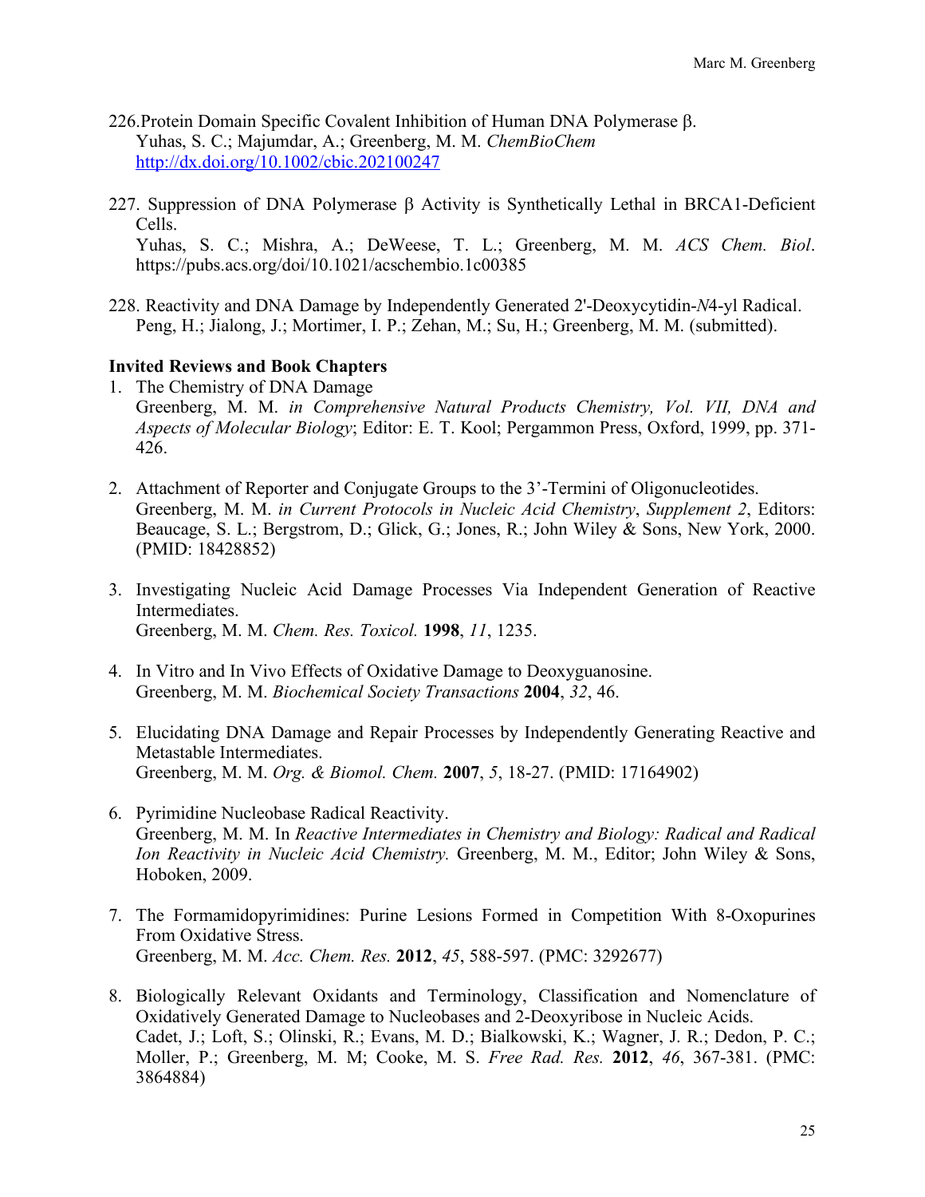226. Protein Domain Specific Covalent Inhibition of Human DNA Polymerase β.
Yuhas, S. C.; Majumdar, A.; Greenberg, M. M. *ChemBioChem*
http://dx.doi.org/10.1002/cbic.202100247

227. Suppression of DNA Polymerase β Activity is Synthetically Lethal in BRCA1-Deficient Cells.
Yuhas, S. C.; Mishra, A.; DeWeese, T. L.; Greenberg, M. M. *ACS Chem. Biol*. https://pubs.acs.org/doi/10.1021/acschembio.1c00385

228. Reactivity and DNA Damage by Independently Generated 2'-Deoxycytidin-*N*4-yl Radical.
Peng, H.; Jialong, J.; Mortimer, I. P.; Zehan, M.; Su, H.; Greenberg, M. M. (submitted).

**Invited Reviews and Book Chapters**

1. The Chemistry of DNA Damage
   Greenberg, M. M. *in Comprehensive Natural Products Chemistry, Vol. VII, DNA and Aspects of Molecular Biology*; Editor: E. T. Kool; Pergammon Press, Oxford, 1999, pp. 371-426.

2. Attachment of Reporter and Conjugate Groups to the 3'-Termini of Oligonucleotides.
   Greenberg, M. M. *in Current Protocols in Nucleic Acid Chemistry*, *Supplement 2*, Editors: Beaucage, S. L.; Bergstrom, D.; Glick, G.; Jones, R.; John Wiley & Sons, New York, 2000. (PMID: 18428852)

3. Investigating Nucleic Acid Damage Processes Via Independent Generation of Reactive Intermediates.
   Greenberg, M. M. *Chem. Res. Toxicol.* **1998**, *11*, 1235.

4. In Vitro and In Vivo Effects of Oxidative Damage to Deoxyguanosine.
   Greenberg, M. M. *Biochemical Society Transactions* **2004**, *32*, 46.

5. Elucidating DNA Damage and Repair Processes by Independently Generating Reactive and Metastable Intermediates.
   Greenberg, M. M. *Org. & Biomol. Chem.* **2007**, *5*, 18-27. (PMID: 17164902)

6. Pyrimidine Nucleobase Radical Reactivity.
   Greenberg, M. M. In *Reactive Intermediates in Chemistry and Biology: Radical and Radical Ion Reactivity in Nucleic Acid Chemistry.* Greenberg, M. M., Editor; John Wiley & Sons, Hoboken, 2009.

7. The Formamidopyrimidines: Purine Lesions Formed in Competition With 8-Oxopurines From Oxidative Stress.
   Greenberg, M. M. *Acc. Chem. Res.* **2012**, *45*, 588-597. (PMC: 3292677)

8. Biologically Relevant Oxidants and Terminology, Classification and Nomenclature of Oxidatively Generated Damage to Nucleobases and 2-Deoxyribose in Nucleic Acids.
   Cadet, J.; Loft, S.; Olinski, R.; Evans, M. D.; Bialkowski, K.; Wagner, J. R.; Dedon, P. C.; Moller, P.; Greenberg, M. M; Cooke, M. S. *Free Rad. Res.* **2012**, *46*, 367-381. (PMC: 3864884)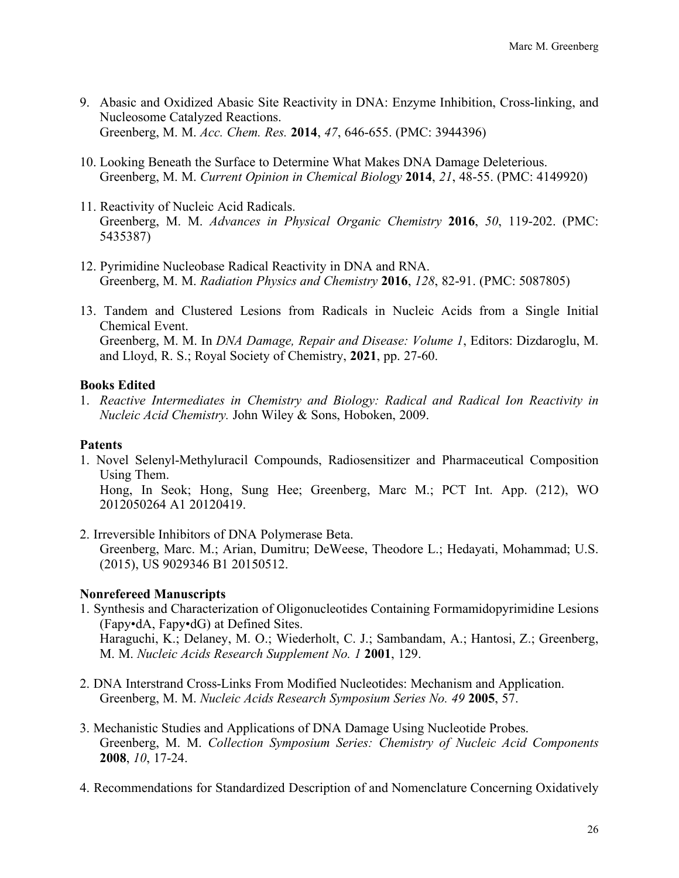9. Abasic and Oxidized Abasic Site Reactivity in DNA: Enzyme Inhibition, Cross-linking, and Nucleosome Catalyzed Reactions.
   Greenberg, M. M. *Acc. Chem. Res.* **2014**, *47*, 646-655. (PMC: 3944396)

10. Looking Beneath the Surface to Determine What Makes DNA Damage Deleterious.
    Greenberg, M. M. *Current Opinion in Chemical Biology* **2014**, *21*, 48-55. (PMC: 4149920)

11. Reactivity of Nucleic Acid Radicals.
    Greenberg, M. M. *Advances in Physical Organic Chemistry* **2016**, *50*, 119-202. (PMC: 5435387)

12. Pyrimidine Nucleobase Radical Reactivity in DNA and RNA.
    Greenberg, M. M. *Radiation Physics and Chemistry* **2016**, *128*, 82-91. (PMC: 5087805)

13. Tandem and Clustered Lesions from Radicals in Nucleic Acids from a Single Initial Chemical Event.
    Greenberg, M. M. In *DNA Damage, Repair and Disease: Volume 1*, Editors: Dizdaroglu, M. and Lloyd, R. S.; Royal Society of Chemistry, **2021**, pp. 27-60.

**Books Edited**

1. *Reactive Intermediates in Chemistry and Biology: Radical and Radical Ion Reactivity in Nucleic Acid Chemistry.* John Wiley & Sons, Hoboken, 2009.

**Patents**

1. Novel Selenyl-Methyluracil Compounds, Radiosensitizer and Pharmaceutical Composition Using Them.
   Hong, In Seok; Hong, Sung Hee; Greenberg, Marc M.; PCT Int. App. (212), WO 2012050264 A1 20120419.

2. Irreversible Inhibitors of DNA Polymerase Beta.
   Greenberg, Marc. M.; Arian, Dumitru; DeWeese, Theodore L.; Hedayati, Mohammad; U.S. (2015), US 9029346 B1 20150512.

**Nonrefereed Manuscripts**

1. Synthesis and Characterization of Oligonucleotides Containing Formamidopyrimidine Lesions (Fapy•dA, Fapy•dG) at Defined Sites.
   Haraguchi, K.; Delaney, M. O.; Wiederholt, C. J.; Sambandam, A.; Hantosi, Z.; Greenberg, M. M. *Nucleic Acids Research Supplement No. 1* **2001**, 129.

2. DNA Interstrand Cross-Links From Modified Nucleotides: Mechanism and Application.
   Greenberg, M. M. *Nucleic Acids Research Symposium Series No. 49* **2005**, 57.

3. Mechanistic Studies and Applications of DNA Damage Using Nucleotide Probes.
   Greenberg, M. M. *Collection Symposium Series: Chemistry of Nucleic Acid Components* **2008**, *10*, 17-24.

4. Recommendations for Standardized Description of and Nomenclature Concerning Oxidatively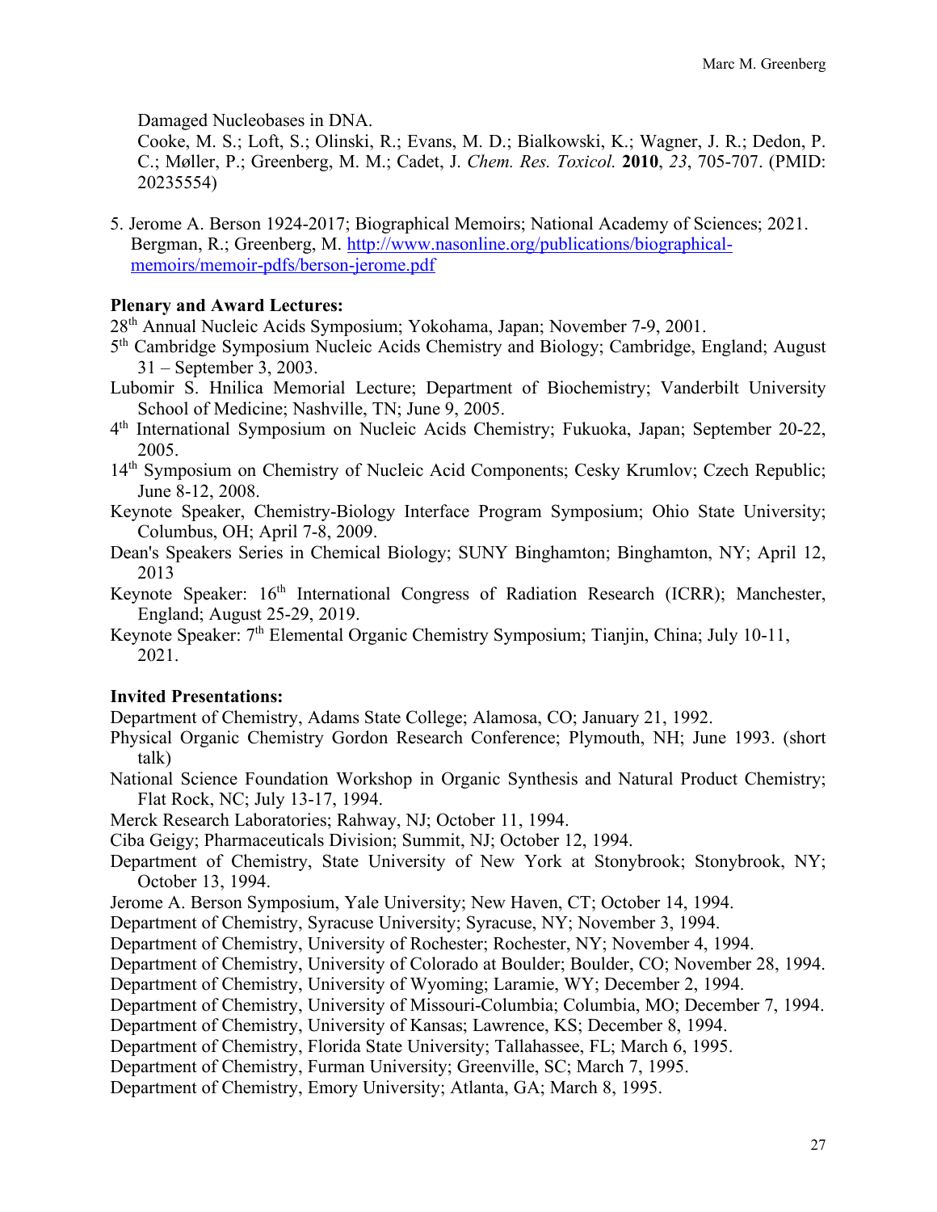Damaged Nucleobases in DNA.
Cooke, M. S.; Loft, S.; Olinski, R.; Evans, M. D.; Bialkowski, K.; Wagner, J. R.; Dedon, P. C.; Møller, P.; Greenberg, M. M.; Cadet, J. *Chem. Res. Toxicol.* **2010**, *23*, 705-707. (PMID: 20235554)

5. Jerome A. Berson 1924-2017; Biographical Memoirs; National Academy of Sciences; 2021. Bergman, R.; Greenberg, M. http://www.nasonline.org/publications/biographical-memoirs/memoir-pdfs/berson-jerome.pdf

**Plenary and Award Lectures:**

28th Annual Nucleic Acids Symposium; Yokohama, Japan; November 7-9, 2001.
5th Cambridge Symposium Nucleic Acids Chemistry and Biology; Cambridge, England; August 31 – September 3, 2003.
Lubomir S. Hnilica Memorial Lecture; Department of Biochemistry; Vanderbilt University School of Medicine; Nashville, TN; June 9, 2005.
4th International Symposium on Nucleic Acids Chemistry; Fukuoka, Japan; September 20-22, 2005.
14th Symposium on Chemistry of Nucleic Acid Components; Cesky Krumlov; Czech Republic; June 8-12, 2008.
Keynote Speaker, Chemistry-Biology Interface Program Symposium; Ohio State University; Columbus, OH; April 7-8, 2009.
Dean's Speakers Series in Chemical Biology; SUNY Binghamton; Binghamton, NY; April 12, 2013
Keynote Speaker: 16th International Congress of Radiation Research (ICRR); Manchester, England; August 25-29, 2019.
Keynote Speaker: 7th Elemental Organic Chemistry Symposium; Tianjin, China; July 10-11, 2021.

**Invited Presentations:**

Department of Chemistry, Adams State College; Alamosa, CO; January 21, 1992.
Physical Organic Chemistry Gordon Research Conference; Plymouth, NH; June 1993. (short talk)
National Science Foundation Workshop in Organic Synthesis and Natural Product Chemistry; Flat Rock, NC; July 13-17, 1994.
Merck Research Laboratories; Rahway, NJ; October 11, 1994.
Ciba Geigy; Pharmaceuticals Division; Summit, NJ; October 12, 1994.
Department of Chemistry, State University of New York at Stonybrook; Stonybrook, NY; October 13, 1994.
Jerome A. Berson Symposium, Yale University; New Haven, CT; October 14, 1994.
Department of Chemistry, Syracuse University; Syracuse, NY; November 3, 1994.
Department of Chemistry, University of Rochester; Rochester, NY; November 4, 1994.
Department of Chemistry, University of Colorado at Boulder; Boulder, CO; November 28, 1994.
Department of Chemistry, University of Wyoming; Laramie, WY; December 2, 1994.
Department of Chemistry, University of Missouri-Columbia; Columbia, MO; December 7, 1994.
Department of Chemistry, University of Kansas; Lawrence, KS; December 8, 1994.
Department of Chemistry, Florida State University; Tallahassee, FL; March 6, 1995.
Department of Chemistry, Furman University; Greenville, SC; March 7, 1995.
Department of Chemistry, Emory University; Atlanta, GA; March 8, 1995.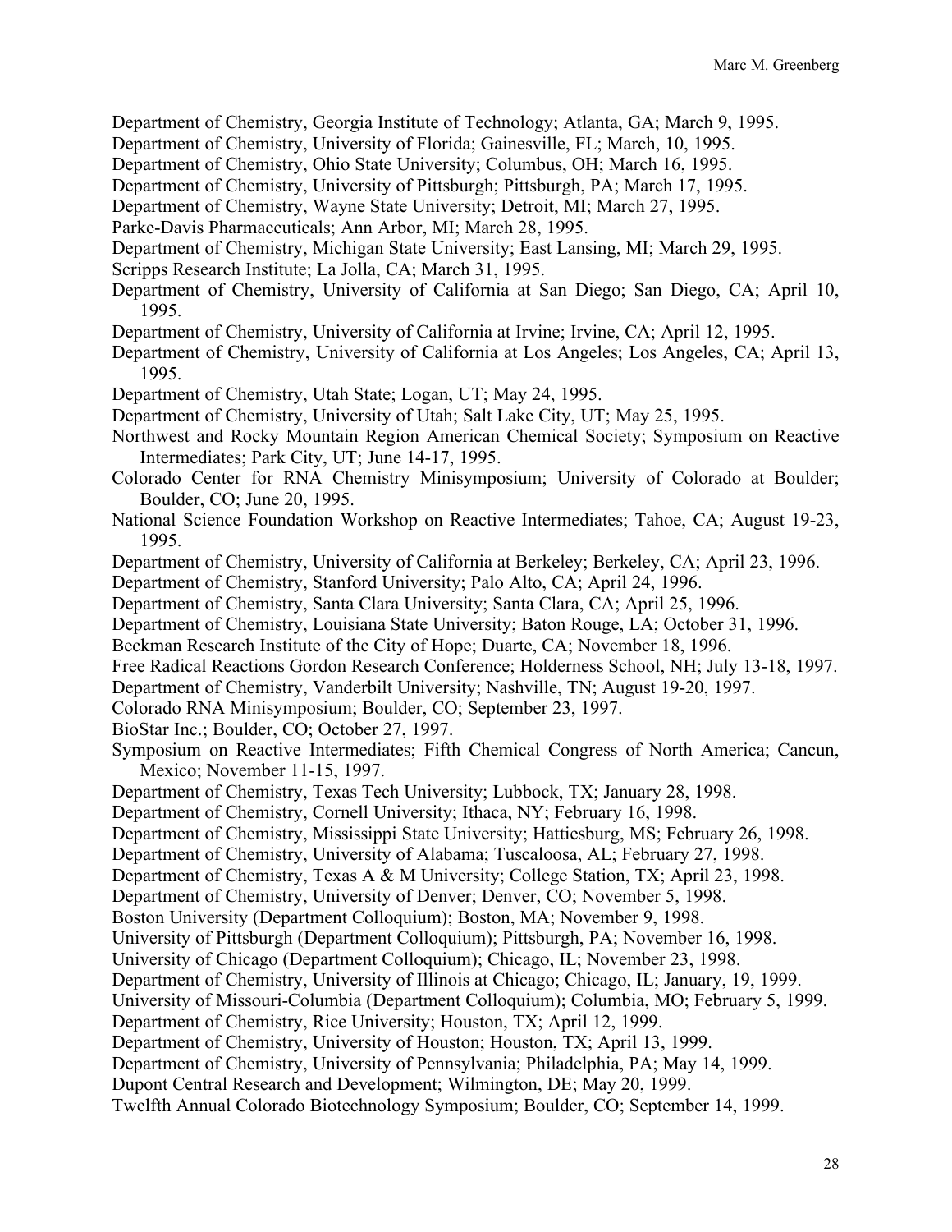Department of Chemistry, Georgia Institute of Technology; Atlanta, GA; March 9, 1995.

Department of Chemistry, University of Florida; Gainesville, FL; March, 10, 1995.

Department of Chemistry, Ohio State University; Columbus, OH; March 16, 1995.

Department of Chemistry, University of Pittsburgh; Pittsburgh, PA; March 17, 1995.

Department of Chemistry, Wayne State University; Detroit, MI; March 27, 1995.

Parke-Davis Pharmaceuticals; Ann Arbor, MI; March 28, 1995.

Department of Chemistry, Michigan State University; East Lansing, MI; March 29, 1995.

Scripps Research Institute; La Jolla, CA; March 31, 1995.

Department of Chemistry, University of California at San Diego; San Diego, CA; April 10, 1995.

Department of Chemistry, University of California at Irvine; Irvine, CA; April 12, 1995.

Department of Chemistry, University of California at Los Angeles; Los Angeles, CA; April 13, 1995.

Department of Chemistry, Utah State; Logan, UT; May 24, 1995.

Department of Chemistry, University of Utah; Salt Lake City, UT; May 25, 1995.

Northwest and Rocky Mountain Region American Chemical Society; Symposium on Reactive Intermediates; Park City, UT; June 14-17, 1995.

Colorado Center for RNA Chemistry Minisymposium; University of Colorado at Boulder; Boulder, CO; June 20, 1995.

National Science Foundation Workshop on Reactive Intermediates; Tahoe, CA; August 19-23, 1995.

Department of Chemistry, University of California at Berkeley; Berkeley, CA; April 23, 1996.

Department of Chemistry, Stanford University; Palo Alto, CA; April 24, 1996.

Department of Chemistry, Santa Clara University; Santa Clara, CA; April 25, 1996.

Department of Chemistry, Louisiana State University; Baton Rouge, LA; October 31, 1996.

Beckman Research Institute of the City of Hope; Duarte, CA; November 18, 1996.

Free Radical Reactions Gordon Research Conference; Holderness School, NH; July 13-18, 1997.

Department of Chemistry, Vanderbilt University; Nashville, TN; August 19-20, 1997.

Colorado RNA Minisymposium; Boulder, CO; September 23, 1997.

BioStar Inc.; Boulder, CO; October 27, 1997.

Symposium on Reactive Intermediates; Fifth Chemical Congress of North America; Cancun, Mexico; November 11-15, 1997.

Department of Chemistry, Texas Tech University; Lubbock, TX; January 28, 1998.

Department of Chemistry, Cornell University; Ithaca, NY; February 16, 1998.

Department of Chemistry, Mississippi State University; Hattiesburg, MS; February 26, 1998.

Department of Chemistry, University of Alabama; Tuscaloosa, AL; February 27, 1998.

Department of Chemistry, Texas A & M University; College Station, TX; April 23, 1998.

Department of Chemistry, University of Denver; Denver, CO; November 5, 1998.

Boston University (Department Colloquium); Boston, MA; November 9, 1998.

University of Pittsburgh (Department Colloquium); Pittsburgh, PA; November 16, 1998.

University of Chicago (Department Colloquium); Chicago, IL; November 23, 1998.

Department of Chemistry, University of Illinois at Chicago; Chicago, IL; January, 19, 1999.

University of Missouri-Columbia (Department Colloquium); Columbia, MO; February 5, 1999.

Department of Chemistry, Rice University; Houston, TX; April 12, 1999.

Department of Chemistry, University of Houston; Houston, TX; April 13, 1999.

Department of Chemistry, University of Pennsylvania; Philadelphia, PA; May 14, 1999.

Dupont Central Research and Development; Wilmington, DE; May 20, 1999.

Twelfth Annual Colorado Biotechnology Symposium; Boulder, CO; September 14, 1999.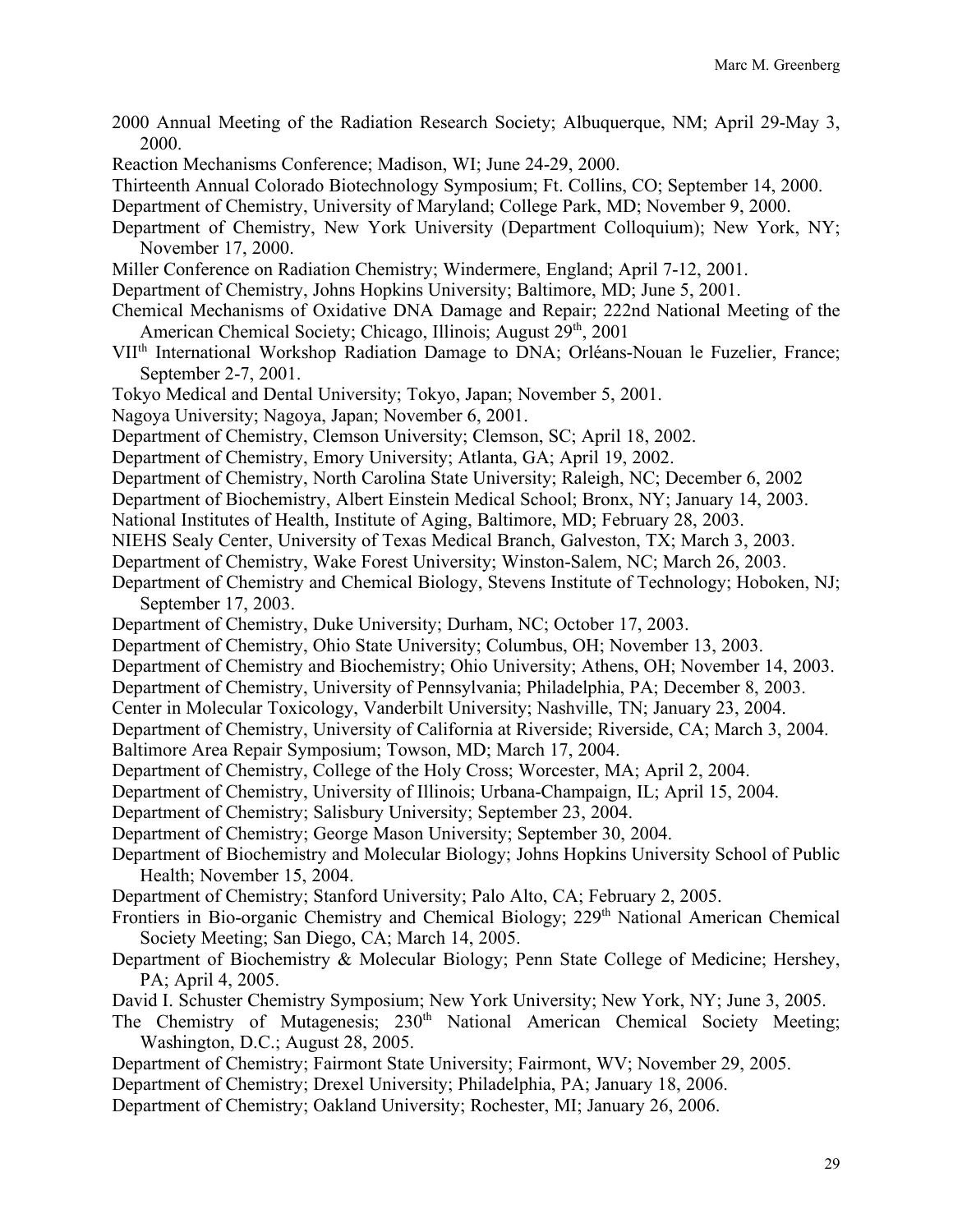2000 Annual Meeting of the Radiation Research Society; Albuquerque, NM; April 29-May 3, 2000.

Reaction Mechanisms Conference; Madison, WI; June 24-29, 2000.

Thirteenth Annual Colorado Biotechnology Symposium; Ft. Collins, CO; September 14, 2000.

Department of Chemistry, University of Maryland; College Park, MD; November 9, 2000.

Department of Chemistry, New York University (Department Colloquium); New York, NY; November 17, 2000.

Miller Conference on Radiation Chemistry; Windermere, England; April 7-12, 2001.

Department of Chemistry, Johns Hopkins University; Baltimore, MD; June 5, 2001.

Chemical Mechanisms of Oxidative DNA Damage and Repair; 222nd National Meeting of the American Chemical Society; Chicago, Illinois; August 29th, 2001

VIIth International Workshop Radiation Damage to DNA; Orléans-Nouan le Fuzelier, France; September 2-7, 2001.

Tokyo Medical and Dental University; Tokyo, Japan; November 5, 2001.

Nagoya University; Nagoya, Japan; November 6, 2001.

Department of Chemistry, Clemson University; Clemson, SC; April 18, 2002.

Department of Chemistry, Emory University; Atlanta, GA; April 19, 2002.

Department of Chemistry, North Carolina State University; Raleigh, NC; December 6, 2002

Department of Biochemistry, Albert Einstein Medical School; Bronx, NY; January 14, 2003.

National Institutes of Health, Institute of Aging, Baltimore, MD; February 28, 2003.

NIEHS Sealy Center, University of Texas Medical Branch, Galveston, TX; March 3, 2003.

Department of Chemistry, Wake Forest University; Winston-Salem, NC; March 26, 2003.

Department of Chemistry and Chemical Biology, Stevens Institute of Technology; Hoboken, NJ; September 17, 2003.

Department of Chemistry, Duke University; Durham, NC; October 17, 2003.

Department of Chemistry, Ohio State University; Columbus, OH; November 13, 2003.

Department of Chemistry and Biochemistry; Ohio University; Athens, OH; November 14, 2003.

Department of Chemistry, University of Pennsylvania; Philadelphia, PA; December 8, 2003.

Center in Molecular Toxicology, Vanderbilt University; Nashville, TN; January 23, 2004.

Department of Chemistry, University of California at Riverside; Riverside, CA; March 3, 2004.

Baltimore Area Repair Symposium; Towson, MD; March 17, 2004.

Department of Chemistry, College of the Holy Cross; Worcester, MA; April 2, 2004.

Department of Chemistry, University of Illinois; Urbana-Champaign, IL; April 15, 2004.

Department of Chemistry; Salisbury University; September 23, 2004.

Department of Chemistry; George Mason University; September 30, 2004.

Department of Biochemistry and Molecular Biology; Johns Hopkins University School of Public Health; November 15, 2004.

Department of Chemistry; Stanford University; Palo Alto, CA; February 2, 2005.

Frontiers in Bio-organic Chemistry and Chemical Biology; 229th National American Chemical Society Meeting; San Diego, CA; March 14, 2005.

Department of Biochemistry & Molecular Biology; Penn State College of Medicine; Hershey, PA; April 4, 2005.

David I. Schuster Chemistry Symposium; New York University; New York, NY; June 3, 2005.

The Chemistry of Mutagenesis; 230th National American Chemical Society Meeting; Washington, D.C.; August 28, 2005.

Department of Chemistry; Fairmont State University; Fairmont, WV; November 29, 2005.

Department of Chemistry; Drexel University; Philadelphia, PA; January 18, 2006.

Department of Chemistry; Oakland University; Rochester, MI; January 26, 2006.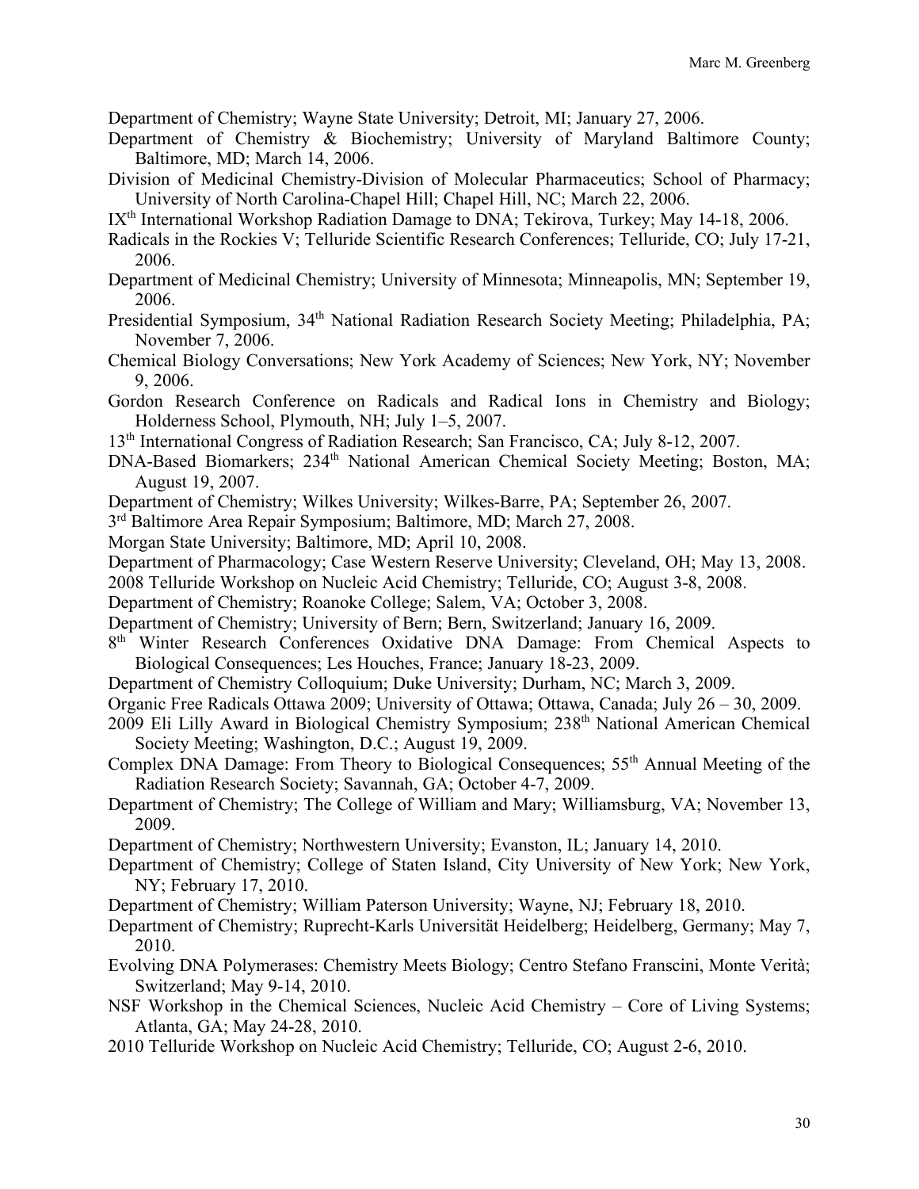Department of Chemistry; Wayne State University; Detroit, MI; January 27, 2006.

Department of Chemistry & Biochemistry; University of Maryland Baltimore County; Baltimore, MD; March 14, 2006.

Division of Medicinal Chemistry-Division of Molecular Pharmaceutics; School of Pharmacy; University of North Carolina-Chapel Hill; Chapel Hill, NC; March 22, 2006.

IX[th] International Workshop Radiation Damage to DNA; Tekirova, Turkey; May 14-18, 2006.

Radicals in the Rockies V; Telluride Scientific Research Conferences; Telluride, CO; July 17-21, 2006.

Department of Medicinal Chemistry; University of Minnesota; Minneapolis, MN; September 19, 2006.

Presidential Symposium, 34[th] National Radiation Research Society Meeting; Philadelphia, PA; November 7, 2006.

Chemical Biology Conversations; New York Academy of Sciences; New York, NY; November 9, 2006.

Gordon Research Conference on Radicals and Radical Ions in Chemistry and Biology; Holderness School, Plymouth, NH; July 1–5, 2007.

13[th] International Congress of Radiation Research; San Francisco, CA; July 8-12, 2007.

DNA-Based Biomarkers; 234[th] National American Chemical Society Meeting; Boston, MA; August 19, 2007.

Department of Chemistry; Wilkes University; Wilkes-Barre, PA; September 26, 2007.

3[rd] Baltimore Area Repair Symposium; Baltimore, MD; March 27, 2008.

Morgan State University; Baltimore, MD; April 10, 2008.

Department of Pharmacology; Case Western Reserve University; Cleveland, OH; May 13, 2008.

2008 Telluride Workshop on Nucleic Acid Chemistry; Telluride, CO; August 3-8, 2008.

Department of Chemistry; Roanoke College; Salem, VA; October 3, 2008.

Department of Chemistry; University of Bern; Bern, Switzerland; January 16, 2009.

8[th] Winter Research Conferences Oxidative DNA Damage: From Chemical Aspects to Biological Consequences; Les Houches, France; January 18-23, 2009.

Department of Chemistry Colloquium; Duke University; Durham, NC; March 3, 2009.

Organic Free Radicals Ottawa 2009; University of Ottawa; Ottawa, Canada; July 26 – 30, 2009.

2009 Eli Lilly Award in Biological Chemistry Symposium; 238[th] National American Chemical Society Meeting; Washington, D.C.; August 19, 2009.

Complex DNA Damage: From Theory to Biological Consequences; 55[th] Annual Meeting of the Radiation Research Society; Savannah, GA; October 4-7, 2009.

Department of Chemistry; The College of William and Mary; Williamsburg, VA; November 13, 2009.

Department of Chemistry; Northwestern University; Evanston, IL; January 14, 2010.

Department of Chemistry; College of Staten Island, City University of New York; New York, NY; February 17, 2010.

Department of Chemistry; William Paterson University; Wayne, NJ; February 18, 2010.

Department of Chemistry; Ruprecht-Karls Universität Heidelberg; Heidelberg, Germany; May 7, 2010.

Evolving DNA Polymerases: Chemistry Meets Biology; Centro Stefano Franscini, Monte Verità; Switzerland; May 9-14, 2010.

NSF Workshop in the Chemical Sciences, Nucleic Acid Chemistry – Core of Living Systems; Atlanta, GA; May 24-28, 2010.

2010 Telluride Workshop on Nucleic Acid Chemistry; Telluride, CO; August 2-6, 2010.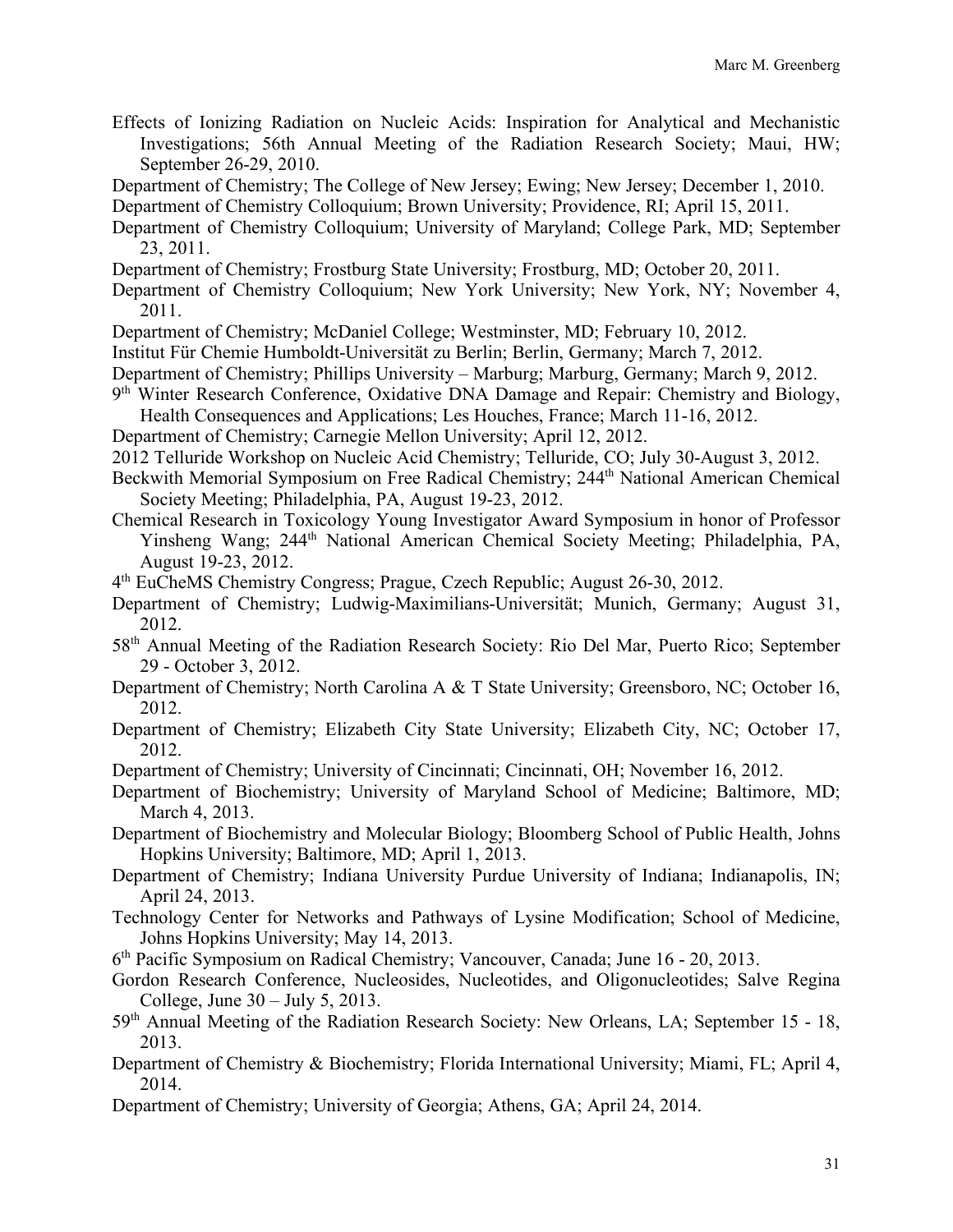Effects of Ionizing Radiation on Nucleic Acids: Inspiration for Analytical and Mechanistic Investigations; 56th Annual Meeting of the Radiation Research Society; Maui, HW; September 26-29, 2010.

Department of Chemistry; The College of New Jersey; Ewing; New Jersey; December 1, 2010.

Department of Chemistry Colloquium; Brown University; Providence, RI; April 15, 2011.

Department of Chemistry Colloquium; University of Maryland; College Park, MD; September 23, 2011.

Department of Chemistry; Frostburg State University; Frostburg, MD; October 20, 2011.

Department of Chemistry Colloquium; New York University; New York, NY; November 4, 2011.

Department of Chemistry; McDaniel College; Westminster, MD; February 10, 2012.

Institut Für Chemie Humboldt-Universität zu Berlin; Berlin, Germany; March 7, 2012.

Department of Chemistry; Phillips University – Marburg; Marburg, Germany; March 9, 2012.

9th Winter Research Conference, Oxidative DNA Damage and Repair: Chemistry and Biology, Health Consequences and Applications; Les Houches, France; March 11-16, 2012.

Department of Chemistry; Carnegie Mellon University; April 12, 2012.

2012 Telluride Workshop on Nucleic Acid Chemistry; Telluride, CO; July 30-August 3, 2012.

Beckwith Memorial Symposium on Free Radical Chemistry; 244th National American Chemical Society Meeting; Philadelphia, PA, August 19-23, 2012.

Chemical Research in Toxicology Young Investigator Award Symposium in honor of Professor Yinsheng Wang; 244th National American Chemical Society Meeting; Philadelphia, PA, August 19-23, 2012.

4th EuCheMS Chemistry Congress; Prague, Czech Republic; August 26-30, 2012.

Department of Chemistry; Ludwig-Maximilians-Universität; Munich, Germany; August 31, 2012.

58th Annual Meeting of the Radiation Research Society: Rio Del Mar, Puerto Rico; September 29 - October 3, 2012.

Department of Chemistry; North Carolina A & T State University; Greensboro, NC; October 16, 2012.

Department of Chemistry; Elizabeth City State University; Elizabeth City, NC; October 17, 2012.

Department of Chemistry; University of Cincinnati; Cincinnati, OH; November 16, 2012.

Department of Biochemistry; University of Maryland School of Medicine; Baltimore, MD; March 4, 2013.

Department of Biochemistry and Molecular Biology; Bloomberg School of Public Health, Johns Hopkins University; Baltimore, MD; April 1, 2013.

Department of Chemistry; Indiana University Purdue University of Indiana; Indianapolis, IN; April 24, 2013.

Technology Center for Networks and Pathways of Lysine Modification; School of Medicine, Johns Hopkins University; May 14, 2013.

6th Pacific Symposium on Radical Chemistry; Vancouver, Canada; June 16 - 20, 2013.

Gordon Research Conference, Nucleosides, Nucleotides, and Oligonucleotides; Salve Regina College, June 30 – July 5, 2013.

59th Annual Meeting of the Radiation Research Society: New Orleans, LA; September 15 - 18, 2013.

Department of Chemistry & Biochemistry; Florida International University; Miami, FL; April 4, 2014.

Department of Chemistry; University of Georgia; Athens, GA; April 24, 2014.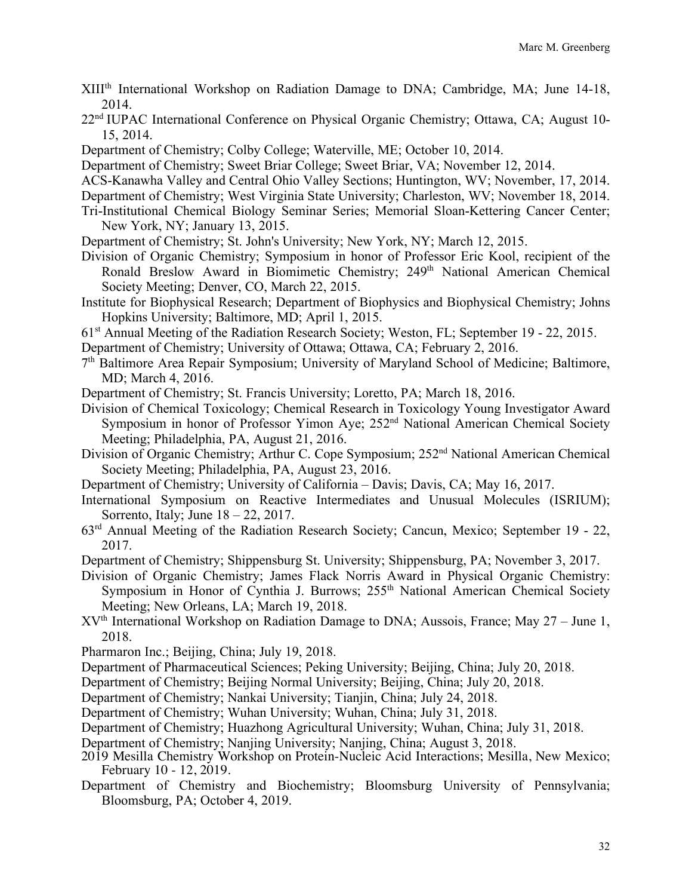XIII[th] International Workshop on Radiation Damage to DNA; Cambridge, MA; June 14-18, 2014.

22[nd] IUPAC International Conference on Physical Organic Chemistry; Ottawa, CA; August 10-15, 2014.

Department of Chemistry; Colby College; Waterville, ME; October 10, 2014.

Department of Chemistry; Sweet Briar College; Sweet Briar, VA; November 12, 2014.

ACS-Kanawha Valley and Central Ohio Valley Sections; Huntington, WV; November, 17, 2014.

Department of Chemistry; West Virginia State University; Charleston, WV; November 18, 2014.

Tri-Institutional Chemical Biology Seminar Series; Memorial Sloan-Kettering Cancer Center; New York, NY; January 13, 2015.

Department of Chemistry; St. John's University; New York, NY; March 12, 2015.

Division of Organic Chemistry; Symposium in honor of Professor Eric Kool, recipient of the Ronald Breslow Award in Biomimetic Chemistry; 249[th] National American Chemical Society Meeting; Denver, CO, March 22, 2015.

Institute for Biophysical Research; Department of Biophysics and Biophysical Chemistry; Johns Hopkins University; Baltimore, MD; April 1, 2015.

61[st] Annual Meeting of the Radiation Research Society; Weston, FL; September 19 - 22, 2015.

Department of Chemistry; University of Ottawa; Ottawa, CA; February 2, 2016.

7[th] Baltimore Area Repair Symposium; University of Maryland School of Medicine; Baltimore, MD; March 4, 2016.

Department of Chemistry; St. Francis University; Loretto, PA; March 18, 2016.

Division of Chemical Toxicology; Chemical Research in Toxicology Young Investigator Award Symposium in honor of Professor Yimon Aye; 252[nd] National American Chemical Society Meeting; Philadelphia, PA, August 21, 2016.

Division of Organic Chemistry; Arthur C. Cope Symposium; 252[nd] National American Chemical Society Meeting; Philadelphia, PA, August 23, 2016.

Department of Chemistry; University of California – Davis; Davis, CA; May 16, 2017.

International Symposium on Reactive Intermediates and Unusual Molecules (ISRIUM); Sorrento, Italy; June 18 – 22, 2017.

63[rd] Annual Meeting of the Radiation Research Society; Cancun, Mexico; September 19 - 22, 2017.

Department of Chemistry; Shippensburg St. University; Shippensburg, PA; November 3, 2017.

Division of Organic Chemistry; James Flack Norris Award in Physical Organic Chemistry: Symposium in Honor of Cynthia J. Burrows; 255[th] National American Chemical Society Meeting; New Orleans, LA; March 19, 2018.

XV[th] International Workshop on Radiation Damage to DNA; Aussois, France; May 27 – June 1, 2018.

Pharmaron Inc.; Beijing, China; July 19, 2018.

Department of Pharmaceutical Sciences; Peking University; Beijing, China; July 20, 2018.

Department of Chemistry; Beijing Normal University; Beijing, China; July 20, 2018.

Department of Chemistry; Nankai University; Tianjin, China; July 24, 2018.

Department of Chemistry; Wuhan University; Wuhan, China; July 31, 2018.

Department of Chemistry; Huazhong Agricultural University; Wuhan, China; July 31, 2018.

Department of Chemistry; Nanjing University; Nanjing, China; August 3, 2018.

2019 Mesilla Chemistry Workshop on Protein-Nucleic Acid Interactions; Mesilla, New Mexico; February 10 - 12, 2019.

Department of Chemistry and Biochemistry; Bloomsburg University of Pennsylvania; Bloomsburg, PA; October 4, 2019.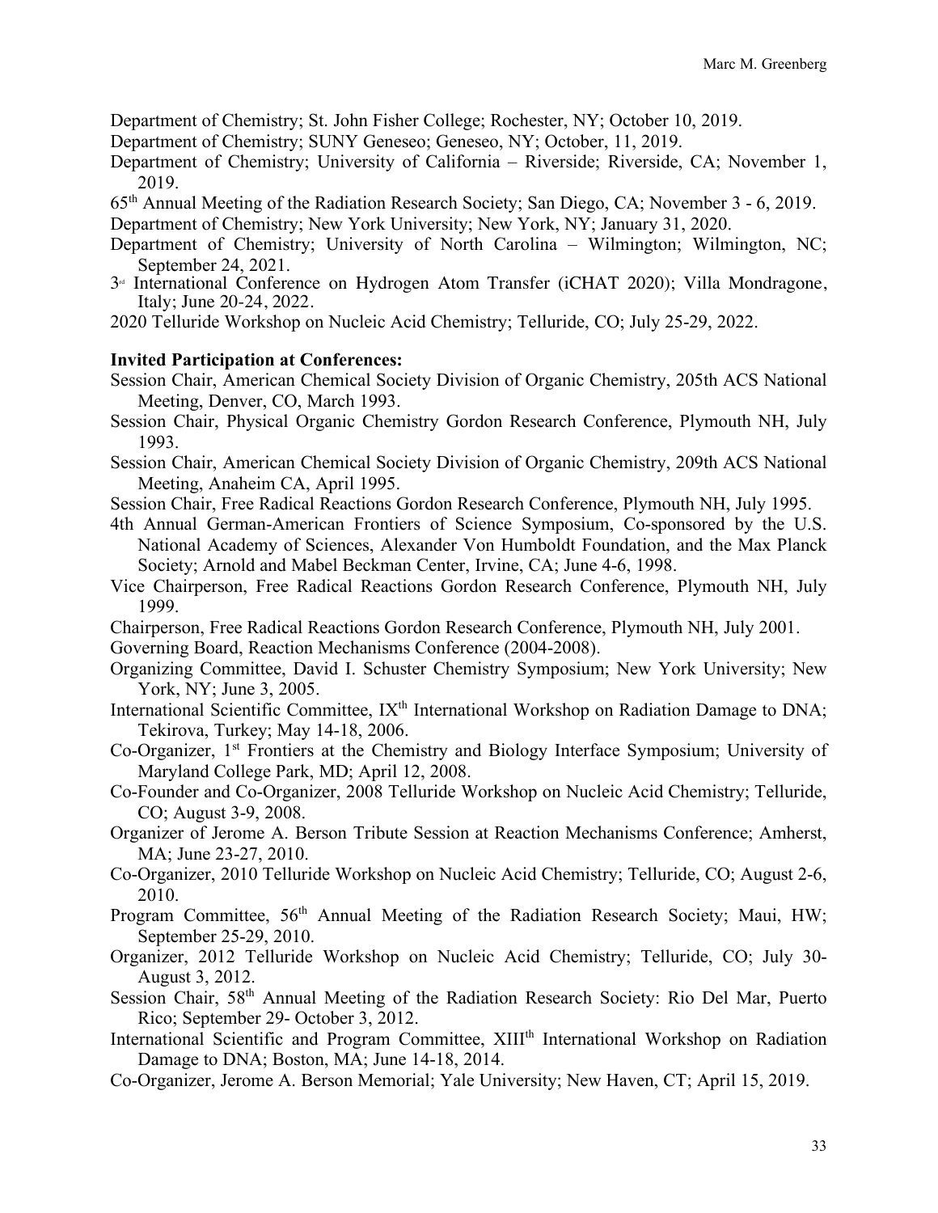Department of Chemistry; St. John Fisher College; Rochester, NY; October 10, 2019.

Department of Chemistry; SUNY Geneseo; Geneseo, NY; October, 11, 2019.

Department of Chemistry; University of California – Riverside; Riverside, CA; November 1, 2019.

65th Annual Meeting of the Radiation Research Society; San Diego, CA; November 3 - 6, 2019.

Department of Chemistry; New York University; New York, NY; January 31, 2020.

Department of Chemistry; University of North Carolina – Wilmington; Wilmington, NC; September 24, 2021.

3rd International Conference on Hydrogen Atom Transfer (iCHAT 2020); Villa Mondragone, Italy; June 20-24, 2022.

2020 Telluride Workshop on Nucleic Acid Chemistry; Telluride, CO; July 25-29, 2022.

**Invited Participation at Conferences:**

Session Chair, American Chemical Society Division of Organic Chemistry, 205th ACS National Meeting, Denver, CO, March 1993.

Session Chair, Physical Organic Chemistry Gordon Research Conference, Plymouth NH, July 1993.

Session Chair, American Chemical Society Division of Organic Chemistry, 209th ACS National Meeting, Anaheim CA, April 1995.

Session Chair, Free Radical Reactions Gordon Research Conference, Plymouth NH, July 1995.

4th Annual German-American Frontiers of Science Symposium, Co-sponsored by the U.S. National Academy of Sciences, Alexander Von Humboldt Foundation, and the Max Planck Society; Arnold and Mabel Beckman Center, Irvine, CA; June 4-6, 1998.

Vice Chairperson, Free Radical Reactions Gordon Research Conference, Plymouth NH, July 1999.

Chairperson, Free Radical Reactions Gordon Research Conference, Plymouth NH, July 2001.

Governing Board, Reaction Mechanisms Conference (2004-2008).

Organizing Committee, David I. Schuster Chemistry Symposium; New York University; New York, NY; June 3, 2005.

International Scientific Committee, IXth International Workshop on Radiation Damage to DNA; Tekirova, Turkey; May 14-18, 2006.

Co-Organizer, 1st Frontiers at the Chemistry and Biology Interface Symposium; University of Maryland College Park, MD; April 12, 2008.

Co-Founder and Co-Organizer, 2008 Telluride Workshop on Nucleic Acid Chemistry; Telluride, CO; August 3-9, 2008.

Organizer of Jerome A. Berson Tribute Session at Reaction Mechanisms Conference; Amherst, MA; June 23-27, 2010.

Co-Organizer, 2010 Telluride Workshop on Nucleic Acid Chemistry; Telluride, CO; August 2-6, 2010.

Program Committee, 56th Annual Meeting of the Radiation Research Society; Maui, HW; September 25-29, 2010.

Organizer, 2012 Telluride Workshop on Nucleic Acid Chemistry; Telluride, CO; July 30-August 3, 2012.

Session Chair, 58th Annual Meeting of the Radiation Research Society: Rio Del Mar, Puerto Rico; September 29- October 3, 2012.

International Scientific and Program Committee, XIIIth International Workshop on Radiation Damage to DNA; Boston, MA; June 14-18, 2014.

Co-Organizer, Jerome A. Berson Memorial; Yale University; New Haven, CT; April 15, 2019.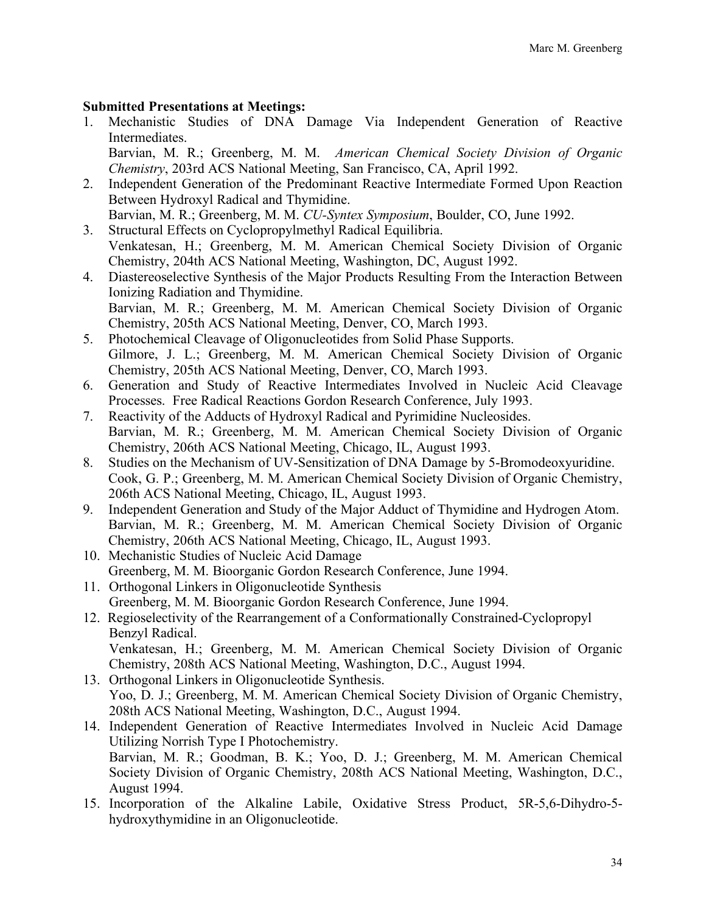**Submitted Presentations at Meetings:**

1. Mechanistic Studies of DNA Damage Via Independent Generation of Reactive Intermediates.
   Barvian, M. R.; Greenberg, M. M. *American Chemical Society Division of Organic Chemistry*, 203rd ACS National Meeting, San Francisco, CA, April 1992.
2. Independent Generation of the Predominant Reactive Intermediate Formed Upon Reaction Between Hydroxyl Radical and Thymidine.
   Barvian, M. R.; Greenberg, M. M. *CU-Syntex Symposium*, Boulder, CO, June 1992.
3. Structural Effects on Cyclopropylmethyl Radical Equilibria.
   Venkatesan, H.; Greenberg, M. M. American Chemical Society Division of Organic Chemistry, 204th ACS National Meeting, Washington, DC, August 1992.
4. Diastereoselective Synthesis of the Major Products Resulting From the Interaction Between Ionizing Radiation and Thymidine.
   Barvian, M. R.; Greenberg, M. M. American Chemical Society Division of Organic Chemistry, 205th ACS National Meeting, Denver, CO, March 1993.
5. Photochemical Cleavage of Oligonucleotides from Solid Phase Supports.
   Gilmore, J. L.; Greenberg, M. M. American Chemical Society Division of Organic Chemistry, 205th ACS National Meeting, Denver, CO, March 1993.
6. Generation and Study of Reactive Intermediates Involved in Nucleic Acid Cleavage Processes. Free Radical Reactions Gordon Research Conference, July 1993.
7. Reactivity of the Adducts of Hydroxyl Radical and Pyrimidine Nucleosides.
   Barvian, M. R.; Greenberg, M. M. American Chemical Society Division of Organic Chemistry, 206th ACS National Meeting, Chicago, IL, August 1993.
8. Studies on the Mechanism of UV-Sensitization of DNA Damage by 5-Bromodeoxyuridine.
   Cook, G. P.; Greenberg, M. M. American Chemical Society Division of Organic Chemistry, 206th ACS National Meeting, Chicago, IL, August 1993.
9. Independent Generation and Study of the Major Adduct of Thymidine and Hydrogen Atom.
   Barvian, M. R.; Greenberg, M. M. American Chemical Society Division of Organic Chemistry, 206th ACS National Meeting, Chicago, IL, August 1993.
10. Mechanistic Studies of Nucleic Acid Damage
    Greenberg, M. M. Bioorganic Gordon Research Conference, June 1994.
11. Orthogonal Linkers in Oligonucleotide Synthesis
    Greenberg, M. M. Bioorganic Gordon Research Conference, June 1994.
12. Regioselectivity of the Rearrangement of a Conformationally Constrained-Cyclopropyl Benzyl Radical.
    Venkatesan, H.; Greenberg, M. M. American Chemical Society Division of Organic Chemistry, 208th ACS National Meeting, Washington, D.C., August 1994.
13. Orthogonal Linkers in Oligonucleotide Synthesis.
    Yoo, D. J.; Greenberg, M. M. American Chemical Society Division of Organic Chemistry, 208th ACS National Meeting, Washington, D.C., August 1994.
14. Independent Generation of Reactive Intermediates Involved in Nucleic Acid Damage Utilizing Norrish Type I Photochemistry.
    Barvian, M. R.; Goodman, B. K.; Yoo, D. J.; Greenberg, M. M. American Chemical Society Division of Organic Chemistry, 208th ACS National Meeting, Washington, D.C., August 1994.
15. Incorporation of the Alkaline Labile, Oxidative Stress Product, 5R-5,6-Dihydro-5-hydroxythymidine in an Oligonucleotide.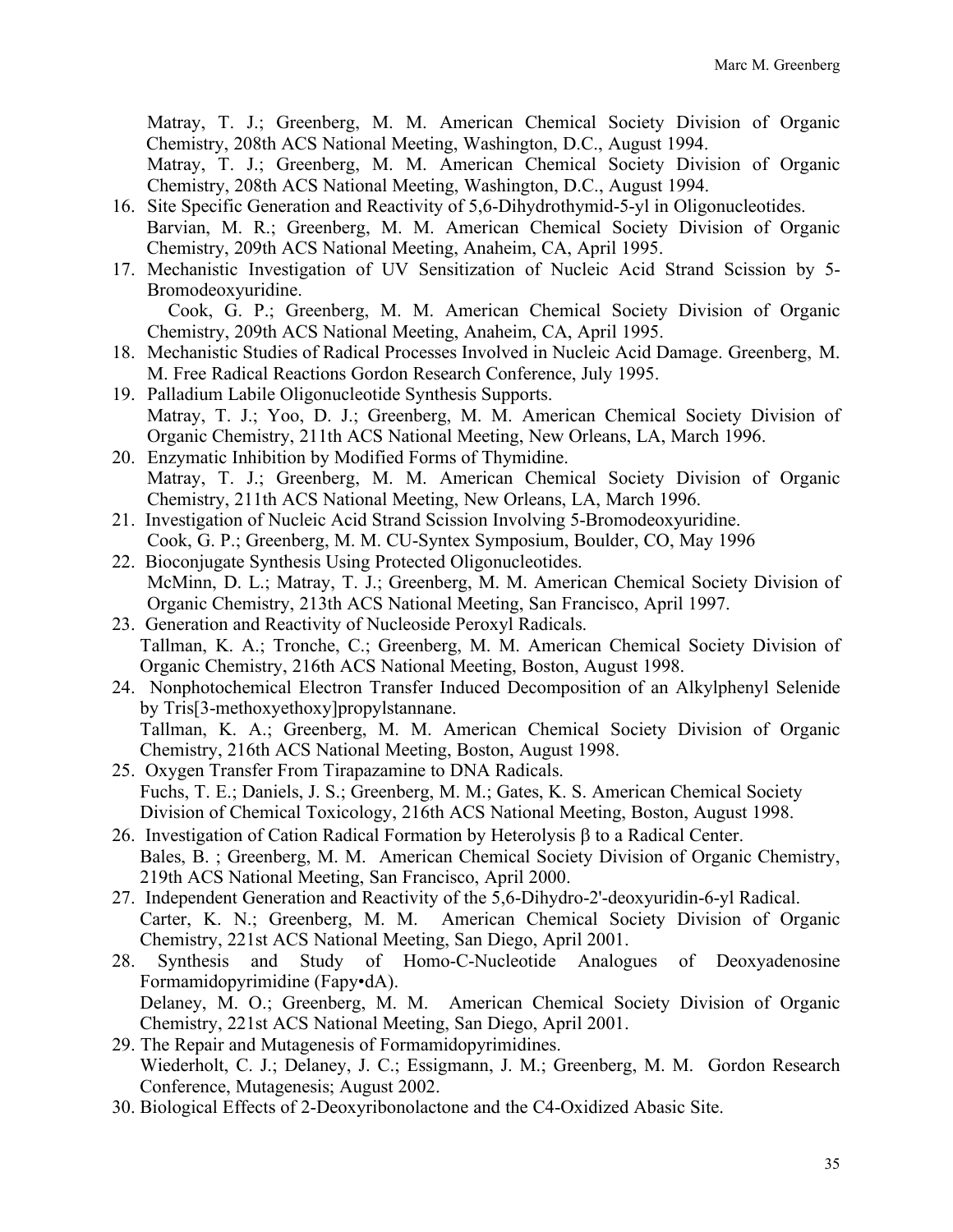Matray, T. J.; Greenberg, M. M. American Chemical Society Division of Organic Chemistry, 208th ACS National Meeting, Washington, D.C., August 1994.
Matray, T. J.; Greenberg, M. M. American Chemical Society Division of Organic Chemistry, 208th ACS National Meeting, Washington, D.C., August 1994.

16. Site Specific Generation and Reactivity of 5,6-Dihydrothymid-5-yl in Oligonucleotides.
    Barvian, M. R.; Greenberg, M. M. American Chemical Society Division of Organic Chemistry, 209th ACS National Meeting, Anaheim, CA, April 1995.
17. Mechanistic Investigation of UV Sensitization of Nucleic Acid Strand Scission by 5-Bromodeoxyuridine.
    Cook, G. P.; Greenberg, M. M. American Chemical Society Division of Organic Chemistry, 209th ACS National Meeting, Anaheim, CA, April 1995.
18. Mechanistic Studies of Radical Processes Involved in Nucleic Acid Damage. Greenberg, M. M. Free Radical Reactions Gordon Research Conference, July 1995.
19. Palladium Labile Oligonucleotide Synthesis Supports.
    Matray, T. J.; Yoo, D. J.; Greenberg, M. M. American Chemical Society Division of Organic Chemistry, 211th ACS National Meeting, New Orleans, LA, March 1996.
20. Enzymatic Inhibition by Modified Forms of Thymidine.
    Matray, T. J.; Greenberg, M. M. American Chemical Society Division of Organic Chemistry, 211th ACS National Meeting, New Orleans, LA, March 1996.
21. Investigation of Nucleic Acid Strand Scission Involving 5-Bromodeoxyuridine.
    Cook, G. P.; Greenberg, M. M. CU-Syntex Symposium, Boulder, CO, May 1996
22. Bioconjugate Synthesis Using Protected Oligonucleotides.
    McMinn, D. L.; Matray, T. J.; Greenberg, M. M. American Chemical Society Division of Organic Chemistry, 213th ACS National Meeting, San Francisco, April 1997.
23. Generation and Reactivity of Nucleoside Peroxyl Radicals.
    Tallman, K. A.; Tronche, C.; Greenberg, M. M. American Chemical Society Division of Organic Chemistry, 216th ACS National Meeting, Boston, August 1998.
24. Nonphotochemical Electron Transfer Induced Decomposition of an Alkylphenyl Selenide by Tris[3-methoxyethoxy]propylstannane.
    Tallman, K. A.; Greenberg, M. M. American Chemical Society Division of Organic Chemistry, 216th ACS National Meeting, Boston, August 1998.
25. Oxygen Transfer From Tirapazamine to DNA Radicals.
    Fuchs, T. E.; Daniels, J. S.; Greenberg, M. M.; Gates, K. S. American Chemical Society Division of Chemical Toxicology, 216th ACS National Meeting, Boston, August 1998.
26. Investigation of Cation Radical Formation by Heterolysis β to a Radical Center.
    Bales, B. ; Greenberg, M. M. American Chemical Society Division of Organic Chemistry, 219th ACS National Meeting, San Francisco, April 2000.
27. Independent Generation and Reactivity of the 5,6-Dihydro-2'-deoxyuridin-6-yl Radical.
    Carter, K. N.; Greenberg, M. M. American Chemical Society Division of Organic Chemistry, 221st ACS National Meeting, San Diego, April 2001.
28. Synthesis and Study of Homo-C-Nucleotide Analogues of Deoxyadenosine Formamidopyrimidine (Fapy•dA).
    Delaney, M. O.; Greenberg, M. M. American Chemical Society Division of Organic Chemistry, 221st ACS National Meeting, San Diego, April 2001.
29. The Repair and Mutagenesis of Formamidopyrimidines.
    Wiederholt, C. J.; Delaney, J. C.; Essigmann, J. M.; Greenberg, M. M. Gordon Research Conference, Mutagenesis; August 2002.
30. Biological Effects of 2-Deoxyribonolactone and the C4-Oxidized Abasic Site.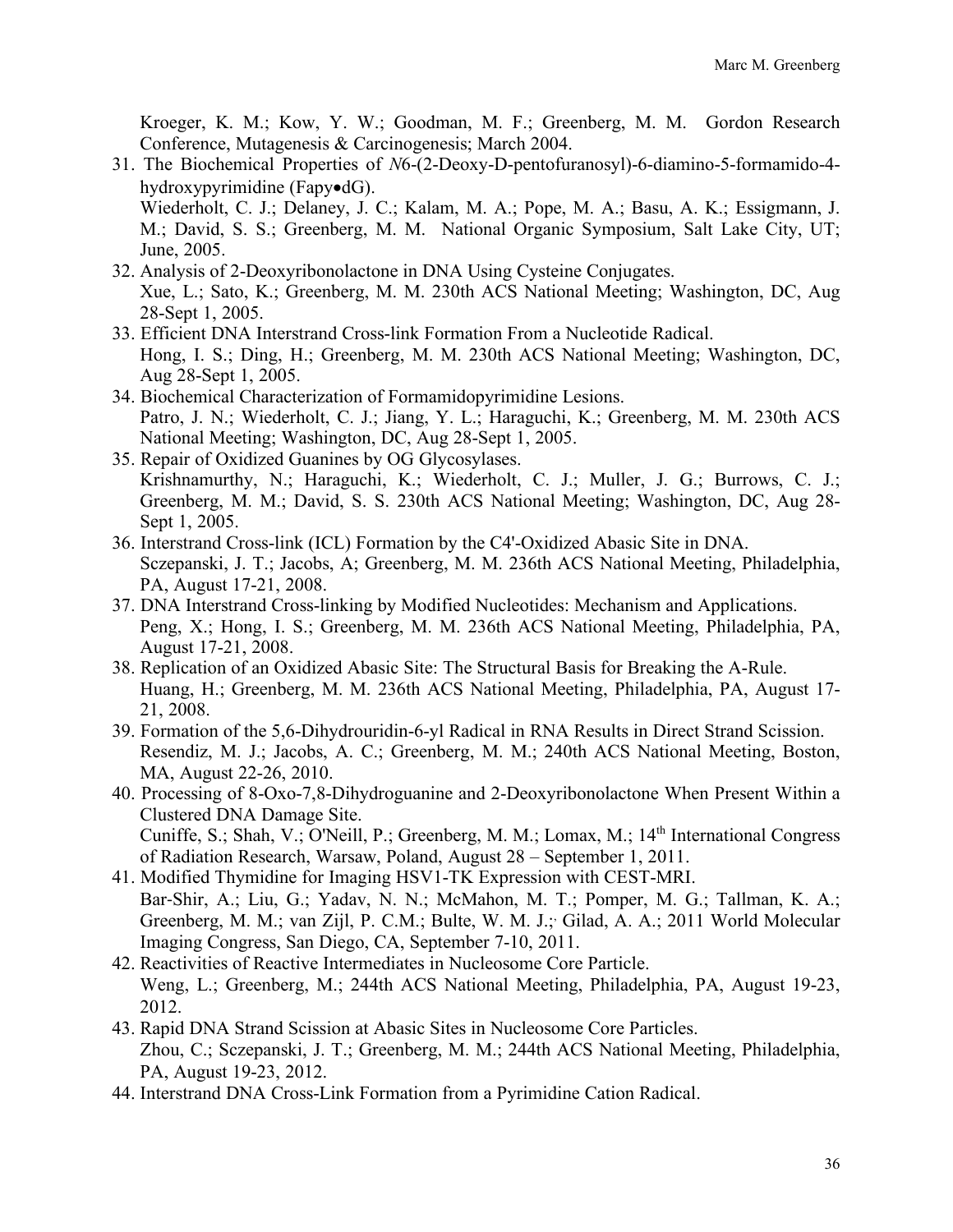Kroeger, K. M.; Kow, Y. W.; Goodman, M. F.; Greenberg, M. M. Gordon Research Conference, Mutagenesis & Carcinogenesis; March 2004.

31. The Biochemical Properties of *N*6-(2-Deoxy-D-pentofuranosyl)-6-diamino-5-formamido-4-hydroxypyrimidine (Fapy•dG).
    Wiederholt, C. J.; Delaney, J. C.; Kalam, M. A.; Pope, M. A.; Basu, A. K.; Essigmann, J. M.; David, S. S.; Greenberg, M. M. National Organic Symposium, Salt Lake City, UT; June, 2005.
32. Analysis of 2-Deoxyribonolactone in DNA Using Cysteine Conjugates.
    Xue, L.; Sato, K.; Greenberg, M. M. 230th ACS National Meeting; Washington, DC, Aug 28-Sept 1, 2005.
33. Efficient DNA Interstrand Cross-link Formation From a Nucleotide Radical.
    Hong, I. S.; Ding, H.; Greenberg, M. M. 230th ACS National Meeting; Washington, DC, Aug 28-Sept 1, 2005.
34. Biochemical Characterization of Formamidopyrimidine Lesions.
    Patro, J. N.; Wiederholt, C. J.; Jiang, Y. L.; Haraguchi, K.; Greenberg, M. M. 230th ACS National Meeting; Washington, DC, Aug 28-Sept 1, 2005.
35. Repair of Oxidized Guanines by OG Glycosylases.
    Krishnamurthy, N.; Haraguchi, K.; Wiederholt, C. J.; Muller, J. G.; Burrows, C. J.; Greenberg, M. M.; David, S. S. 230th ACS National Meeting; Washington, DC, Aug 28-Sept 1, 2005.
36. Interstrand Cross-link (ICL) Formation by the C4'-Oxidized Abasic Site in DNA.
    Sczepanski, J. T.; Jacobs, A; Greenberg, M. M. 236th ACS National Meeting, Philadelphia, PA, August 17-21, 2008.
37. DNA Interstrand Cross-linking by Modified Nucleotides: Mechanism and Applications.
    Peng, X.; Hong, I. S.; Greenberg, M. M. 236th ACS National Meeting, Philadelphia, PA, August 17-21, 2008.
38. Replication of an Oxidized Abasic Site: The Structural Basis for Breaking the A-Rule.
    Huang, H.; Greenberg, M. M. 236th ACS National Meeting, Philadelphia, PA, August 17-21, 2008.
39. Formation of the 5,6-Dihydrouridin-6-yl Radical in RNA Results in Direct Strand Scission.
    Resendiz, M. J.; Jacobs, A. C.; Greenberg, M. M.; 240th ACS National Meeting, Boston, MA, August 22-26, 2010.
40. Processing of 8-Oxo-7,8-Dihydroguanine and 2-Deoxyribonolactone When Present Within a Clustered DNA Damage Site.
    Cuniffe, S.; Shah, V.; O'Neill, P.; Greenberg, M. M.; Lomax, M.; 14th International Congress of Radiation Research, Warsaw, Poland, August 28 – September 1, 2011.
41. Modified Thymidine for Imaging HSV1-TK Expression with CEST-MRI.
    Bar-Shir, A.; Liu, G.; Yadav, N. N.; McMahon, M. T.; Pomper, M. G.; Tallman, K. A.; Greenberg, M. M.; van Zijl, P. C.M.; Bulte, W. M. J.;, Gilad, A. A.; 2011 World Molecular Imaging Congress, San Diego, CA, September 7-10, 2011.
42. Reactivities of Reactive Intermediates in Nucleosome Core Particle.
    Weng, L.; Greenberg, M.; 244th ACS National Meeting, Philadelphia, PA, August 19-23, 2012.
43. Rapid DNA Strand Scission at Abasic Sites in Nucleosome Core Particles.
    Zhou, C.; Sczepanski, J. T.; Greenberg, M. M.; 244th ACS National Meeting, Philadelphia, PA, August 19-23, 2012.
44. Interstrand DNA Cross-Link Formation from a Pyrimidine Cation Radical.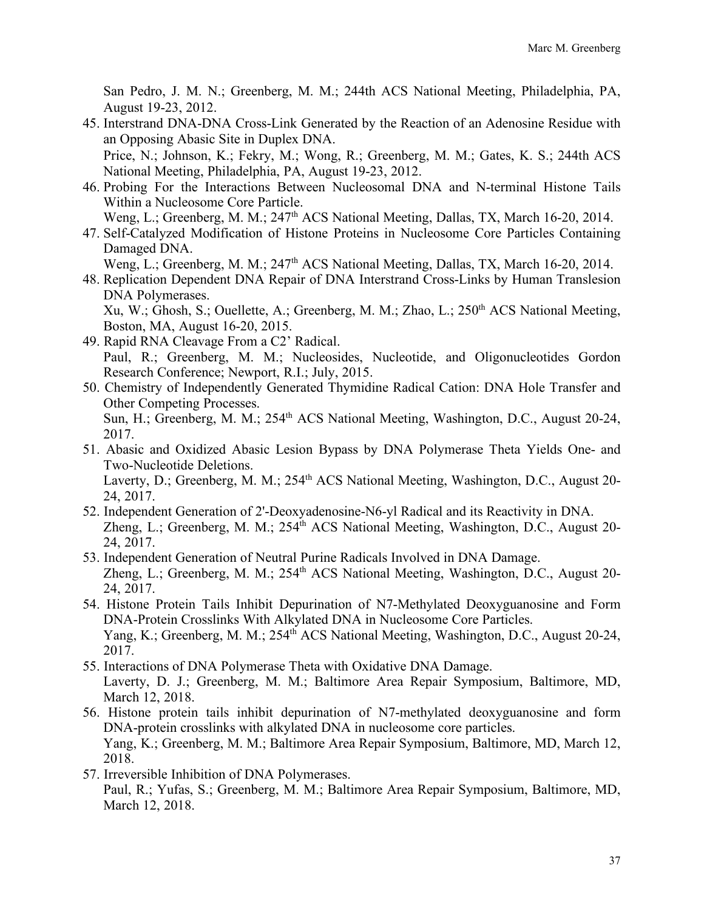San Pedro, J. M. N.; Greenberg, M. M.; 244th ACS National Meeting, Philadelphia, PA, August 19-23, 2012.

45. Interstrand DNA-DNA Cross-Link Generated by the Reaction of an Adenosine Residue with an Opposing Abasic Site in Duplex DNA.
    Price, N.; Johnson, K.; Fekry, M.; Wong, R.; Greenberg, M. M.; Gates, K. S.; 244th ACS National Meeting, Philadelphia, PA, August 19-23, 2012.
46. Probing For the Interactions Between Nucleosomal DNA and N-terminal Histone Tails Within a Nucleosome Core Particle.
    Weng, L.; Greenberg, M. M.; 247th ACS National Meeting, Dallas, TX, March 16-20, 2014.
47. Self-Catalyzed Modification of Histone Proteins in Nucleosome Core Particles Containing Damaged DNA.
    Weng, L.; Greenberg, M. M.; 247th ACS National Meeting, Dallas, TX, March 16-20, 2014.
48. Replication Dependent DNA Repair of DNA Interstrand Cross-Links by Human Translesion DNA Polymerases.
    Xu, W.; Ghosh, S.; Ouellette, A.; Greenberg, M. M.; Zhao, L.; 250th ACS National Meeting, Boston, MA, August 16-20, 2015.
49. Rapid RNA Cleavage From a C2' Radical.
    Paul, R.; Greenberg, M. M.; Nucleosides, Nucleotide, and Oligonucleotides Gordon Research Conference; Newport, R.I.; July, 2015.
50. Chemistry of Independently Generated Thymidine Radical Cation: DNA Hole Transfer and Other Competing Processes.
    Sun, H.; Greenberg, M. M.; 254th ACS National Meeting, Washington, D.C., August 20-24, 2017.
51. Abasic and Oxidized Abasic Lesion Bypass by DNA Polymerase Theta Yields One- and Two-Nucleotide Deletions.
    Laverty, D.; Greenberg, M. M.; 254th ACS National Meeting, Washington, D.C., August 20-24, 2017.
52. Independent Generation of 2'-Deoxyadenosine-N6-yl Radical and its Reactivity in DNA.
    Zheng, L.; Greenberg, M. M.; 254th ACS National Meeting, Washington, D.C., August 20-24, 2017.
53. Independent Generation of Neutral Purine Radicals Involved in DNA Damage.
    Zheng, L.; Greenberg, M. M.; 254th ACS National Meeting, Washington, D.C., August 20-24, 2017.
54. Histone Protein Tails Inhibit Depurination of N7-Methylated Deoxyguanosine and Form DNA-Protein Crosslinks With Alkylated DNA in Nucleosome Core Particles.
    Yang, K.; Greenberg, M. M.; 254th ACS National Meeting, Washington, D.C., August 20-24, 2017.
55. Interactions of DNA Polymerase Theta with Oxidative DNA Damage.
    Laverty, D. J.; Greenberg, M. M.; Baltimore Area Repair Symposium, Baltimore, MD, March 12, 2018.
56. Histone protein tails inhibit depurination of N7-methylated deoxyguanosine and form DNA-protein crosslinks with alkylated DNA in nucleosome core particles.
    Yang, K.; Greenberg, M. M.; Baltimore Area Repair Symposium, Baltimore, MD, March 12, 2018.
57. Irreversible Inhibition of DNA Polymerases.
    Paul, R.; Yufas, S.; Greenberg, M. M.; Baltimore Area Repair Symposium, Baltimore, MD, March 12, 2018.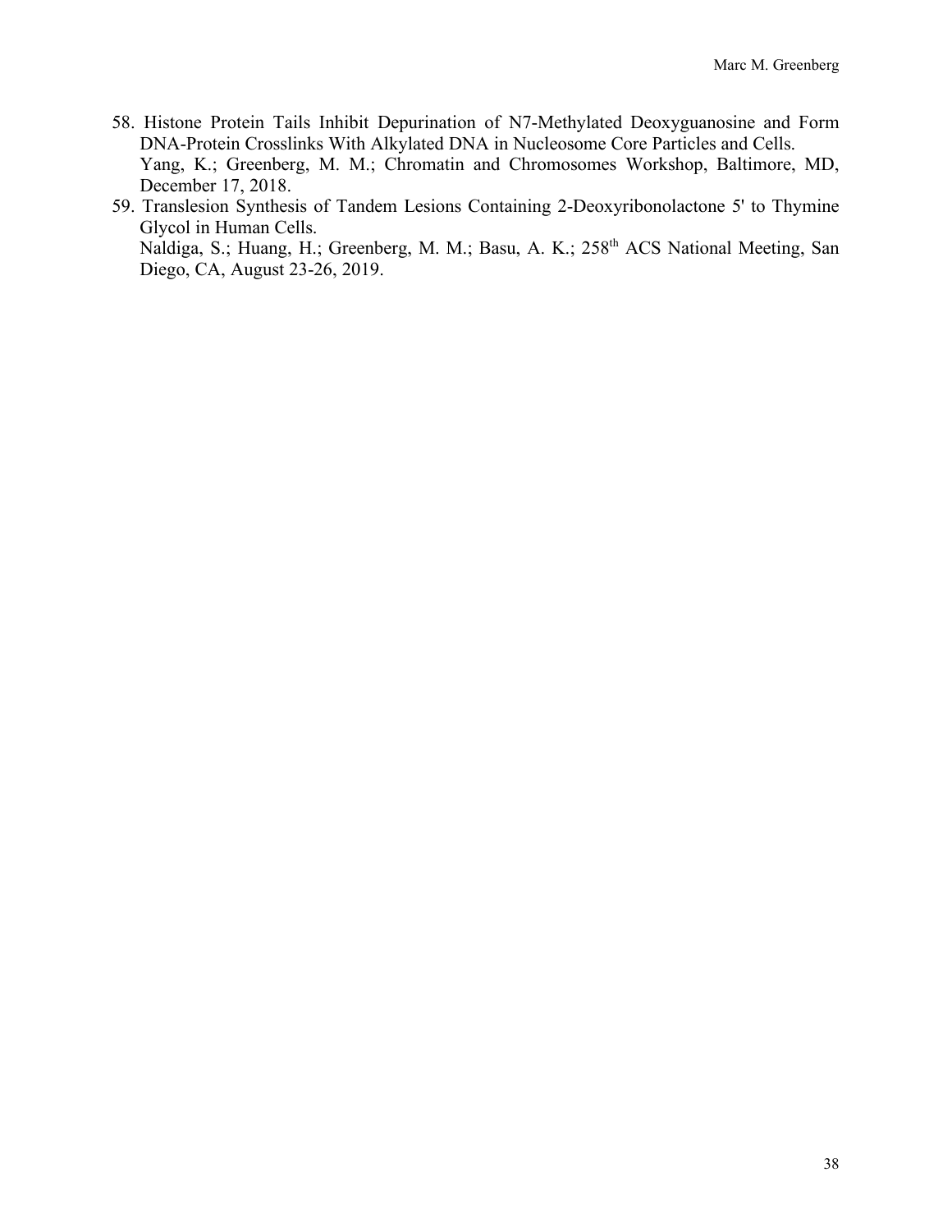58. Histone Protein Tails Inhibit Depurination of N7-Methylated Deoxyguanosine and Form DNA-Protein Crosslinks With Alkylated DNA in Nucleosome Core Particles and Cells.
    Yang, K.; Greenberg, M. M.; Chromatin and Chromosomes Workshop, Baltimore, MD, December 17, 2018.
59. Translesion Synthesis of Tandem Lesions Containing 2-Deoxyribonolactone 5' to Thymine Glycol in Human Cells.
    Naldiga, S.; Huang, H.; Greenberg, M. M.; Basu, A. K.; 258th ACS National Meeting, San Diego, CA, August 23-26, 2019.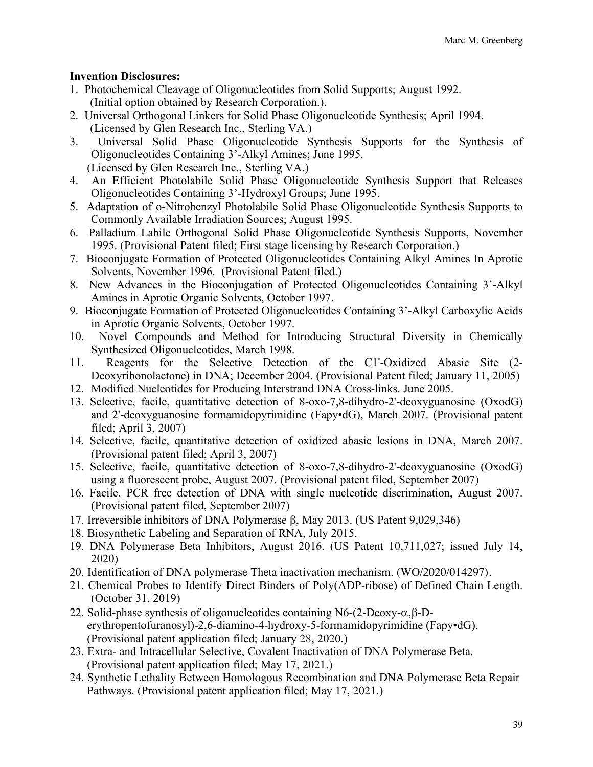**Invention Disclosures:**

1. Photochemical Cleavage of Oligonucleotides from Solid Supports; August 1992. (Initial option obtained by Research Corporation.).
2. Universal Orthogonal Linkers for Solid Phase Oligonucleotide Synthesis; April 1994. (Licensed by Glen Research Inc., Sterling VA.)
3. Universal Solid Phase Oligonucleotide Synthesis Supports for the Synthesis of Oligonucleotides Containing 3'-Alkyl Amines; June 1995. (Licensed by Glen Research Inc., Sterling VA.)
4. An Efficient Photolabile Solid Phase Oligonucleotide Synthesis Support that Releases Oligonucleotides Containing 3'-Hydroxyl Groups; June 1995.
5. Adaptation of o-Nitrobenzyl Photolabile Solid Phase Oligonucleotide Synthesis Supports to Commonly Available Irradiation Sources; August 1995.
6. Palladium Labile Orthogonal Solid Phase Oligonucleotide Synthesis Supports, November 1995. (Provisional Patent filed; First stage licensing by Research Corporation.)
7. Bioconjugate Formation of Protected Oligonucleotides Containing Alkyl Amines In Aprotic Solvents, November 1996. (Provisional Patent filed.)
8. New Advances in the Bioconjugation of Protected Oligonucleotides Containing 3'-Alkyl Amines in Aprotic Organic Solvents, October 1997.
9. Bioconjugate Formation of Protected Oligonucleotides Containing 3'-Alkyl Carboxylic Acids in Aprotic Organic Solvents, October 1997.
10. Novel Compounds and Method for Introducing Structural Diversity in Chemically Synthesized Oligonucleotides, March 1998.
11. Reagents for the Selective Detection of the C1'-Oxidized Abasic Site (2-Deoxyribonolactone) in DNA; December 2004. (Provisional Patent filed; January 11, 2005)
12. Modified Nucleotides for Producing Interstrand DNA Cross-links. June 2005.
13. Selective, facile, quantitative detection of 8-oxo-7,8-dihydro-2'-deoxyguanosine (OxodG) and 2'-deoxyguanosine formamidopyrimidine (Fapy•dG), March 2007. (Provisional patent filed; April 3, 2007)
14. Selective, facile, quantitative detection of oxidized abasic lesions in DNA, March 2007. (Provisional patent filed; April 3, 2007)
15. Selective, facile, quantitative detection of 8-oxo-7,8-dihydro-2'-deoxyguanosine (OxodG) using a fluorescent probe, August 2007. (Provisional patent filed, September 2007)
16. Facile, PCR free detection of DNA with single nucleotide discrimination, August 2007. (Provisional patent filed, September 2007)
17. Irreversible inhibitors of DNA Polymerase β, May 2013. (US Patent 9,029,346)
18. Biosynthetic Labeling and Separation of RNA, July 2015.
19. DNA Polymerase Beta Inhibitors, August 2016. (US Patent 10,711,027; issued July 14, 2020)
20. Identification of DNA polymerase Theta inactivation mechanism. (WO/2020/014297).
21. Chemical Probes to Identify Direct Binders of Poly(ADP-ribose) of Defined Chain Length. (October 31, 2019)
22. Solid-phase synthesis of oligonucleotides containing N6-(2-Deoxy-α,β-D-erythropentofuranosyl)-2,6-diamino-4-hydroxy-5-formamidopyrimidine (Fapy•dG). (Provisional patent application filed; January 28, 2020.)
23. Extra- and Intracellular Selective, Covalent Inactivation of DNA Polymerase Beta. (Provisional patent application filed; May 17, 2021.)
24. Synthetic Lethality Between Homologous Recombination and DNA Polymerase Beta Repair Pathways. (Provisional patent application filed; May 17, 2021.)